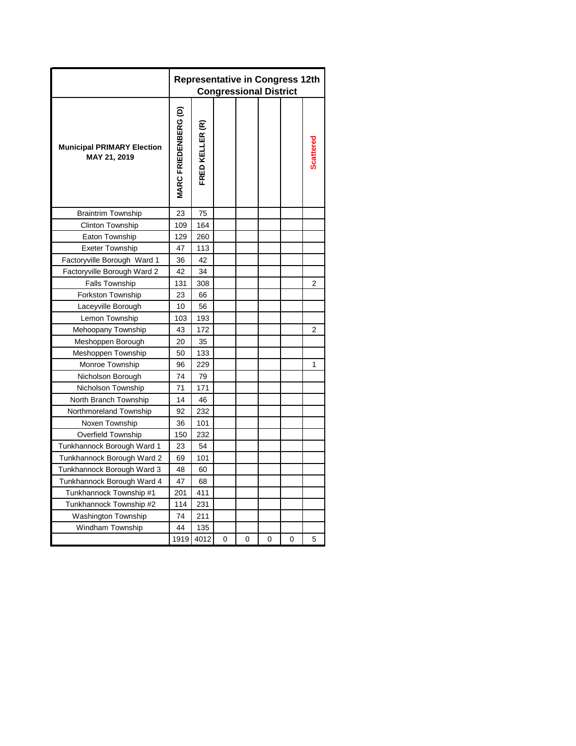| | Representative in Congress 12th Congressional District | | | | | | |
|---|---|---|---|---|---|---|---|
| **Municipal PRIMARY Election MAY 21, 2019** | **MARC FRIEDENBERG (D)** | **FRED KELLER (R)** | | | | | **Scattered** |
| Braintrim Township | 23 | 75 | | | | | |
| Clinton Township | 109 | 164 | | | | | |
| Eaton Township | 129 | 260 | | | | | |
| Exeter Township | 47 | 113 | | | | | |
| Factoryville Borough Ward 1 | 36 | 42 | | | | | |
| Factoryville Borough Ward 2 | 42 | 34 | | | | | |
| Falls Township | 131 | 308 | | | | | 2 |
| Forkston Township | 23 | 66 | | | | | |
| Laceyville Borough | 10 | 56 | | | | | |
| Lemon Township | 103 | 193 | | | | | |
| Mehoopany Township | 43 | 172 | | | | | 2 |
| Meshoppen Borough | 20 | 35 | | | | | |
| Meshoppen Township | 50 | 133 | | | | | |
| Monroe Township | 96 | 229 | | | | | 1 |
| Nicholson Borough | 74 | 79 | | | | | |
| Nicholson Township | 71 | 171 | | | | | |
| North Branch Township | 14 | 46 | | | | | |
| Northmoreland Township | 92 | 232 | | | | | |
| Noxen Township | 36 | 101 | | | | | |
| Overfield Township | 150 | 232 | | | | | |
| Tunkhannock Borough Ward 1 | 23 | 54 | | | | | |
| Tunkhannock Borough Ward 2 | 69 | 101 | | | | | |
| Tunkhannock Borough Ward 3 | 48 | 60 | | | | | |
| Tunkhannock Borough Ward 4 | 47 | 68 | | | | | |
| Tunkhannock Township #1 | 201 | 411 | | | | | |
| Tunkhannock Township #2 | 114 | 231 | | | | | |
| Washington Township | 74 | 211 | | | | | |
| Windham Township | 44 | 135 | | | | | |
| | 1919 | 4012 | 0 | 0 | 0 | 0 | 5 |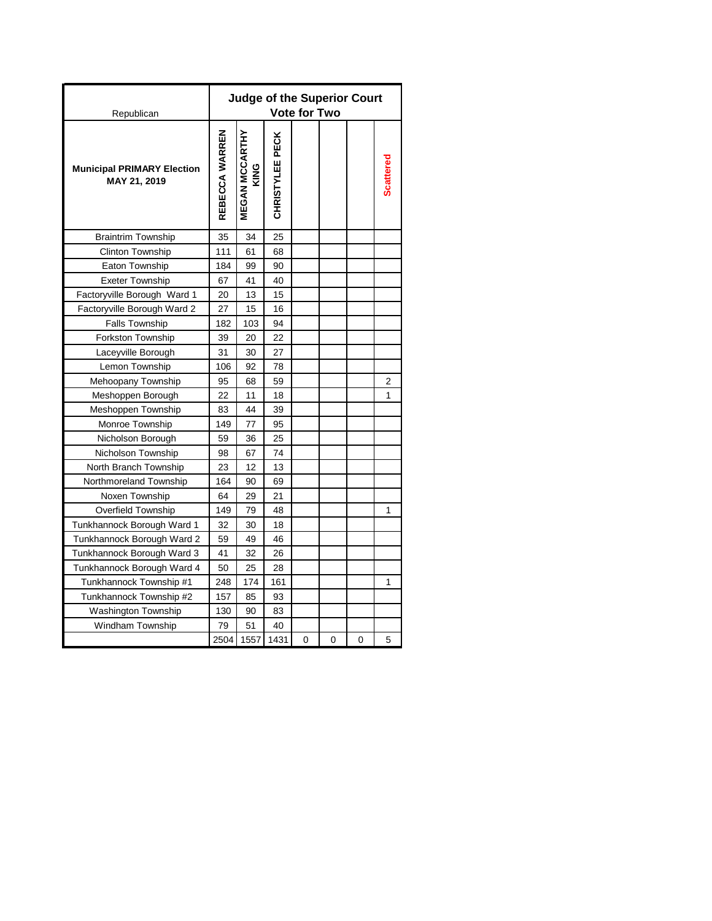| Republican | Judge of the Superior Court Vote for Two | | | | | | |
|---|---|---|---|---|---|---|---|
| **Municipal PRIMARY Election MAY 21, 2019** | **REBECCA WARREN** | **MEGAN MCCARTHY KING** | **CHRISTYLEE PECK** | | | | **Scattered** |
| Braintrim Township | 35 | 34 | 25 | | | | |
| Clinton Township | 111 | 61 | 68 | | | | |
| Eaton Township | 184 | 99 | 90 | | | | |
| Exeter Township | 67 | 41 | 40 | | | | |
| Factoryville Borough Ward 1 | 20 | 13 | 15 | | | | |
| Factoryville Borough Ward 2 | 27 | 15 | 16 | | | | |
| Falls Township | 182 | 103 | 94 | | | | |
| Forkston Township | 39 | 20 | 22 | | | | |
| Laceyville Borough | 31 | 30 | 27 | | | | |
| Lemon Township | 106 | 92 | 78 | | | | |
| Mehoopany Township | 95 | 68 | 59 | | | | 2 |
| Meshoppen Borough | 22 | 11 | 18 | | | | 1 |
| Meshoppen Township | 83 | 44 | 39 | | | | |
| Monroe Township | 149 | 77 | 95 | | | | |
| Nicholson Borough | 59 | 36 | 25 | | | | |
| Nicholson Township | 98 | 67 | 74 | | | | |
| North Branch Township | 23 | 12 | 13 | | | | |
| Northmoreland Township | 164 | 90 | 69 | | | | |
| Noxen Township | 64 | 29 | 21 | | | | |
| Overfield Township | 149 | 79 | 48 | | | | 1 |
| Tunkhannock Borough Ward 1 | 32 | 30 | 18 | | | | |
| Tunkhannock Borough Ward 2 | 59 | 49 | 46 | | | | |
| Tunkhannock Borough Ward 3 | 41 | 32 | 26 | | | | |
| Tunkhannock Borough Ward 4 | 50 | 25 | 28 | | | | |
| Tunkhannock Township #1 | 248 | 174 | 161 | | | | 1 |
| Tunkhannock Township #2 | 157 | 85 | 93 | | | | |
| Washington Township | 130 | 90 | 83 | | | | |
| Windham Township | 79 | 51 | 40 | | | | |
| | 2504 | 1557 | 1431 | 0 | 0 | 0 | 5 |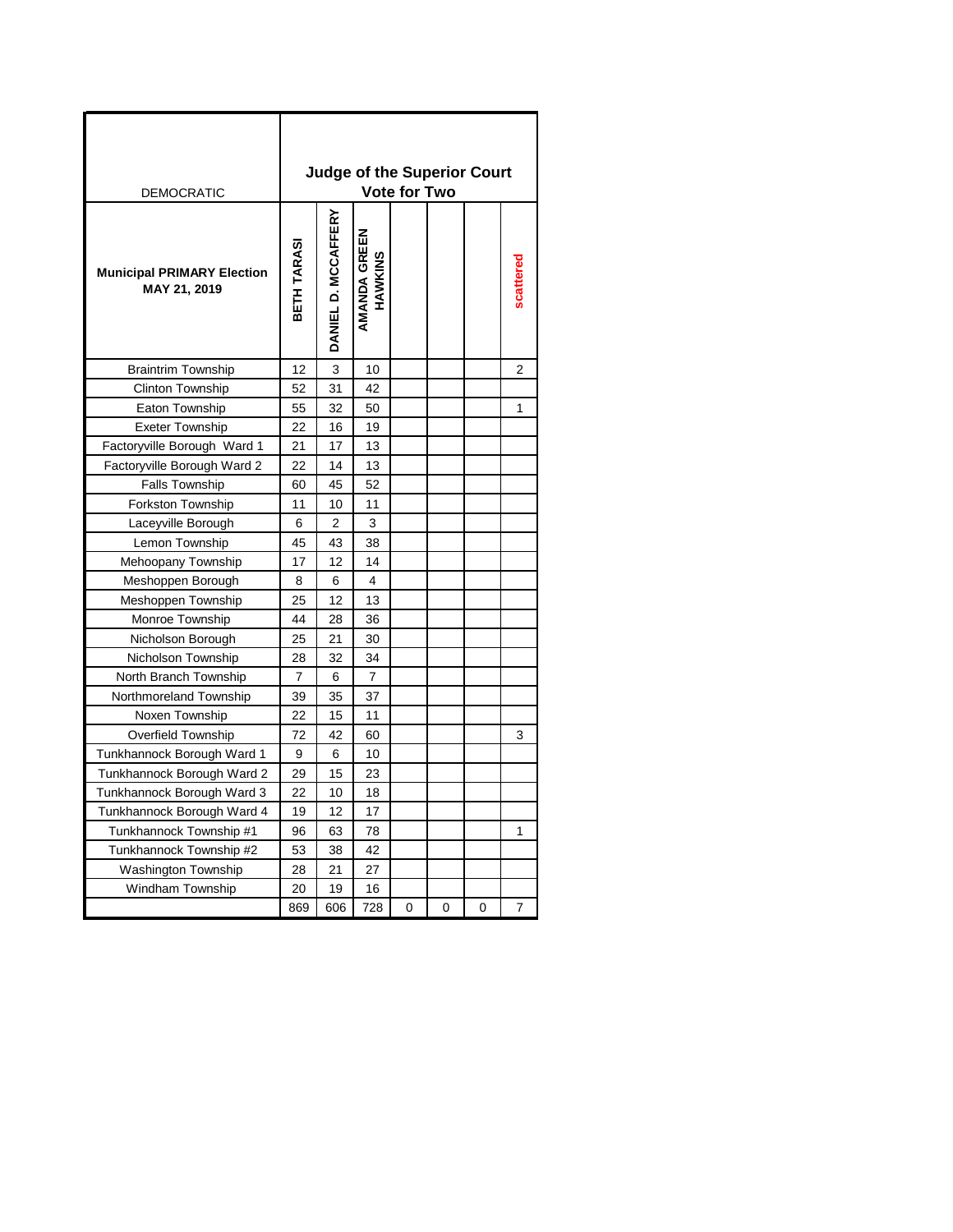| DEMOCRATIC | Judge of the Superior Court Vote for Two | | | | | | |
|---|---|---|---|---|---|---|---|
| **Municipal PRIMARY Election MAY 21, 2019** | **BETH TARASI** | **DANIEL D. MCCAFFERY** | **AMANDA GREEN HAWKINS** | | | | **scattered** |
| Braintrim Township | 12 | 3 | 10 | | | | 2 |
| Clinton Township | 52 | 31 | 42 | | | | |
| Eaton Township | 55 | 32 | 50 | | | | 1 |
| Exeter Township | 22 | 16 | 19 | | | | |
| Factoryville Borough Ward 1 | 21 | 17 | 13 | | | | |
| Factoryville Borough Ward 2 | 22 | 14 | 13 | | | | |
| Falls Township | 60 | 45 | 52 | | | | |
| Forkston Township | 11 | 10 | 11 | | | | |
| Laceyville Borough | 6 | 2 | 3 | | | | |
| Lemon Township | 45 | 43 | 38 | | | | |
| Mehoopany Township | 17 | 12 | 14 | | | | |
| Meshoppen Borough | 8 | 6 | 4 | | | | |
| Meshoppen Township | 25 | 12 | 13 | | | | |
| Monroe Township | 44 | 28 | 36 | | | | |
| Nicholson Borough | 25 | 21 | 30 | | | | |
| Nicholson Township | 28 | 32 | 34 | | | | |
| North Branch Township | 7 | 6 | 7 | | | | |
| Northmoreland Township | 39 | 35 | 37 | | | | |
| Noxen Township | 22 | 15 | 11 | | | | |
| Overfield Township | 72 | 42 | 60 | | | | 3 |
| Tunkhannock Borough Ward 1 | 9 | 6 | 10 | | | | |
| Tunkhannock Borough Ward 2 | 29 | 15 | 23 | | | | |
| Tunkhannock Borough Ward 3 | 22 | 10 | 18 | | | | |
| Tunkhannock Borough Ward 4 | 19 | 12 | 17 | | | | |
| Tunkhannock Township #1 | 96 | 63 | 78 | | | | 1 |
| Tunkhannock Township #2 | 53 | 38 | 42 | | | | |
| Washington Township | 28 | 21 | 27 | | | | |
| Windham Township | 20 | 19 | 16 | | | | |
| | 869 | 606 | 728 | 0 | 0 | 0 | 7 |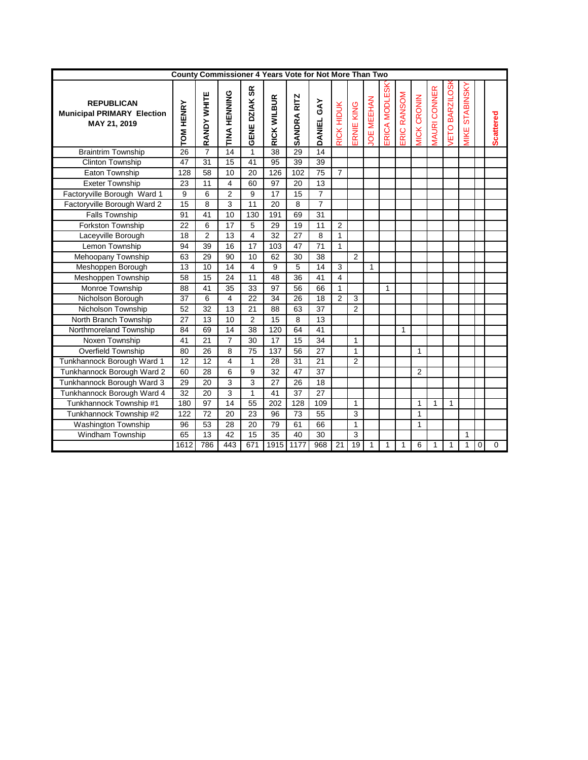| **REPUBLICAN Municipal PRIMARY Election MAY 21, 2019** | **County Commissioner 4 Years Vote for Not More Than Two** | | | | | | | | | | | | | | | | | |
|---|---|---|---|---|---|---|---|---|---|---|---|---|---|---|---|---|---|---|
| | **TOM HENRY** | **RANDY WHITE** | **TINA HENNING** | **GENE DZIAK SR** | **RICK WILBUR** | **SANDRA RITZ** | **DANIEL GAY** | RICK HIDUK | ERNIE KING | JOE MEEHAN | ERICA MODLESKY | ERIC RANSOM | MICK CRONIN | MAURI CONNER | VETO BARZILOSK | MIKE STABINSKY | | **Scattered** |
| Braintrim Township | 26 | 7 | 14 | 1 | 38 | 29 | 14 | | | | | | | | | | | |
| Clinton Township | 47 | 31 | 15 | 41 | 95 | 39 | 39 | | | | | | | | | | | |
| Eaton Township | 128 | 58 | 10 | 20 | 126 | 102 | 75 | 7 | | | | | | | | | | |
| Exeter Township | 23 | 11 | 4 | 60 | 97 | 20 | 13 | | | | | | | | | | | |
| Factoryville Borough Ward 1 | 9 | 6 | 2 | 9 | 17 | 15 | 7 | | | | | | | | | | | |
| Factoryville Borough Ward 2 | 15 | 8 | 3 | 11 | 20 | 8 | 7 | | | | | | | | | | | |
| Falls Township | 91 | 41 | 10 | 130 | 191 | 69 | 31 | | | | | | | | | | | |
| Forkston Township | 22 | 6 | 17 | 5 | 29 | 19 | 11 | 2 | | | | | | | | | | |
| Laceyville Borough | 18 | 2 | 13 | 4 | 32 | 27 | 8 | 1 | | | | | | | | | | |
| Lemon Township | 94 | 39 | 16 | 17 | 103 | 47 | 71 | 1 | | | | | | | | | | |
| Mehoopany Township | 63 | 29 | 90 | 10 | 62 | 30 | 38 | | 2 | | | | | | | | | |
| Meshoppen Borough | 13 | 10 | 14 | 4 | 9 | 5 | 14 | 3 | | 1 | | | | | | | | |
| Meshoppen Township | 58 | 15 | 24 | 11 | 48 | 36 | 41 | 4 | | | | | | | | | | |
| Monroe Township | 88 | 41 | 35 | 33 | 97 | 56 | 66 | 1 | | | 1 | | | | | | | |
| Nicholson Borough | 37 | 6 | 4 | 22 | 34 | 26 | 18 | 2 | 3 | | | | | | | | | |
| Nicholson Township | 52 | 32 | 13 | 21 | 88 | 63 | 37 | | 2 | | | | | | | | | |
| North Branch Township | 27 | 13 | 10 | 2 | 15 | 8 | 13 | | | | | | | | | | | |
| Northmoreland Township | 84 | 69 | 14 | 38 | 120 | 64 | 41 | | | | | 1 | | | | | | |
| Noxen Township | 41 | 21 | 7 | 30 | 17 | 15 | 34 | | 1 | | | | | | | | | |
| Overfield Township | 80 | 26 | 8 | 75 | 137 | 56 | 27 | | 1 | | | | 1 | | | | | |
| Tunkhannock Borough Ward 1 | 12 | 12 | 4 | 1 | 28 | 31 | 21 | | 2 | | | | | | | | | |
| Tunkhannock Borough Ward 2 | 60 | 28 | 6 | 9 | 32 | 47 | 37 | | | | | | 2 | | | | | |
| Tunkhannock Borough Ward 3 | 29 | 20 | 3 | 3 | 27 | 26 | 18 | | | | | | | | | | | |
| Tunkhannock Borough Ward 4 | 32 | 20 | 3 | 1 | 41 | 37 | 27 | | | | | | | | | | | |
| Tunkhannock Township #1 | 180 | 97 | 14 | 55 | 202 | 128 | 109 | | 1 | | | | 1 | 1 | 1 | | | |
| Tunkhannock Township #2 | 122 | 72 | 20 | 23 | 96 | 73 | 55 | | 3 | | | | 1 | | | | | |
| Washington Township | 96 | 53 | 28 | 20 | 79 | 61 | 66 | | 1 | | | | 1 | | | | | |
| Windham Township | 65 | 13 | 42 | 15 | 35 | 40 | 30 | | 3 | | | | | | | 1 | | |
| | 1612 | 786 | 443 | 671 | 1915 | 1177 | 968 | 21 | 19 | 1 | 1 | 1 | 6 | 1 | 1 | 1 | 0 | 0 |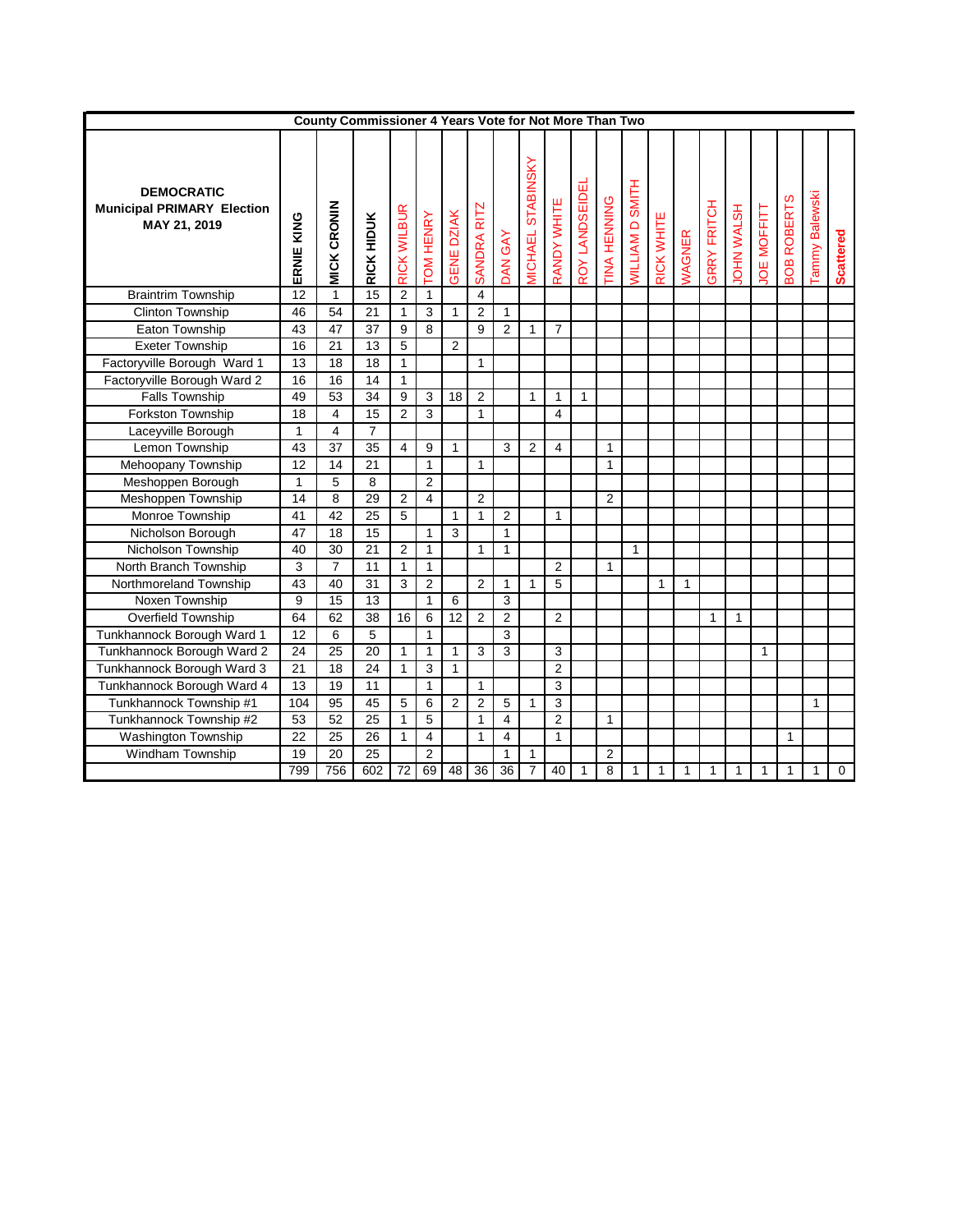| DEMOCRATIC Municipal PRIMARY Election MAY 21, 2019 | County Commissioner 4 Years Vote for Not More Than Two | | | | | | | | | | | | | | | | | | | | |
|---|---|---|---|---|---|---|---|---|---|---|---|---|---|---|---|---|---|---|---|---|---|
| | ERNIE KING | MICK CRONIN | RICK HIDUK | RICK WILBUR | TOM HENRY | GENE DZIAK | SANDRA RITZ | DAN GAY | MICHAEL STABINSKY | RANDY WHITE | ROY LANDSEIDEL | TINA HENNING | WILLIAM D SMITH | RICK WHITE | WAGNER | GRRY FRITCH | JOHN WALSH | JOE MOFFITT | BOB ROBERTS | Tammy Balewski | Scattered |
| Braintrim Township | 12 | 1 | 15 | 2 | 1 | | 4 | | | | | | | | | | | | | | |
| Clinton Township | 46 | 54 | 21 | 1 | 3 | 1 | 2 | 1 | | | | | | | | | | | | | |
| Eaton Township | 43 | 47 | 37 | 9 | 8 | | 9 | 2 | 1 | 7 | | | | | | | | | | | |
| Exeter Township | 16 | 21 | 13 | 5 | | 2 | | | | | | | | | | | | | | | |
| Factoryville Borough Ward 1 | 13 | 18 | 18 | 1 | | | 1 | | | | | | | | | | | | | | |
| Factoryville Borough Ward 2 | 16 | 16 | 14 | 1 | | | | | | | | | | | | | | | | | |
| Falls Township | 49 | 53 | 34 | 9 | 3 | 18 | 2 | | 1 | 1 | 1 | | | | | | | | | | |
| Forkston Township | 18 | 4 | 15 | 2 | 3 | | 1 | | | 4 | | | | | | | | | | | |
| Laceyville Borough | 1 | 4 | 7 | | | | | | | | | | | | | | | | | | |
| Lemon Township | 43 | 37 | 35 | 4 | 9 | 1 | | 3 | 2 | 4 | | 1 | | | | | | | | | |
| Mehoopany Township | 12 | 14 | 21 | | 1 | | 1 | | | | | 1 | | | | | | | | | |
| Meshoppen Borough | 1 | 5 | 8 | | 2 | | | | | | | | | | | | | | | | |
| Meshoppen Township | 14 | 8 | 29 | 2 | 4 | | 2 | | | | | 2 | | | | | | | | | |
| Monroe Township | 41 | 42 | 25 | 5 | | 1 | 1 | 2 | | 1 | | | | | | | | | | | |
| Nicholson Borough | 47 | 18 | 15 | | 1 | 3 | | 1 | | | | | | | | | | | | | |
| Nicholson Township | 40 | 30 | 21 | 2 | 1 | | 1 | 1 | | | | | 1 | | | | | | | | |
| North Branch Township | 3 | 7 | 11 | 1 | 1 | | | | | 2 | | 1 | | | | | | | | | |
| Northmoreland Township | 43 | 40 | 31 | 3 | 2 | | 2 | 1 | 1 | 5 | | | | 1 | 1 | | | | | | |
| Noxen Township | 9 | 15 | 13 | | 1 | 6 | | 3 | | | | | | | | | | | | | |
| Overfield Township | 64 | 62 | 38 | 16 | 6 | 12 | 2 | 2 | | 2 | | | | | | 1 | 1 | | | | |
| Tunkhannock Borough Ward 1 | 12 | 6 | 5 | | 1 | | | 3 | | | | | | | | | | | | | |
| Tunkhannock Borough Ward 2 | 24 | 25 | 20 | 1 | 1 | 1 | 3 | 3 | | 3 | | | | | | | | 1 | | | |
| Tunkhannock Borough Ward 3 | 21 | 18 | 24 | 1 | 3 | 1 | | | | 2 | | | | | | | | | | | |
| Tunkhannock Borough Ward 4 | 13 | 19 | 11 | | 1 | | 1 | | | 3 | | | | | | | | | | | |
| Tunkhannock Township #1 | 104 | 95 | 45 | 5 | 6 | 2 | 2 | 5 | 1 | 3 | | | | | | | | | | 1 | |
| Tunkhannock Township #2 | 53 | 52 | 25 | 1 | 5 | | 1 | 4 | | 2 | | 1 | | | | | | | | | |
| Washington Township | 22 | 25 | 26 | 1 | 4 | | 1 | 4 | | 1 | | | | | | | | | 1 | | |
| Windham Township | 19 | 20 | 25 | | 2 | | | 1 | 1 | | | 2 | | | | | | | | | |
| | 799 | 756 | 602 | 72 | 69 | 48 | 36 | 36 | 7 | 40 | 1 | 8 | 1 | 1 | 1 | 1 | 1 | 1 | 1 | 1 | 0 |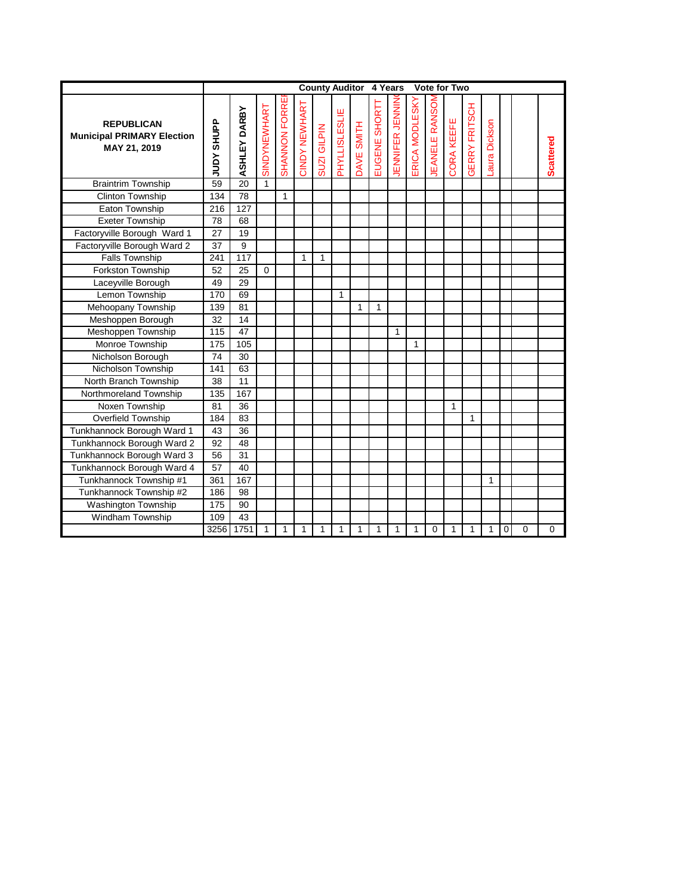| REPUBLICAN Municipal PRIMARY Election MAY 21, 2019 | County Auditor 4 Years Vote for Two | | | | | | | | | | | | | | | | | |
|---|---|---|---|---|---|---|---|---|---|---|---|---|---|---|---|---|---|---|
| | JUDY SHUPP | ASHLEY DARBY | SINDYNEWHART | SHANNON FORRE | CINDY NEWHART | SUZI GILPIN | PHYLLISLESLIE | DAVE SMITH | EUGENE SHORTT | JENNIFER JENNIN | ERICA MODLESKY | JEANELE RANSOM | CORA KEEFE | GERRY FRITSCH | Laura Dickson | | | Scattered |
| Braintrim Township | 59 | 20 | 1 | | | | | | | | | | | | | | | |
| Clinton Township | 134 | 78 | | 1 | | | | | | | | | | | | | | |
| Eaton Township | 216 | 127 | | | | | | | | | | | | | | | | |
| Exeter Township | 78 | 68 | | | | | | | | | | | | | | | | |
| Factoryville Borough Ward 1 | 27 | 19 | | | | | | | | | | | | | | | | |
| Factoryville Borough Ward 2 | 37 | 9 | | | | | | | | | | | | | | | | |
| Falls Township | 241 | 117 | | | 1 | 1 | | | | | | | | | | | | |
| Forkston Township | 52 | 25 | 0 | | | | | | | | | | | | | | | |
| Laceyville Borough | 49 | 29 | | | | | | | | | | | | | | | | |
| Lemon Township | 170 | 69 | | | | | 1 | | | | | | | | | | | |
| Mehoopany Township | 139 | 81 | | | | | | 1 | 1 | | | | | | | | | |
| Meshoppen Borough | 32 | 14 | | | | | | | | | | | | | | | | |
| Meshoppen Township | 115 | 47 | | | | | | | | 1 | | | | | | | | |
| Monroe Township | 175 | 105 | | | | | | | | | 1 | | | | | | | |
| Nicholson Borough | 74 | 30 | | | | | | | | | | | | | | | | |
| Nicholson Township | 141 | 63 | | | | | | | | | | | | | | | | |
| North Branch Township | 38 | 11 | | | | | | | | | | | | | | | | |
| Northmoreland Township | 135 | 167 | | | | | | | | | | | | | | | | |
| Noxen Township | 81 | 36 | | | | | | | | | | | 1 | | | | | |
| Overfield Township | 184 | 83 | | | | | | | | | | | | 1 | | | | |
| Tunkhannock Borough Ward 1 | 43 | 36 | | | | | | | | | | | | | | | | |
| Tunkhannock Borough Ward 2 | 92 | 48 | | | | | | | | | | | | | | | | |
| Tunkhannock Borough Ward 3 | 56 | 31 | | | | | | | | | | | | | | | | |
| Tunkhannock Borough Ward 4 | 57 | 40 | | | | | | | | | | | | | | | | |
| Tunkhannock Township #1 | 361 | 167 | | | | | | | | | | | | | 1 | | | |
| Tunkhannock Township #2 | 186 | 98 | | | | | | | | | | | | | | | | |
| Washington Township | 175 | 90 | | | | | | | | | | | | | | | | |
| Windham Township | 109 | 43 | | | | | | | | | | | | | | | | |
| | 3256 | 1751 | 1 | 1 | 1 | 1 | 1 | 1 | 1 | 1 | 1 | 0 | 1 | 1 | 1 | 0 | 0 | 0 |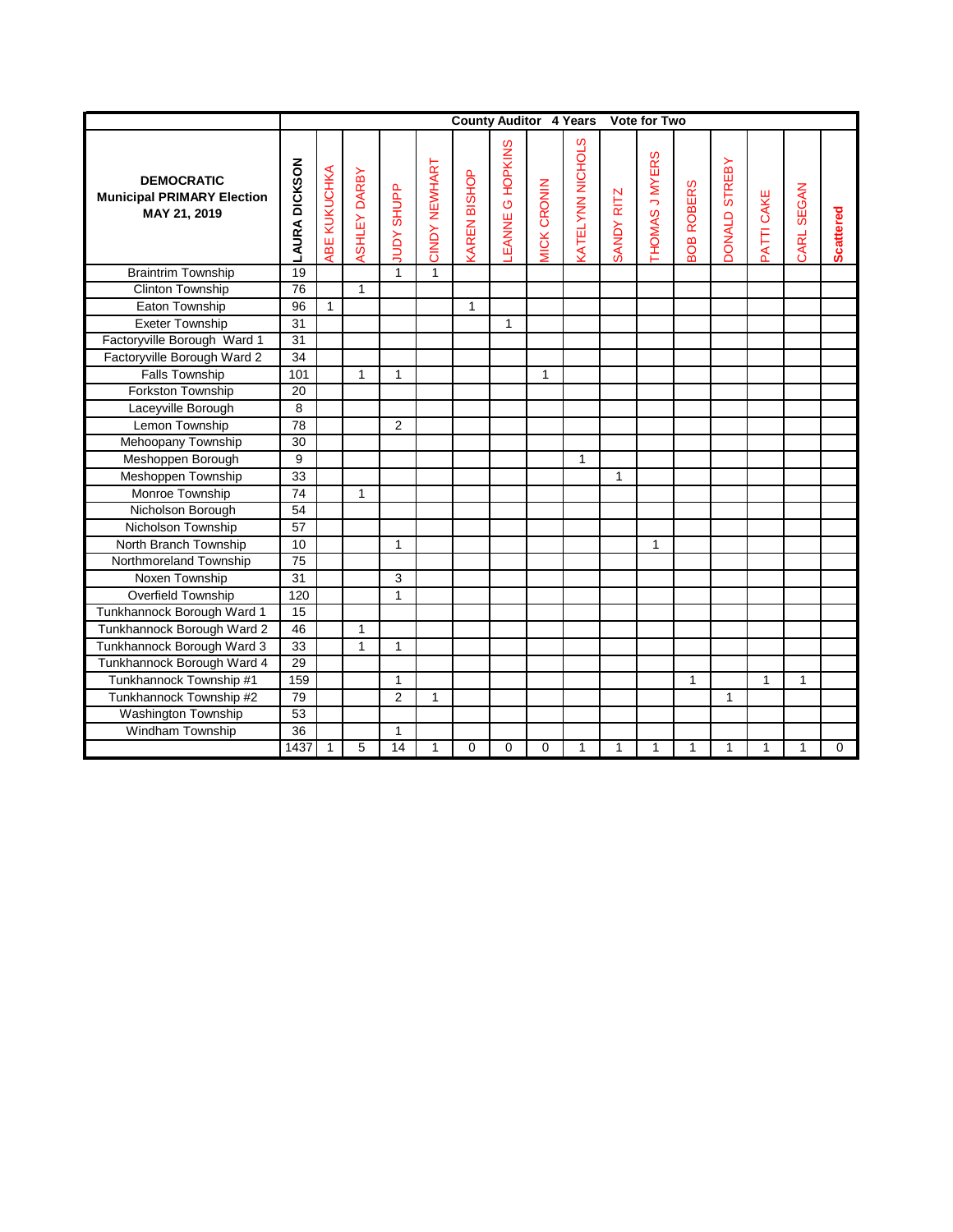| DEMOCRATIC Municipal PRIMARY Election MAY 21, 2019 | County Auditor 4 Years Vote for Two | | | | | | | | | | | | | | | |
|---|---|---|---|---|---|---|---|---|---|---|---|---|---|---|---|---|
| | LAURA DICKSON | ABE KUKUCHKA | ASHLEY DARBY | JUDY SHUPP | CINDY NEWHART | KAREN BISHOP | LEANNE G HOPKINS | MICK CRONIN | KATELYNN NICHOLS | SANDY RITZ | THOMAS J MYERS | BOB ROBERS | DONALD STREBY | PATTI CAKE | CARL SEGAN | Scattered |
| Braintrim Township | 19 | | | 1 | 1 | | | | | | | | | | | |
| Clinton Township | 76 | | 1 | | | | | | | | | | | | | |
| Eaton Township | 96 | 1 | | | | 1 | | | | | | | | | | |
| Exeter Township | 31 | | | | | | 1 | | | | | | | | | |
| Factoryville Borough Ward 1 | 31 | | | | | | | | | | | | | | | |
| Factoryville Borough Ward 2 | 34 | | | | | | | | | | | | | | | |
| Falls Township | 101 | | 1 | 1 | | | | 1 | | | | | | | | |
| Forkston Township | 20 | | | | | | | | | | | | | | | |
| Laceyville Borough | 8 | | | | | | | | | | | | | | | |
| Lemon Township | 78 | | | 2 | | | | | | | | | | | | |
| Mehoopany Township | 30 | | | | | | | | | | | | | | | |
| Meshoppen Borough | 9 | | | | | | | | 1 | | | | | | | |
| Meshoppen Township | 33 | | | | | | | | | 1 | | | | | | |
| Monroe Township | 74 | | 1 | | | | | | | | | | | | | |
| Nicholson Borough | 54 | | | | | | | | | | | | | | | |
| Nicholson Township | 57 | | | | | | | | | | | | | | | |
| North Branch Township | 10 | | | 1 | | | | | | | 1 | | | | | |
| Northmoreland Township | 75 | | | | | | | | | | | | | | | |
| Noxen Township | 31 | | | 3 | | | | | | | | | | | | |
| Overfield Township | 120 | | | 1 | | | | | | | | | | | | |
| Tunkhannock Borough Ward 1 | 15 | | | | | | | | | | | | | | | |
| Tunkhannock Borough Ward 2 | 46 | | 1 | | | | | | | | | | | | | |
| Tunkhannock Borough Ward 3 | 33 | | 1 | 1 | | | | | | | | | | | | |
| Tunkhannock Borough Ward 4 | 29 | | | | | | | | | | | | | | | |
| Tunkhannock Township #1 | 159 | | | 1 | | | | | | | | 1 | | 1 | 1 | |
| Tunkhannock Township #2 | 79 | | | 2 | 1 | | | | | | | | 1 | | | |
| Washington Township | 53 | | | | | | | | | | | | | | | |
| Windham Township | 36 | | | 1 | | | | | | | | | | | | |
| | 1437 | 1 | 5 | 14 | 1 | 0 | 0 | 0 | 1 | 1 | 1 | 1 | 1 | 1 | 1 | 0 |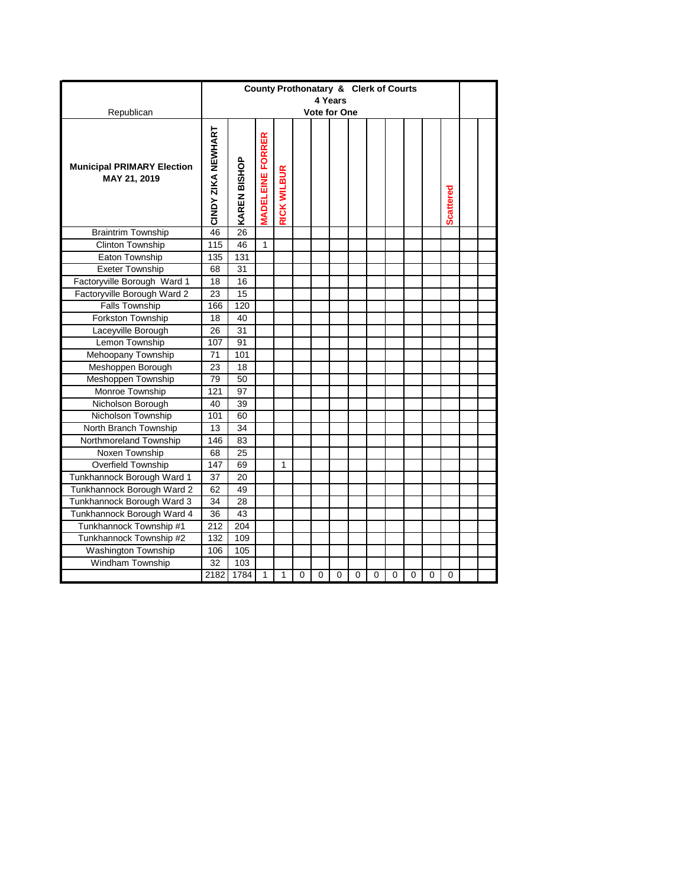| Republican | County Prothonatary & Clerk of Courts 4 Years Vote for One | | | | | | | | | | | | | | |
|---|---|---|---|---|---|---|---|---|---|---|---|---|---|---|---|
| **Municipal PRIMARY Election MAY 21, 2019** | **CINDY ZIKA NEWHART** | **KAREN BISHOP** | **MADELEINE FORRER** | **RICK WILBUR** | | | | | | | | | **Scattered** | | |
| Braintrim Township | 46 | 26 | | | | | | | | | | | | | |
| Clinton Township | 115 | 46 | 1 | | | | | | | | | | | | |
| Eaton Township | 135 | 131 | | | | | | | | | | | | | |
| Exeter Township | 68 | 31 | | | | | | | | | | | | | |
| Factoryville Borough Ward 1 | 18 | 16 | | | | | | | | | | | | | |
| Factoryville Borough Ward 2 | 23 | 15 | | | | | | | | | | | | | |
| Falls Township | 166 | 120 | | | | | | | | | | | | | |
| Forkston Township | 18 | 40 | | | | | | | | | | | | | |
| Laceyville Borough | 26 | 31 | | | | | | | | | | | | | |
| Lemon Township | 107 | 91 | | | | | | | | | | | | | |
| Mehoopany Township | 71 | 101 | | | | | | | | | | | | | |
| Meshoppen Borough | 23 | 18 | | | | | | | | | | | | | |
| Meshoppen Township | 79 | 50 | | | | | | | | | | | | | |
| Monroe Township | 121 | 97 | | | | | | | | | | | | | |
| Nicholson Borough | 40 | 39 | | | | | | | | | | | | | |
| Nicholson Township | 101 | 60 | | | | | | | | | | | | | |
| North Branch Township | 13 | 34 | | | | | | | | | | | | | |
| Northmoreland Township | 146 | 83 | | | | | | | | | | | | | |
| Noxen Township | 68 | 25 | | | | | | | | | | | | | |
| Overfield Township | 147 | 69 | | 1 | | | | | | | | | | | |
| Tunkhannock Borough Ward 1 | 37 | 20 | | | | | | | | | | | | | |
| Tunkhannock Borough Ward 2 | 62 | 49 | | | | | | | | | | | | | |
| Tunkhannock Borough Ward 3 | 34 | 28 | | | | | | | | | | | | | |
| Tunkhannock Borough Ward 4 | 36 | 43 | | | | | | | | | | | | | |
| Tunkhannock Township #1 | 212 | 204 | | | | | | | | | | | | | |
| Tunkhannock Township #2 | 132 | 109 | | | | | | | | | | | | | |
| Washington Township | 106 | 105 | | | | | | | | | | | | | |
| Windham Township | 32 | 103 | | | | | | | | | | | | | |
| | 2182 | 1784 | 1 | 1 | 0 | 0 | 0 | 0 | 0 | 0 | 0 | 0 | 0 | | |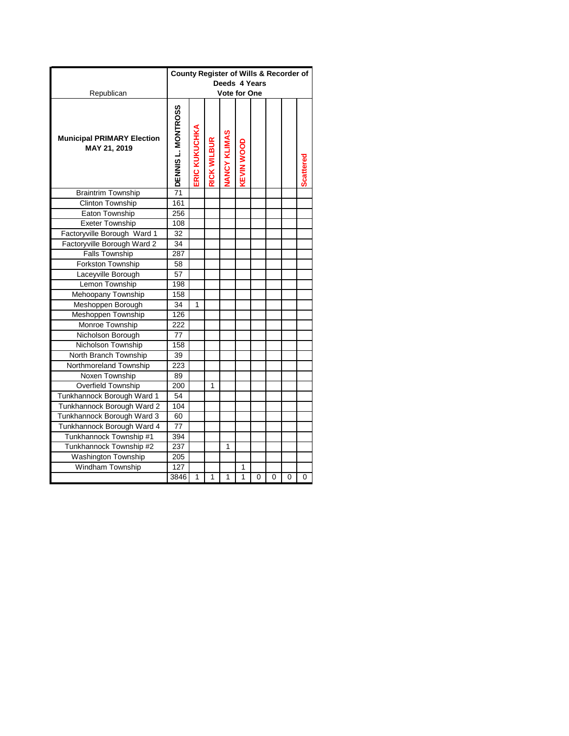| Republican | County Register of Wills & Recorder of Deeds 4 Years Vote for One | | | | | | | | |
|---|---|---|---|---|---|---|---|---|---|
| **Municipal PRIMARY Election MAY 21, 2019** | **DENNIS L. MONTROSS** | **ERIC KUKUCHKA** | **RICK WILBUR** | **NANCY KLIMAS** | **KEVIN WOOD** | | | | **Scattered** |
| Braintrim Township | 71 | | | | | | | | |
| Clinton Township | 161 | | | | | | | | |
| Eaton Township | 256 | | | | | | | | |
| Exeter Township | 108 | | | | | | | | |
| Factoryville Borough Ward 1 | 32 | | | | | | | | |
| Factoryville Borough Ward 2 | 34 | | | | | | | | |
| Falls Township | 287 | | | | | | | | |
| Forkston Township | 58 | | | | | | | | |
| Laceyville Borough | 57 | | | | | | | | |
| Lemon Township | 198 | | | | | | | | |
| Mehoopany Township | 158 | | | | | | | | |
| Meshoppen Borough | 34 | 1 | | | | | | | |
| Meshoppen Township | 126 | | | | | | | | |
| Monroe Township | 222 | | | | | | | | |
| Nicholson Borough | 77 | | | | | | | | |
| Nicholson Township | 158 | | | | | | | | |
| North Branch Township | 39 | | | | | | | | |
| Northmoreland Township | 223 | | | | | | | | |
| Noxen Township | 89 | | | | | | | | |
| Overfield Township | 200 | | 1 | | | | | | |
| Tunkhannock Borough Ward 1 | 54 | | | | | | | | |
| Tunkhannock Borough Ward 2 | 104 | | | | | | | | |
| Tunkhannock Borough Ward 3 | 60 | | | | | | | | |
| Tunkhannock Borough Ward 4 | 77 | | | | | | | | |
| Tunkhannock Township #1 | 394 | | | | | | | | |
| Tunkhannock Township #2 | 237 | | | 1 | | | | | |
| Washington Township | 205 | | | | | | | | |
| Windham Township | 127 | | | | 1 | | | | |
| | 3846 | 1 | 1 | 1 | 1 | 0 | 0 | 0 | 0 |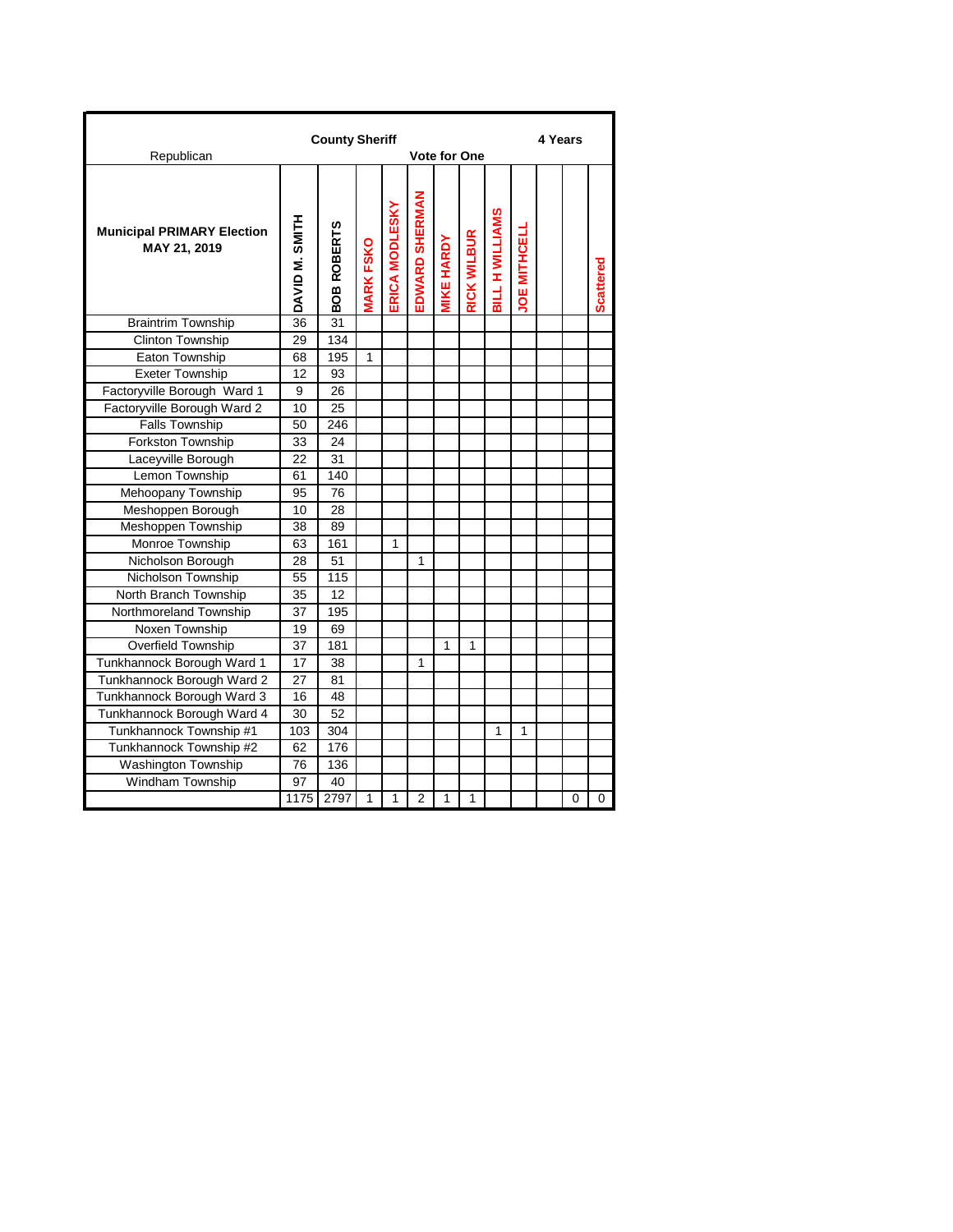| Republican | County Sheriff | | | | Vote for One | | | | | 4 Years | | |
|---|---|---|---|---|---|---|---|---|---|---|---|---|
| **Municipal PRIMARY Election MAY 21, 2019** | **DAVID M. SMITH** | **BOB ROBERTS** | **MARK FSKO** | **ERICA MODLESKY** | **EDWARD SHERMAN** | **MIKE HARDY** | **RICK WILBUR** | **BILL H WILLIAMS** | **JOE MITHCELL** | | | **Scattered** |
| Braintrim Township | 36 | 31 | | | | | | | | | | |
| Clinton Township | 29 | 134 | | | | | | | | | | |
| Eaton Township | 68 | 195 | 1 | | | | | | | | | |
| Exeter Township | 12 | 93 | | | | | | | | | | |
| Factoryville Borough Ward 1 | 9 | 26 | | | | | | | | | | |
| Factoryville Borough Ward 2 | 10 | 25 | | | | | | | | | | |
| Falls Township | 50 | 246 | | | | | | | | | | |
| Forkston Township | 33 | 24 | | | | | | | | | | |
| Laceyville Borough | 22 | 31 | | | | | | | | | | |
| Lemon Township | 61 | 140 | | | | | | | | | | |
| Mehoopany Township | 95 | 76 | | | | | | | | | | |
| Meshoppen Borough | 10 | 28 | | | | | | | | | | |
| Meshoppen Township | 38 | 89 | | | | | | | | | | |
| Monroe Township | 63 | 161 | | 1 | | | | | | | | |
| Nicholson Borough | 28 | 51 | | | 1 | | | | | | | |
| Nicholson Township | 55 | 115 | | | | | | | | | | |
| North Branch Township | 35 | 12 | | | | | | | | | | |
| Northmoreland Township | 37 | 195 | | | | | | | | | | |
| Noxen Township | 19 | 69 | | | | | | | | | | |
| Overfield Township | 37 | 181 | | | | 1 | 1 | | | | | |
| Tunkhannock Borough Ward 1 | 17 | 38 | | | 1 | | | | | | | |
| Tunkhannock Borough Ward 2 | 27 | 81 | | | | | | | | | | |
| Tunkhannock Borough Ward 3 | 16 | 48 | | | | | | | | | | |
| Tunkhannock Borough Ward 4 | 30 | 52 | | | | | | | | | | |
| Tunkhannock Township #1 | 103 | 304 | | | | | | 1 | 1 | | | |
| Tunkhannock Township #2 | 62 | 176 | | | | | | | | | | |
| Washington Township | 76 | 136 | | | | | | | | | | |
| Windham Township | 97 | 40 | | | | | | | | | | |
| | 1175 | 2797 | 1 | 1 | 2 | 1 | 1 | | | | 0 | 0 |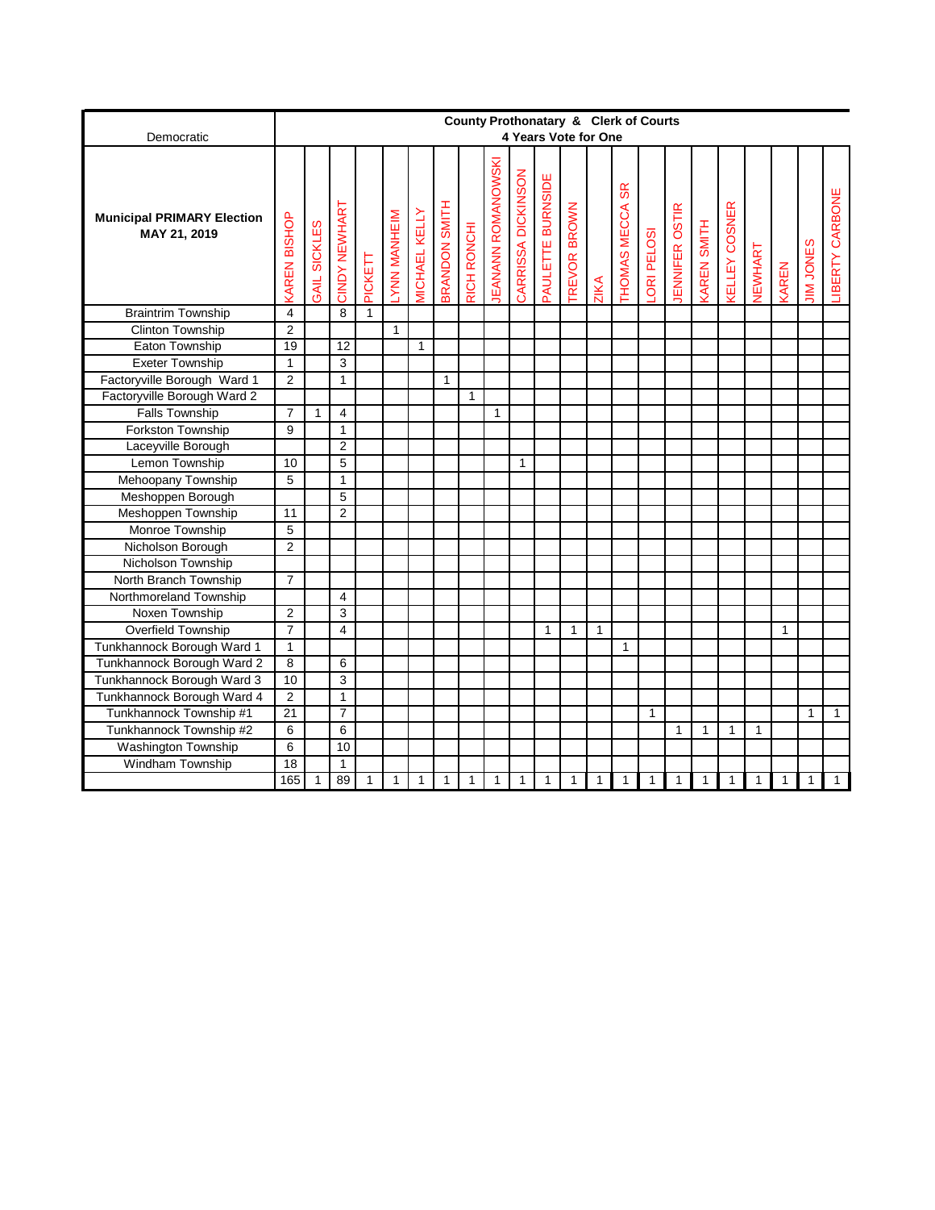| Democratic | County Prothonatary & Clerk of Courts 4 Years Vote for One | | | | | | | | | | | | | | | | | | | | | |
|---|---|---|---|---|---|---|---|---|---|---|---|---|---|---|---|---|---|---|---|---|---|---|
| **Municipal PRIMARY Election MAY 21, 2019** | KAREN BISHOP | GAIL SICKLES | CINDY NEWHART | PICKETT | LYNN MANHEIM | MICHAEL KELLY | BRANDON SMITH | RICH RONCHI | JEANANN ROMANOWSKI | CARRISSA DICKINSON | PAULETTE BURNSIDE | TREVOR BROWN | ZIKA | THOMAS MECCA SR | LORI PELOSI | JENNIFER OSTIR | KAREN SMITH | KELLEY COSNER | NEWHART | KAREN | JIM JONES | LIBERTY CARBONE |
| Braintrim Township | 4 | | 8 | 1 | | | | | | | | | | | | | | | | | | |
| Clinton Township | 2 | | | | 1 | | | | | | | | | | | | | | | | | |
| Eaton Township | 19 | | 12 | | | 1 | | | | | | | | | | | | | | | | |
| Exeter Township | 1 | | 3 | | | | | | | | | | | | | | | | | | | |
| Factoryville Borough Ward 1 | 2 | | 1 | | | | 1 | | | | | | | | | | | | | | | |
| Factoryville Borough Ward 2 | | | | | | | | 1 | | | | | | | | | | | | | | |
| Falls Township | 7 | 1 | 4 | | | | | | 1 | | | | | | | | | | | | | |
| Forkston Township | 9 | | 1 | | | | | | | | | | | | | | | | | | | |
| Laceyville Borough | | | 2 | | | | | | | | | | | | | | | | | | | |
| Lemon Township | 10 | | 5 | | | | | | | 1 | | | | | | | | | | | | |
| Mehoopany Township | 5 | | 1 | | | | | | | | | | | | | | | | | | | |
| Meshoppen Borough | | | 5 | | | | | | | | | | | | | | | | | | | |
| Meshoppen Township | 11 | | 2 | | | | | | | | | | | | | | | | | | | |
| Monroe Township | 5 | | | | | | | | | | | | | | | | | | | | | |
| Nicholson Borough | 2 | | | | | | | | | | | | | | | | | | | | | |
| Nicholson Township | | | | | | | | | | | | | | | | | | | | | | |
| North Branch Township | 7 | | | | | | | | | | | | | | | | | | | | | |
| Northmoreland Township | | | 4 | | | | | | | | | | | | | | | | | | | |
| Noxen Township | 2 | | 3 | | | | | | | | | | | | | | | | | | | |
| Overfield Township | 7 | | 4 | | | | | | | | 1 | 1 | 1 | | | | | | | 1 | | |
| Tunkhannock Borough Ward 1 | 1 | | | | | | | | | | | | | 1 | | | | | | | | |
| Tunkhannock Borough Ward 2 | 8 | | 6 | | | | | | | | | | | | | | | | | | | |
| Tunkhannock Borough Ward 3 | 10 | | 3 | | | | | | | | | | | | | | | | | | | |
| Tunkhannock Borough Ward 4 | 2 | | 1 | | | | | | | | | | | | | | | | | | | |
| Tunkhannock Township #1 | 21 | | 7 | | | | | | | | | | | | 1 | | | | | | 1 | 1 |
| Tunkhannock Township #2 | 6 | | 6 | | | | | | | | | | | | | 1 | 1 | 1 | 1 | | | |
| Washington Township | 6 | | 10 | | | | | | | | | | | | | | | | | | | |
| Windham Township | 18 | | 1 | | | | | | | | | | | | | | | | | | | |
| | 165 | 1 | 89 | 1 | 1 | 1 | 1 | 1 | 1 | 1 | 1 | 1 | 1 | 1 | 1 | 1 | 1 | 1 | 1 | 1 | 1 | 1 |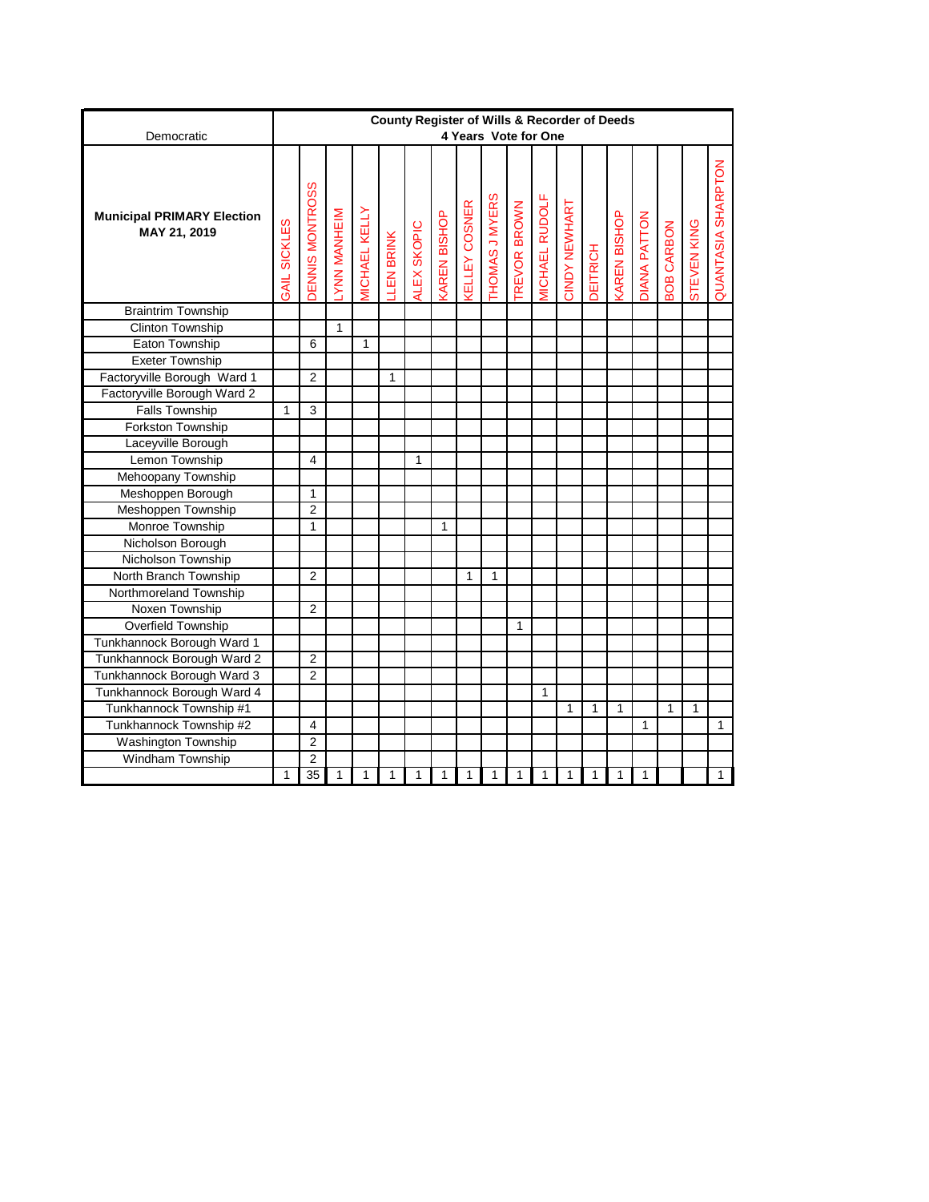| Democratic | County Register of Wills & Recorder of Deeds 4 Years Vote for One | | | | | | | | | | | | | | | | | |
|---|---|---|---|---|---|---|---|---|---|---|---|---|---|---|---|---|---|---|
| **Municipal PRIMARY Election MAY 21, 2019** | GAIL SICKLES | DENNIS MONTROSS | LYNN MANHEIM | MICHAEL KELLY | LLEN BRINK | ALEX SKOPIC | KAREN BISHOP | KELLEY COSNER | THOMAS J MYERS | TREVOR BROWN | MICHAEL RUDOLF | CINDY NEWHART | DEITRICH | KAREN BISHOP | DIANA PATTON | BOB CARBON | STEVEN KING | QUANTASIA SHARPTON |
| Braintrim Township | | | | | | | | | | | | | | | | | | |
| Clinton Township | | | 1 | | | | | | | | | | | | | | | |
| Eaton Township | | 6 | | 1 | | | | | | | | | | | | | | |
| Exeter Township | | | | | | | | | | | | | | | | | | |
| Factoryville Borough Ward 1 | | 2 | | | 1 | | | | | | | | | | | | | |
| Factoryville Borough Ward 2 | | | | | | | | | | | | | | | | | | |
| Falls Township | 1 | 3 | | | | | | | | | | | | | | | | |
| Forkston Township | | | | | | | | | | | | | | | | | | |
| Laceyville Borough | | | | | | | | | | | | | | | | | | |
| Lemon Township | | 4 | | | | 1 | | | | | | | | | | | | |
| Mehoopany Township | | | | | | | | | | | | | | | | | | |
| Meshoppen Borough | | 1 | | | | | | | | | | | | | | | | |
| Meshoppen Township | | 2 | | | | | | | | | | | | | | | | |
| Monroe Township | | 1 | | | | | 1 | | | | | | | | | | | |
| Nicholson Borough | | | | | | | | | | | | | | | | | | |
| Nicholson Township | | | | | | | | | | | | | | | | | | |
| North Branch Township | | 2 | | | | | | 1 | 1 | | | | | | | | | |
| Northmoreland Township | | | | | | | | | | | | | | | | | | |
| Noxen Township | | 2 | | | | | | | | | | | | | | | | |
| Overfield Township | | | | | | | | | | 1 | | | | | | | | |
| Tunkhannock Borough Ward 1 | | | | | | | | | | | | | | | | | | |
| Tunkhannock Borough Ward 2 | | 2 | | | | | | | | | | | | | | | | |
| Tunkhannock Borough Ward 3 | | 2 | | | | | | | | | | | | | | | | |
| Tunkhannock Borough Ward 4 | | | | | | | | | | | 1 | | | | | | | |
| Tunkhannock Township #1 | | | | | | | | | | | | 1 | 1 | 1 | | 1 | 1 | |
| Tunkhannock Township #2 | | 4 | | | | | | | | | | | | | 1 | | | 1 |
| Washington Township | | 2 | | | | | | | | | | | | | | | | |
| Windham Township | | 2 | | | | | | | | | | | | | | | | |
| | 1 | 35 | 1 | 1 | 1 | 1 | 1 | 1 | 1 | 1 | 1 | 1 | 1 | 1 | 1 | | | 1 |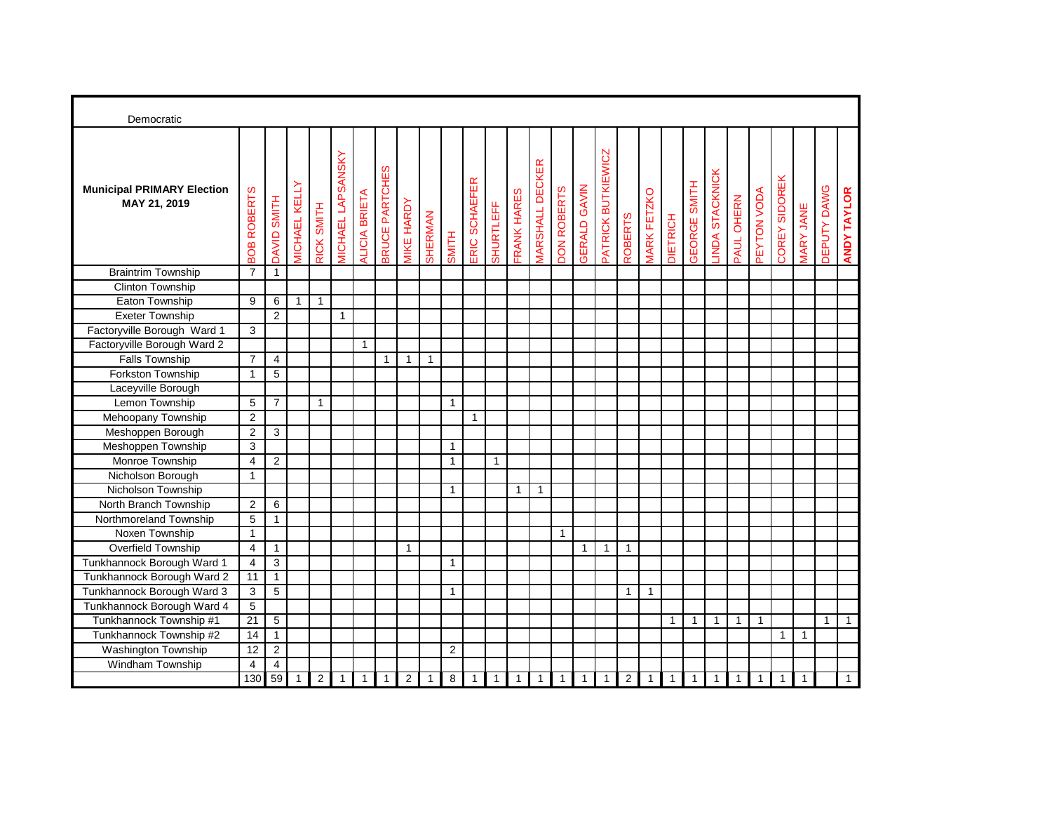Democratic

| Municipal PRIMARY Election MAY 21, 2019 | BOB ROBERTS | DAVID SMITH | MICHAEL KELLY | RICK SMITH | MICHAEL LAPSANSKY | ALICIA BRIETA | BRUCE PARTCHES | MIKE HARDY | SHERMAN | SMITH | ERIC SCHAEFER | SHURTLEFF | FRANK HARES | MARSHALL DECKER | DON ROBERTS | GERALD GAVIN | PATRICK BUTKIEWICZ | ROBERTS | MARK FETZKO | DIETRICH | GEORGE SMITH | LINDA STACKNICK | PAUL OHERN | PEYTON VODA | COREY SIDOREK | MARY JANE | DEPUTY DAWG | **ANDY TAYLOR** |
|---|---|---|---|---|---|---|---|---|---|---|---|---|---|---|---|---|---|---|---|---|---|---|---|---|---|---|---|---|
| Braintrim Township | 7 | 1 | | | | | | | | | | | | | | | | | | | | | | | | | | |
| Clinton Township | | | | | | | | | | | | | | | | | | | | | | | | | | | | |
| Eaton Township | 9 | 6 | 1 | 1 | | | | | | | | | | | | | | | | | | | | | | | | |
| Exeter Township | | 2 | | | 1 | | | | | | | | | | | | | | | | | | | | | | | |
| Factoryville Borough Ward 1 | 3 | | | | | | | | | | | | | | | | | | | | | | | | | | | |
| Factoryville Borough Ward 2 | | | | | | 1 | | | | | | | | | | | | | | | | | | | | | | |
| Falls Township | 7 | 4 | | | | | 1 | 1 | 1 | | | | | | | | | | | | | | | | | | | |
| Forkston Township | 1 | 5 | | | | | | | | | | | | | | | | | | | | | | | | | | |
| Laceyville Borough | | | | | | | | | | | | | | | | | | | | | | | | | | | | |
| Lemon Township | 5 | 7 | | 1 | | | | | | 1 | | | | | | | | | | | | | | | | | | |
| Mehoopany Township | 2 | | | | | | | | | | 1 | | | | | | | | | | | | | | | | | |
| Meshoppen Borough | 2 | 3 | | | | | | | | | | | | | | | | | | | | | | | | | | |
| Meshoppen Township | 3 | | | | | | | | | 1 | | | | | | | | | | | | | | | | | | |
| Monroe Township | 4 | 2 | | | | | | | | 1 | | 1 | | | | | | | | | | | | | | | | |
| Nicholson Borough | 1 | | | | | | | | | | | | | | | | | | | | | | | | | | | |
| Nicholson Township | | | | | | | | | | 1 | | | 1 | 1 | | | | | | | | | | | | | | |
| North Branch Township | 2 | 6 | | | | | | | | | | | | | | | | | | | | | | | | | | |
| Northmoreland Township | 5 | 1 | | | | | | | | | | | | | | | | | | | | | | | | | | |
| Noxen Township | 1 | | | | | | | | | | | | | | 1 | | | | | | | | | | | | | |
| Overfield Township | 4 | 1 | | | | | | 1 | | | | | | | | 1 | 1 | 1 | | | | | | | | | | |
| Tunkhannock Borough Ward 1 | 4 | 3 | | | | | | | | 1 | | | | | | | | | | | | | | | | | | |
| Tunkhannock Borough Ward 2 | 11 | 1 | | | | | | | | | | | | | | | | | | | | | | | | | | |
| Tunkhannock Borough Ward 3 | 3 | 5 | | | | | | | | 1 | | | | | | | | 1 | 1 | | | | | | | | | |
| Tunkhannock Borough Ward 4 | 5 | | | | | | | | | | | | | | | | | | | | | | | | | | | |
| Tunkhannock Township #1 | 21 | 5 | | | | | | | | | | | | | | | | | | 1 | 1 | 1 | 1 | 1 | | | 1 | 1 |
| Tunkhannock Township #2 | 14 | 1 | | | | | | | | | | | | | | | | | | | | | | | 1 | 1 | | |
| Washington Township | 12 | 2 | | | | | | | | 2 | | | | | | | | | | | | | | | | | | |
| Windham Township | 4 | 4 | | | | | | | | | | | | | | | | | | | | | | | | | | |
| | 130 | 59 | 1 | 2 | 1 | 1 | 1 | 2 | 1 | 8 | 1 | 1 | 1 | 1 | 1 | 1 | 1 | 2 | 1 | 1 | 1 | 1 | 1 | 1 | 1 | 1 | | 1 |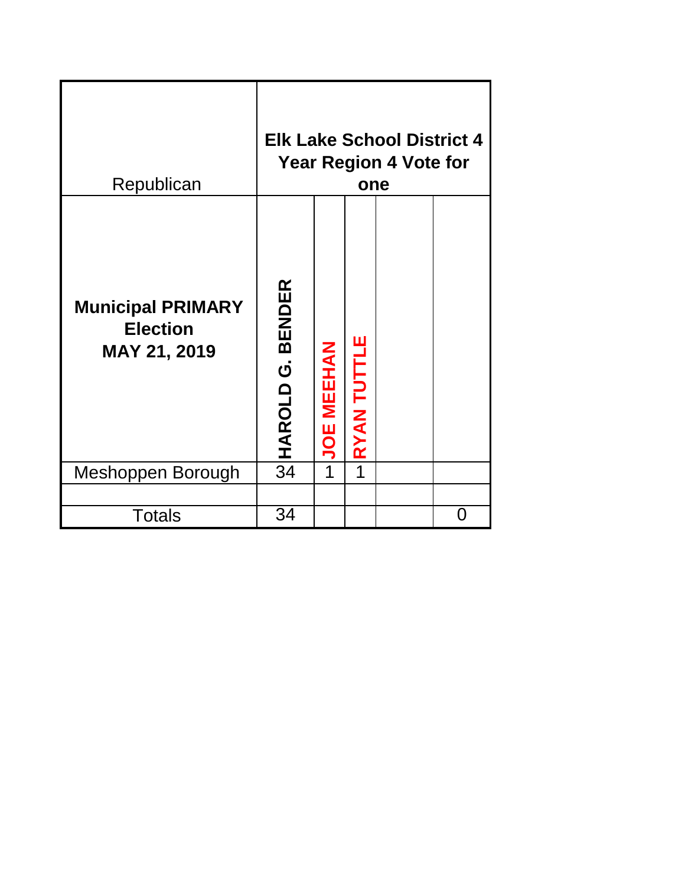| Republican | Elk Lake School District 4 Year Region 4 Vote for one | | | | |
|---|---|---|---|---|---|
| **Municipal PRIMARY Election MAY 21, 2019** | **HAROLD G. BENDER** | **JOE MEEHAN** | **RYAN TUTTLE** | | |
| Meshoppen Borough | 34 | 1 | 1 | | |
| | | | | | |
| Totals | 34 | | | | 0 |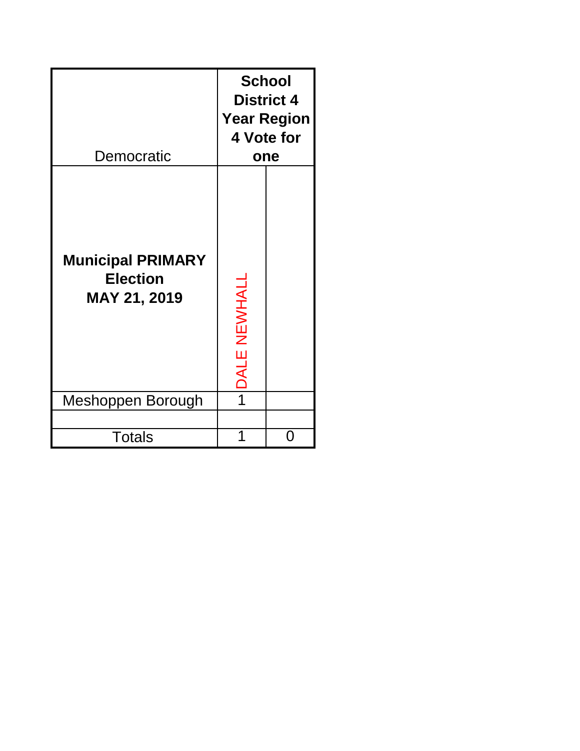| Democratic | School District 4 Year Region 4 Vote for one | |
|---|---|---|
| **Municipal PRIMARY Election MAY 21, 2019** | DALE NEWHALL | |
| Meshoppen Borough | 1 | |
| | | |
| Totals | 1 | 0 |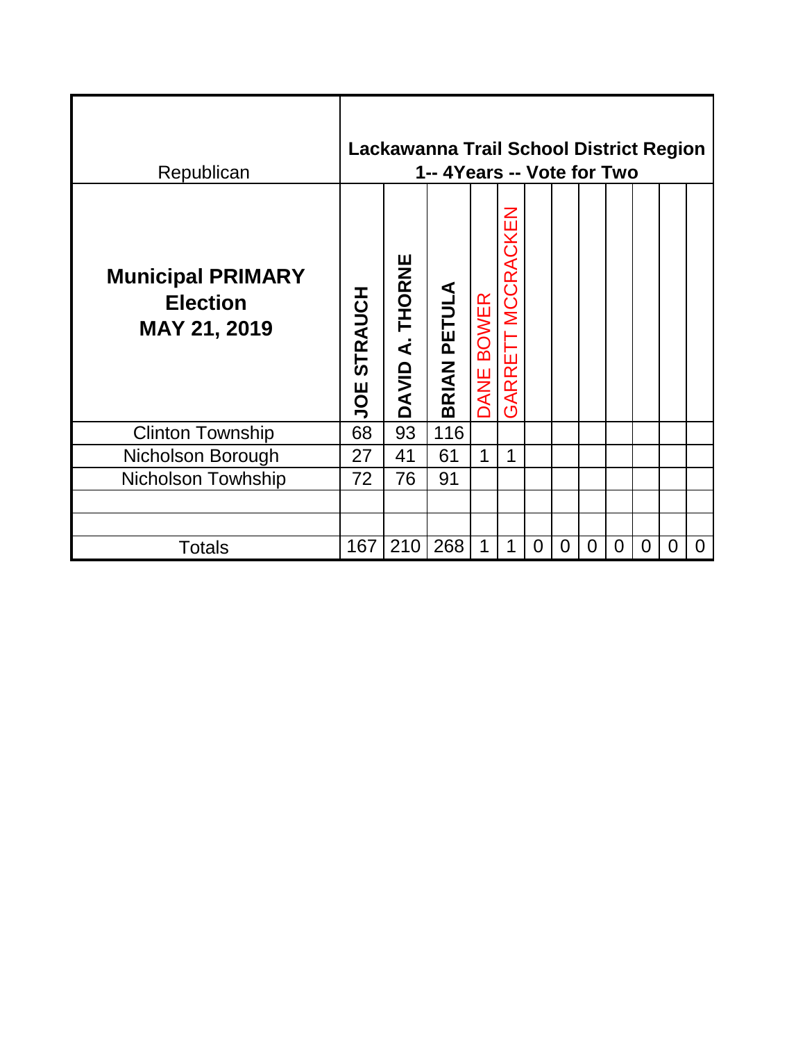| Republican | Lackawanna Trail School District Region 1-- 4Years -- Vote for Two | | | | | | | | | | | |
|---|---|---|---|---|---|---|---|---|---|---|---|---|
| **Municipal PRIMARY Election MAY 21, 2019** | **JOE STRAUCH** | **DAVID A. THORNE** | **BRIAN PETULA** | DANE BOWER | GARRETT MCCRACKEN | | | | | | | |
| Clinton Township | 68 | 93 | 116 | | | | | | | | | |
| Nicholson Borough | 27 | 41 | 61 | 1 | 1 | | | | | | | |
| Nicholson Towhship | 72 | 76 | 91 | | | | | | | | | |
| | | | | | | | | | | | | |
| | | | | | | | | | | | | |
| Totals | 167 | 210 | 268 | 1 | 1 | 0 | 0 | 0 | 0 | 0 | 0 | 0 |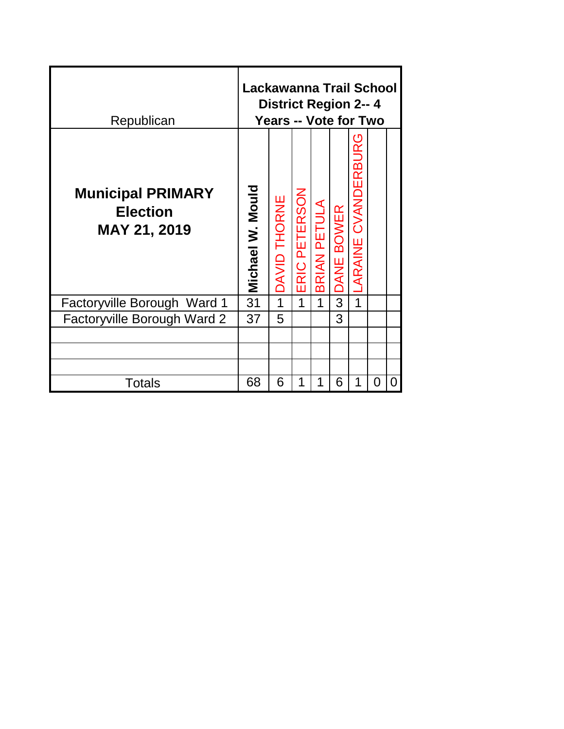| Republican | Lackawanna Trail School District Region 2-- 4 Years -- Vote for Two | | | | | | | |
|---|---|---|---|---|---|---|---|---|
| **Municipal PRIMARY Election MAY 21, 2019** | **Michael W. Mould** | DAVID THORNE | ERIC PETERSON | BRIAN PETULA | DANE BOWER | LARAINE CVANDERBURG | | |
| Factoryville Borough Ward 1 | 31 | 1 | 1 | 1 | 3 | 1 | | |
| Factoryville Borough Ward 2 | 37 | 5 | | | 3 | | | |
| | | | | | | | | |
| | | | | | | | | |
| | | | | | | | | |
| Totals | 68 | 6 | 1 | 1 | 6 | 1 | 0 | 0 |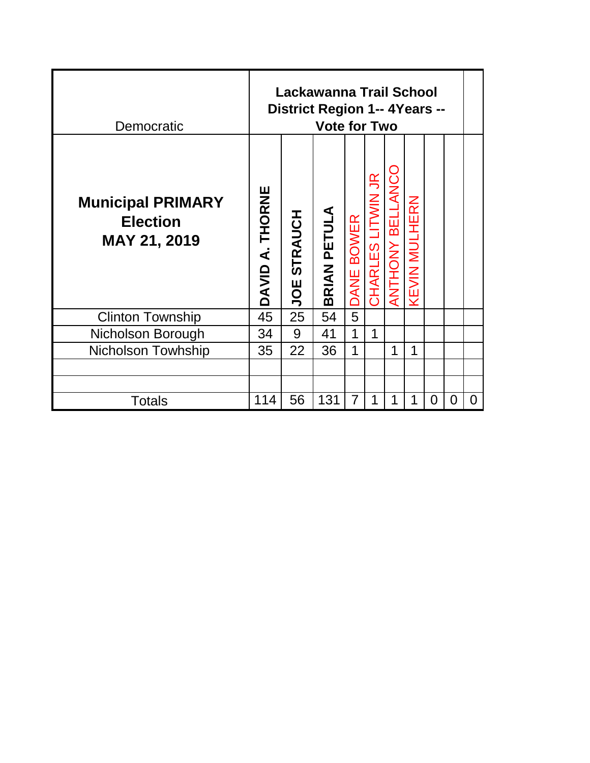| Democratic | Lackawanna Trail School District Region 1-- 4Years -- Vote for Two | | | | | | | | | |
|---|---|---|---|---|---|---|---|---|---|---|
| **Municipal PRIMARY Election MAY 21, 2019** | **DAVID A. THORNE** | **JOE STRAUCH** | **BRIAN PETULA** | DANE BOWER | CHARLES LITWIN JR | ANTHONY BELLANCO | KEVIN MULHERN | | | |
| Clinton Township | 45 | 25 | 54 | 5 | | | | | | |
| Nicholson Borough | 34 | 9 | 41 | 1 | 1 | | | | | |
| Nicholson Towhship | 35 | 22 | 36 | 1 | | 1 | 1 | | | |
| | | | | | | | | | | |
| | | | | | | | | | | |
| Totals | 114 | 56 | 131 | 7 | 1 | 1 | 1 | 0 | 0 | 0 |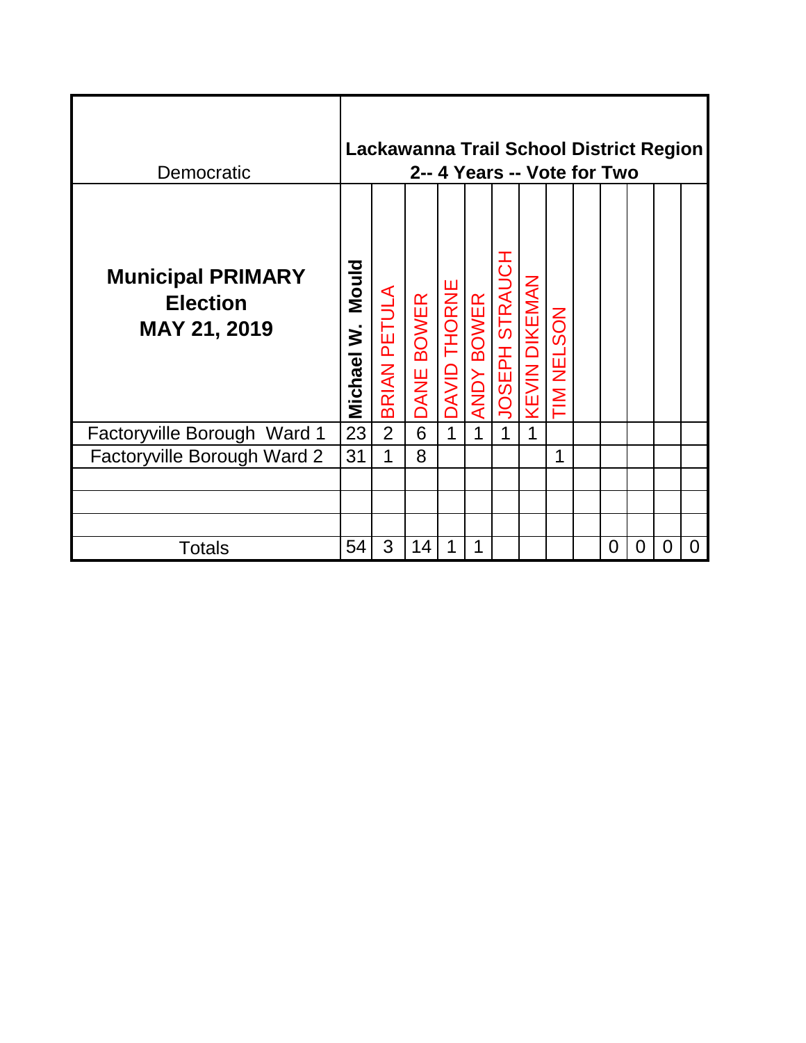| Democratic | Lackawanna Trail School District Region 2-- 4 Years -- Vote for Two | | | | | | | | | | | | |
|---|---|---|---|---|---|---|---|---|---|---|---|---|---|
| **Municipal PRIMARY Election MAY 21, 2019** | **Michael W. Mould** | BRIAN PETULA | DANE BOWER | DAVID THORNE | ANDY BOWER | JOSEPH STRAUCH | KEVIN DIKEMAN | TIM NELSON | | | | | |
| Factoryville Borough Ward 1 | 23 | 2 | 6 | 1 | 1 | 1 | 1 | | | | | | |
| Factoryville Borough Ward 2 | 31 | 1 | 8 | | | | | 1 | | | | | |
| | | | | | | | | | | | | | |
| | | | | | | | | | | | | | |
| | | | | | | | | | | | | | |
| Totals | 54 | 3 | 14 | 1 | 1 | | | | | 0 | 0 | 0 | 0 |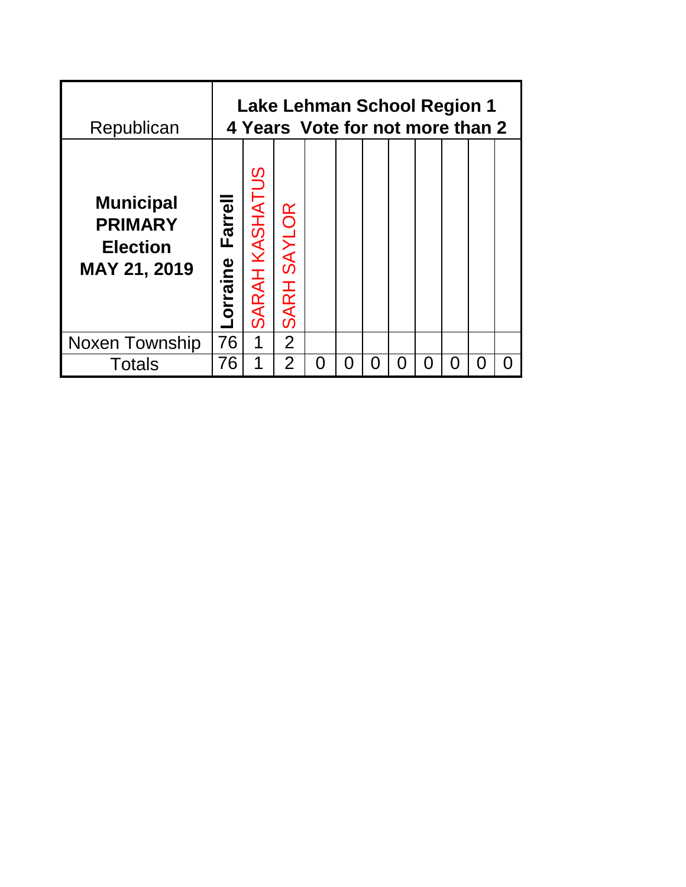| Republican | Lake Lehman School Region 1 4 Years Vote for not more than 2 | | | | | | | | | | |
|---|---|---|---|---|---|---|---|---|---|---|---|
| **Municipal PRIMARY Election MAY 21, 2019** | **Lorraine Farrell** | SARAH KASHATUS | SARH SAYLOR | | | | | | | | |
| Noxen Township | 76 | 1 | 2 | | | | | | | | |
| Totals | 76 | 1 | 2 | 0 | 0 | 0 | 0 | 0 | 0 | 0 | 0 |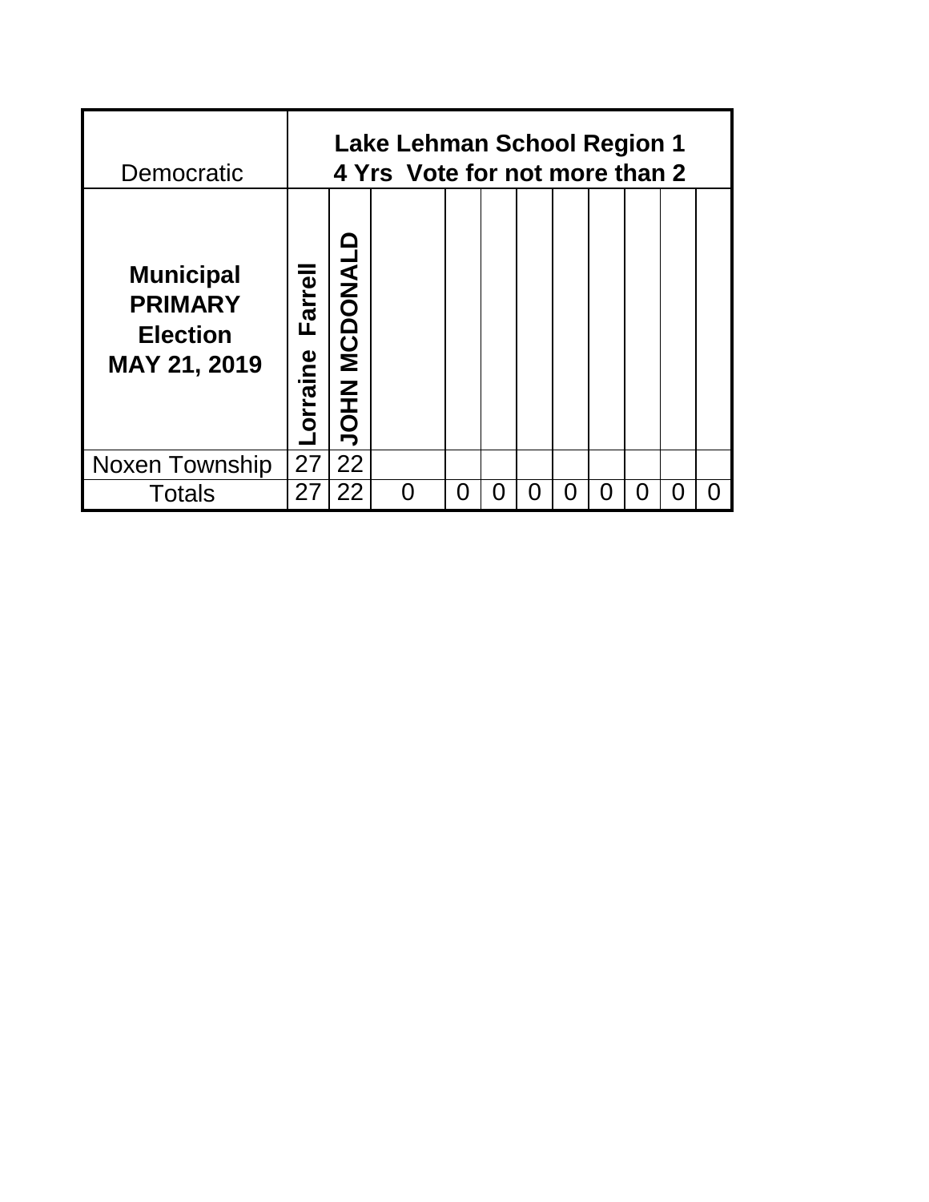| Democratic | Lake Lehman School Region 1 4 Yrs Vote for not more than 2 | | | | | | | | | | |
|---|---|---|---|---|---|---|---|---|---|---|---|
| **Municipal PRIMARY Election MAY 21, 2019** | **Lorraine Farrell** | **JOHN MCDONALD** | | | | | | | | | |
| Noxen Township | 27 | 22 | | | | | | | | | |
| Totals | 27 | 22 | 0 | 0 | 0 | 0 | 0 | 0 | 0 | 0 | 0 |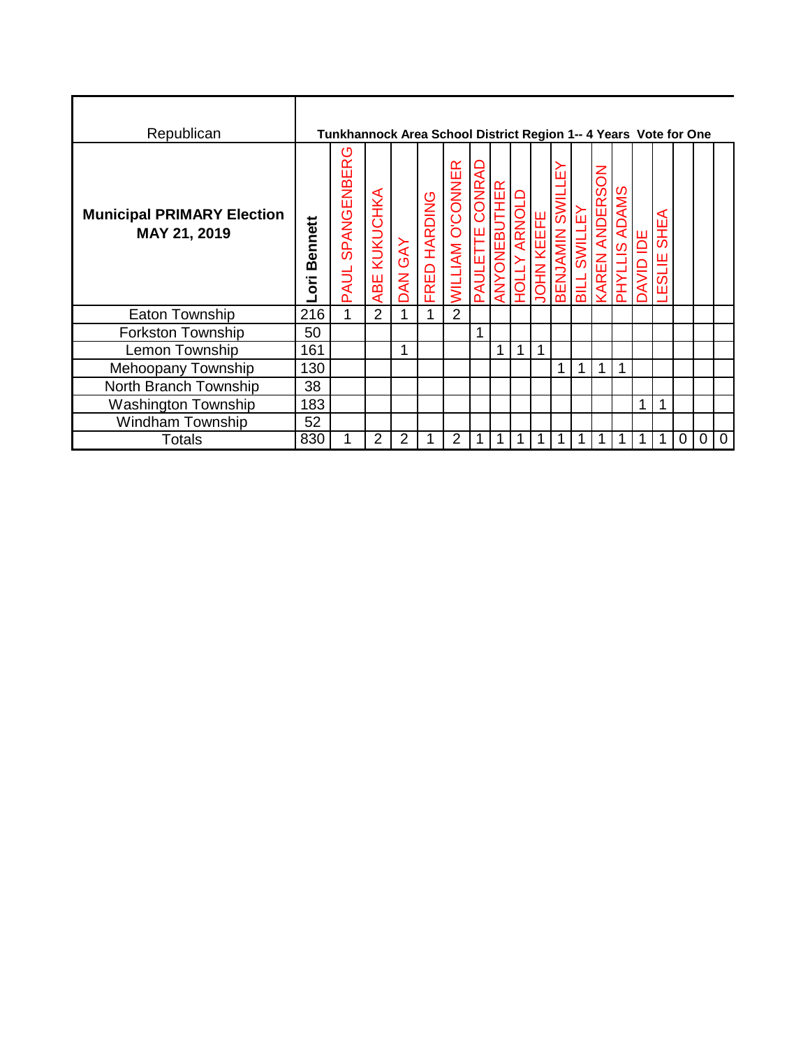| Republican | Tunkhannock Area School District Region 1-- 4 Years Vote for One | | | | | | | | | | | | | | | | | | |
|---|---|---|---|---|---|---|---|---|---|---|---|---|---|---|---|---|---|---|---|
| **Municipal PRIMARY Election MAY 21, 2019** | **Lori Bennett** | PAUL SPANGENBERG | ABE KUKUCHKA | DAN GAY | FRED HARDING | WILLIAM O'CONNER | PAULETTE CONRAD | ANYONEBUTHER | HOLLY ARNOLD | JOHN KEEFE | BENJAMIN SWILLEY | BILL SWILLEY | KAREN ANDERSON | PHYLLIS ADAMS | DAVID IDE | LESLIE SHEA | | | |
| Eaton Township | 216 | 1 | 2 | 1 | 1 | 2 | | | | | | | | | | | | | |
| Forkston Township | 50 | | | | | | 1 | | | | | | | | | | | | |
| Lemon Township | 161 | | | 1 | | | | 1 | 1 | 1 | | | | | | | | | |
| Mehoopany Township | 130 | | | | | | | | | | 1 | 1 | 1 | 1 | | | | | |
| North Branch Township | 38 | | | | | | | | | | | | | | | | | | |
| Washington Township | 183 | | | | | | | | | | | | | | 1 | 1 | | | |
| Windham Township | 52 | | | | | | | | | | | | | | | | | | |
| Totals | 830 | 1 | 2 | 2 | 1 | 2 | 1 | 1 | 1 | 1 | 1 | 1 | 1 | 1 | 1 | 1 | 0 | 0 | 0 |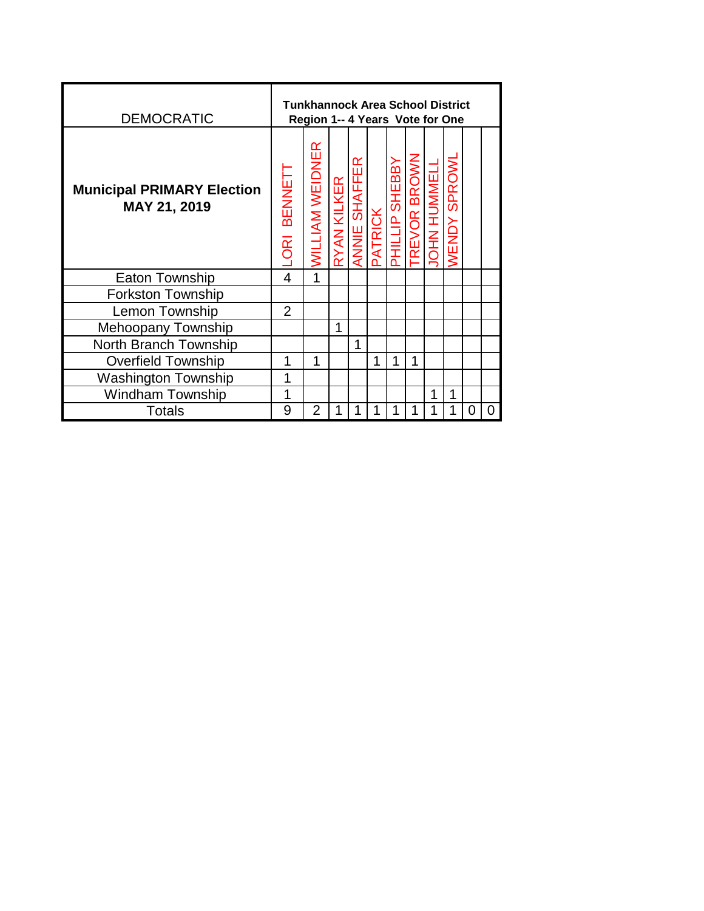| DEMOCRATIC | Tunkhannock Area School District Region 1-- 4 Years Vote for One | | | | | | | | | | |
|---|---|---|---|---|---|---|---|---|---|---|---|
| **Municipal PRIMARY Election MAY 21, 2019** | LORI BENNETT | WILLIAM WEIDNER | RYAN KILKER | ANNIE SHAFFER | PATRICK | PHILLIP SHEBBY | TREVOR BROWN | JOHN HUMMELL | WENDY SPROWL | | |
| Eaton Township | 4 | 1 | | | | | | | | | |
| Forkston Township | | | | | | | | | | | |
| Lemon Township | 2 | | | | | | | | | | |
| Mehoopany Township | | | 1 | | | | | | | | |
| North Branch Township | | | | 1 | | | | | | | |
| Overfield Township | 1 | 1 | | | 1 | 1 | 1 | | | | |
| Washington Township | 1 | | | | | | | | | | |
| Windham Township | 1 | | | | | | | 1 | 1 | | |
| Totals | 9 | 2 | 1 | 1 | 1 | 1 | 1 | 1 | 1 | 0 | 0 |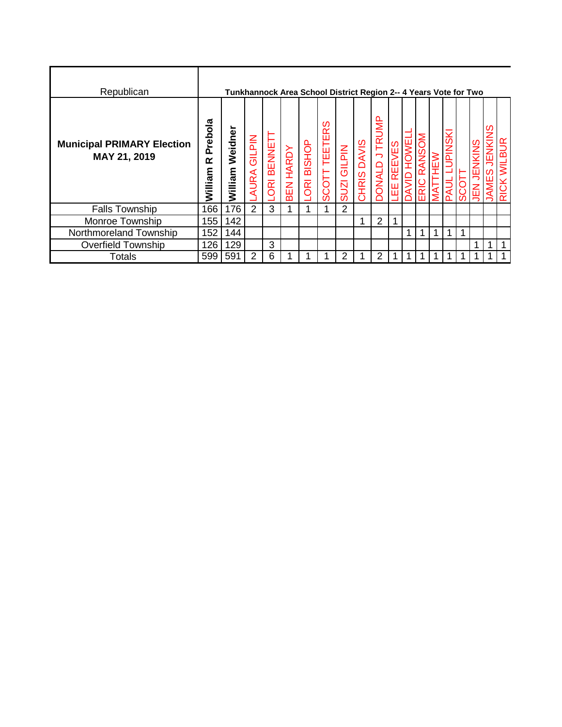| Republican | Tunkhannock Area School District Region 2-- 4 Years Vote for Two | | | | | | | | | | | | | | | | | | | |
|---|---|---|---|---|---|---|---|---|---|---|---|---|---|---|---|---|---|---|---|---|
| **Municipal PRIMARY Election MAY 21, 2019** | **William R Prebola** | **William Weidner** | LAURA GILPIN | LORI BENNETT | BEN HARDY | LORI BISHOP | SCOTT TEETERS | SUZI GILPIN | CHRIS DAVIS | DONALD J TRUMP | LEE REEVES | DAVID HOWELL | ERIC RANSOM | MATTHEW | PAUL LUPINSKI | SCOTT | JEN JENKINS | JAMES JENKINS | RICK WILBUR |
| Falls Township | 166 | 176 | 2 | 3 | 1 | 1 | 1 | 2 | | | | | | | | | | | |
| Monroe Township | 155 | 142 | | | | | | | 1 | 2 | 1 | | | | | | | | |
| Northmoreland Township | 152 | 144 | | | | | | | | | | 1 | 1 | 1 | 1 | 1 | | | |
| Overfield Township | 126 | 129 | | 3 | | | | | | | | | | | | | 1 | 1 | 1 |
| Totals | 599 | 591 | 2 | 6 | 1 | 1 | 1 | 2 | 1 | 2 | 1 | 1 | 1 | 1 | 1 | 1 | 1 | 1 | 1 |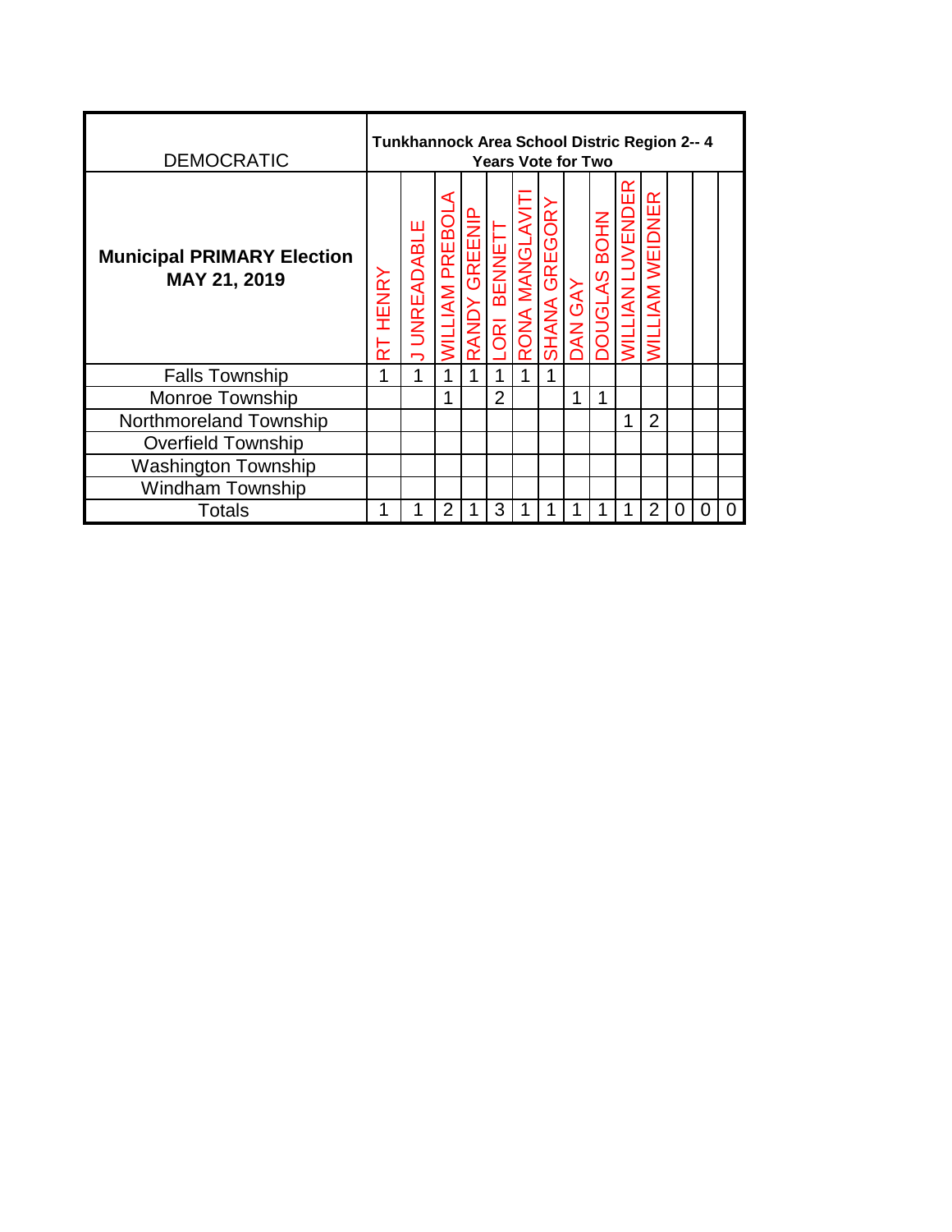| DEMOCRATIC | Tunkhannock Area School Distric Region 2-- 4 Years Vote for Two | | | | | | | | | | | | | |
|---|---|---|---|---|---|---|---|---|---|---|---|---|---|---|
| **Municipal PRIMARY Election MAY 21, 2019** | RT HENRY | J UNREADABLE | WILLIAM PREBOLA | RANDY GREENIP | LORI BENNETT | RONA MANGLAVITI | SHANA GREGORY | DAN GAY | DOUGLAS BOHN | WILLIAN LUVENDER | WILLIAM WEIDNER | | | |
| Falls Township | 1 | 1 | 1 | 1 | 1 | 1 | 1 | | | | | | | |
| Monroe Township | | | 1 | | 2 | | | 1 | 1 | | | | | |
| Northmoreland Township | | | | | | | | | | 1 | 2 | | | |
| Overfield Township | | | | | | | | | | | | | | |
| Washington Township | | | | | | | | | | | | | | |
| Windham Township | | | | | | | | | | | | | | |
| Totals | 1 | 1 | 2 | 1 | 3 | 1 | 1 | 1 | 1 | 1 | 2 | 0 | 0 | 0 |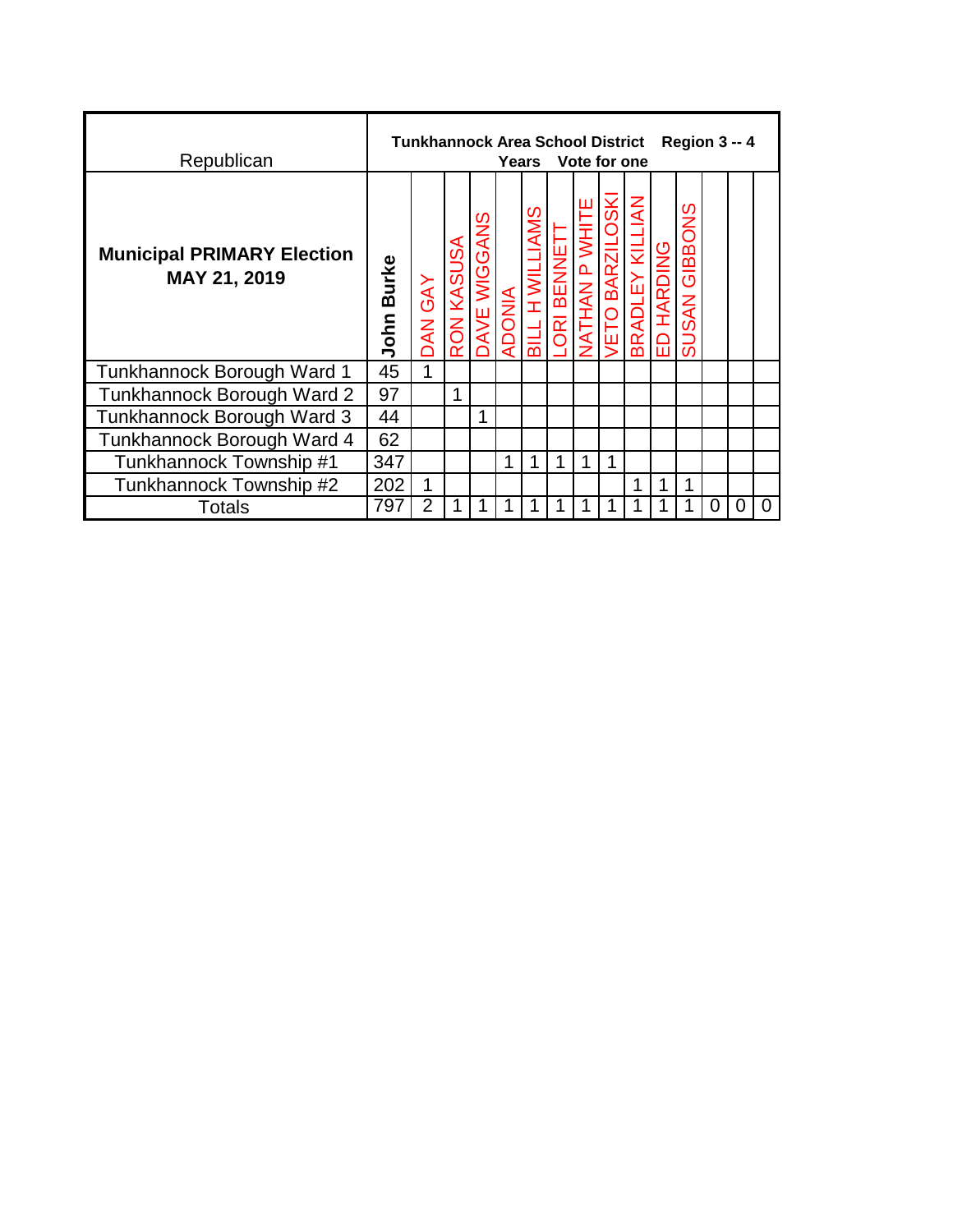| Republican | Tunkhannock Area School District Region 3 -- 4 Years Vote for one | | | | | | | | | | | | | | |
|---|---|---|---|---|---|---|---|---|---|---|---|---|---|---|---|
| **Municipal PRIMARY Election MAY 21, 2019** | **John Burke** | DAN GAY | RON KASUSA | DAVE WIGGANS | ADONIA | BILL H WILLIAMS | LORI BENNETT | NATHAN P WHITE | VETO BARZILOSKI | BRADLEY KILLIAN | ED HARDING | SUSAN GIBBONS | | | |
| Tunkhannock Borough Ward 1 | 45 | 1 | | | | | | | | | | | | | |
| Tunkhannock Borough Ward 2 | 97 | | 1 | | | | | | | | | | | | |
| Tunkhannock Borough Ward 3 | 44 | | | 1 | | | | | | | | | | | |
| Tunkhannock Borough Ward 4 | 62 | | | | | | | | | | | | | | |
| Tunkhannock Township #1 | 347 | | | | 1 | 1 | 1 | 1 | 1 | | | | | | |
| Tunkhannock Township #2 | 202 | 1 | | | | | | | | 1 | 1 | 1 | | | |
| Totals | 797 | 2 | 1 | 1 | 1 | 1 | 1 | 1 | 1 | 1 | 1 | 1 | 0 | 0 | 0 |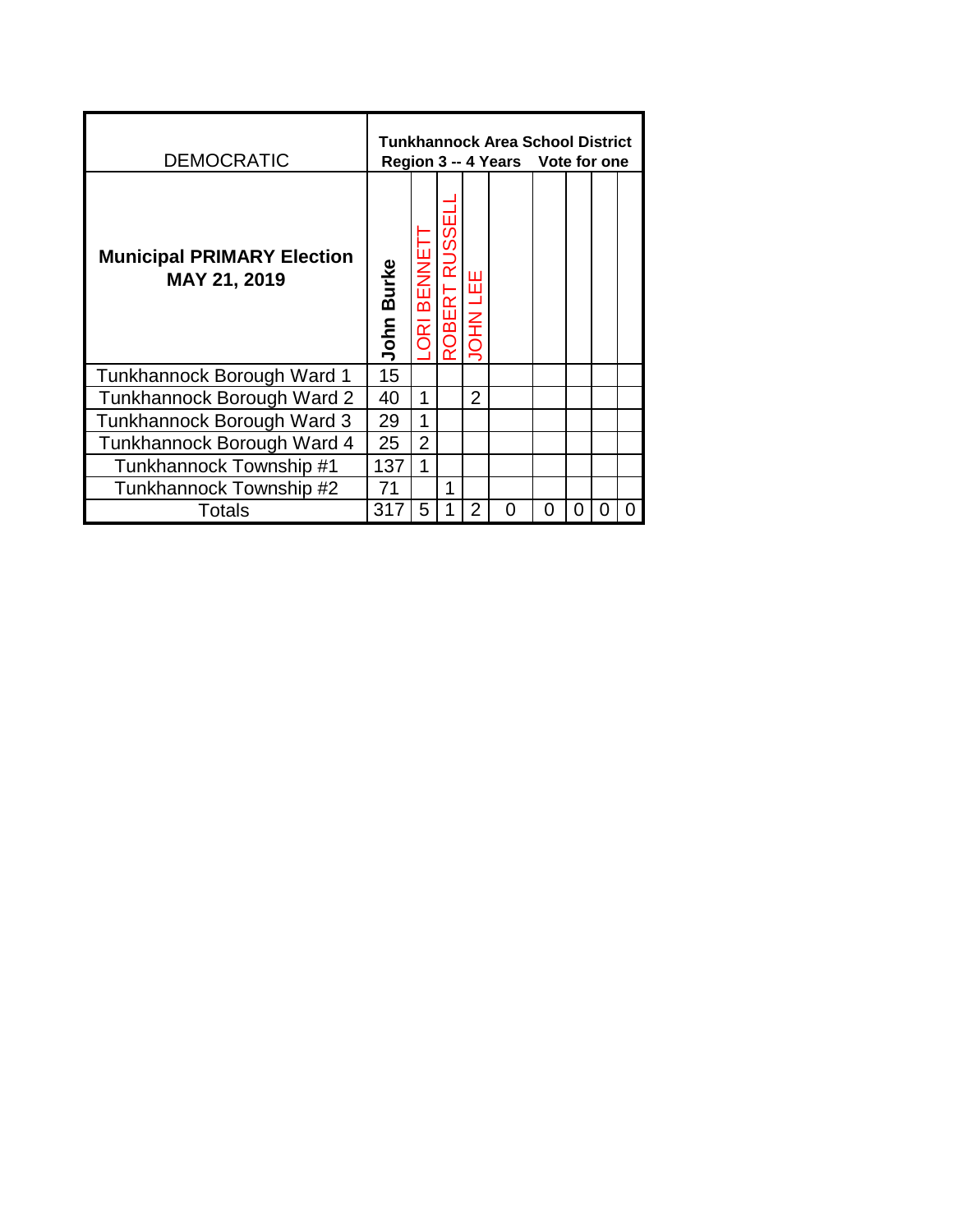| DEMOCRATIC | Tunkhannock Area School District Region 3 -- 4 Years Vote for one | | | | | | | | |
|---|---|---|---|---|---|---|---|---|---|
| **Municipal PRIMARY Election MAY 21, 2019** | **John Burke** | LORI BENNETT | ROBERT RUSSELL | JOHN LEE | | | | | |
| Tunkhannock Borough Ward 1 | 15 | | | | | | | | |
| Tunkhannock Borough Ward 2 | 40 | 1 | | 2 | | | | | |
| Tunkhannock Borough Ward 3 | 29 | 1 | | | | | | | |
| Tunkhannock Borough Ward 4 | 25 | 2 | | | | | | | |
| Tunkhannock Township #1 | 137 | 1 | | | | | | | |
| Tunkhannock Township #2 | 71 | | 1 | | | | | | |
| Totals | 317 | 5 | 1 | 2 | 0 | 0 | 0 | 0 | 0 |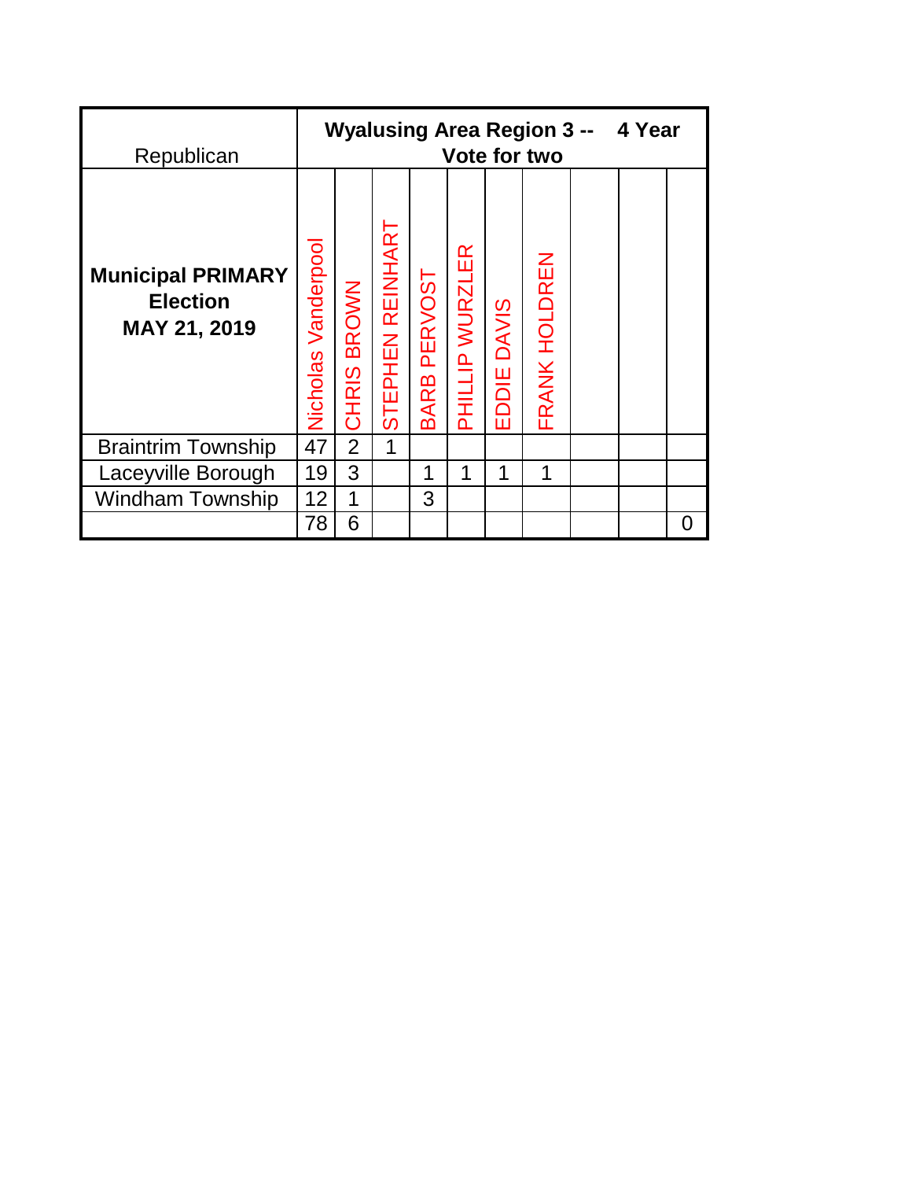| Republican | Wyalusing Area Region 3 -- 4 Year Vote for two | | | | | | | | | |
|---|---|---|---|---|---|---|---|---|---|---|
| **Municipal PRIMARY Election MAY 21, 2019** | Nicholas Vanderpool | CHRIS BROWN | STEPHEN REINHART | BARB PERVOST | PHILLIP WURZLER | EDDIE DAVIS | FRANK HOLDREN | | | |
| Braintrim Township | 47 | 2 | 1 | | | | | | | |
| Laceyville Borough | 19 | 3 | | 1 | 1 | 1 | 1 | | | |
| Windham Township | 12 | 1 | | 3 | | | | | | |
| | 78 | 6 | | | | | | | | 0 |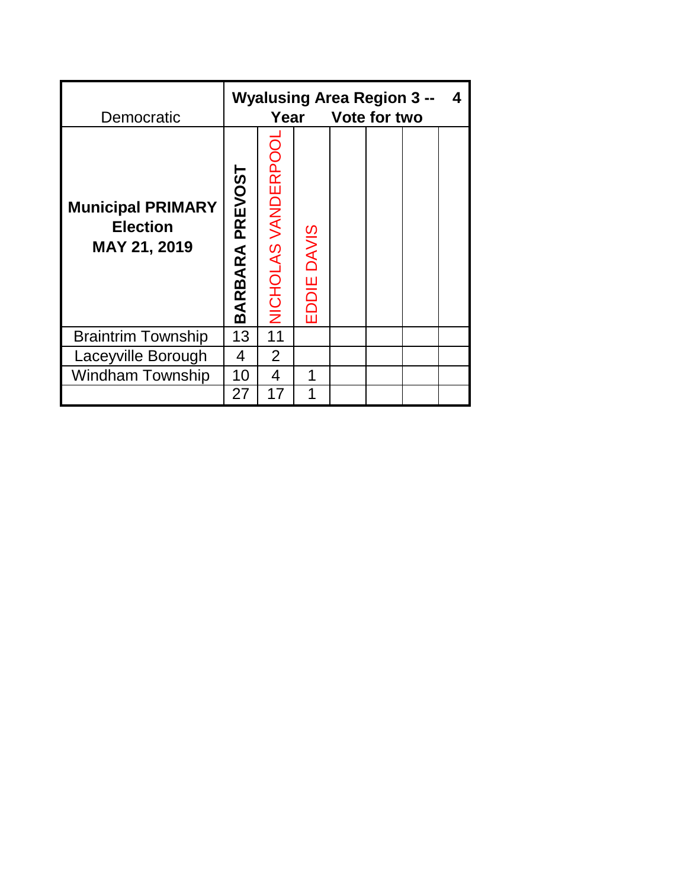| Democratic | Wyalusing Area Region 3 -- 4 Year Vote for two | | | | | | |
|---|---|---|---|---|---|---|---|
| **Municipal PRIMARY Election MAY 21, 2019** | **BARBARA PREVOST** | NICHOLAS VANDERPOOL | EDDIE DAVIS | | | | |
| Braintrim Township | 13 | 11 | | | | | |
| Laceyville Borough | 4 | 2 | | | | | |
| Windham Township | 10 | 4 | 1 | | | | |
| | 27 | 17 | 1 | | | | |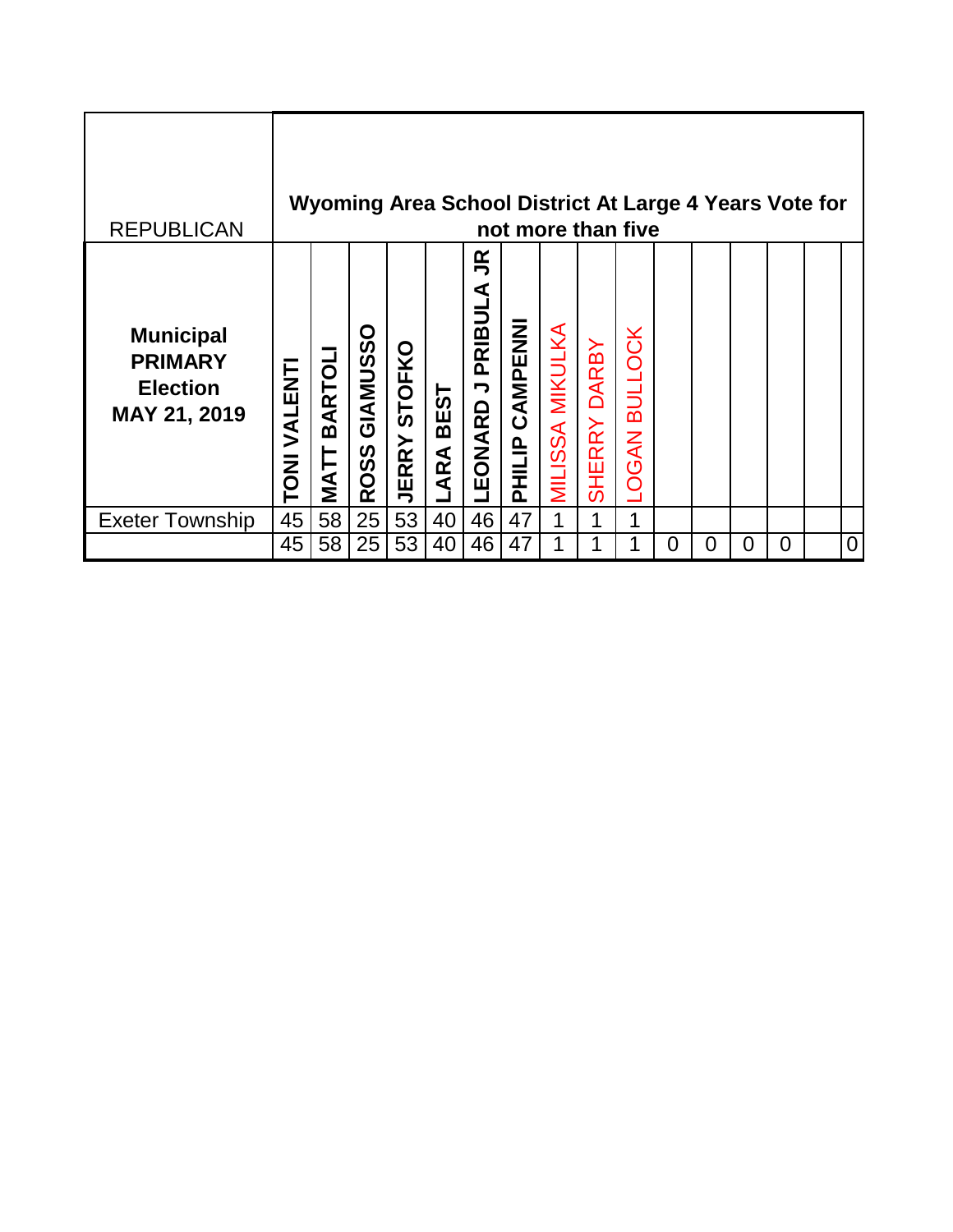| REPUBLICAN | Wyoming Area School District At Large 4 Years Vote for not more than five | | | | | | | | | | | | | | | |
|---|---|---|---|---|---|---|---|---|---|---|---|---|---|---|---|---|
| **Municipal PRIMARY Election MAY 21, 2019** | **TONI VALENTI** | **MATT BARTOLI** | **ROSS GIAMUSSO** | **JERRY STOFKO** | **LARA BEST** | **LEONARD J PRIBULA JR** | **PHILIP CAMPENNI** | MILISSA MIKULKA | SHERRY DARBY | LOGAN BULLOCK | | | | | | |
| Exeter Township | 45 | 58 | 25 | 53 | 40 | 46 | 47 | 1 | 1 | 1 | | | | | | |
| | 45 | 58 | 25 | 53 | 40 | 46 | 47 | 1 | 1 | 1 | 0 | 0 | 0 | 0 | | 0 |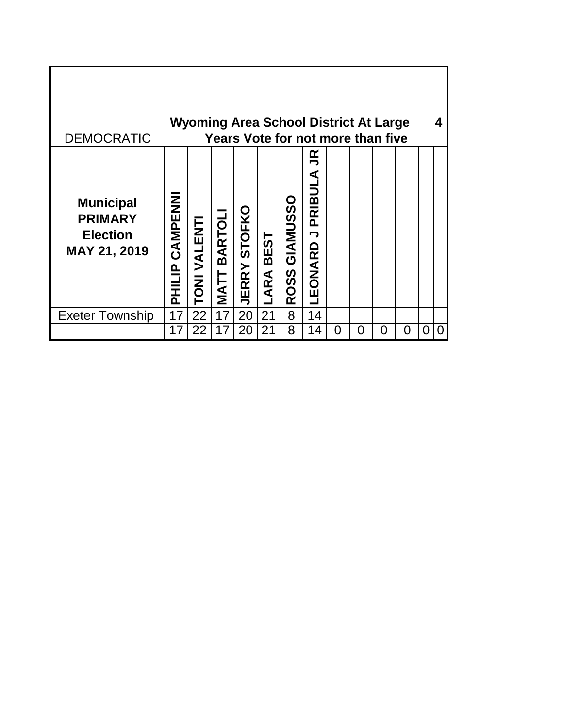| DEMOCRATIC | Wyoming Area School District At Large 4 Years Vote for not more than five | | | | | | | | | | | | |
|---|---|---|---|---|---|---|---|---|---|---|---|---|---|
| **Municipal PRIMARY Election MAY 21, 2019** | **PHILIP CAMPENNI** | **TONI VALENTI** | **MATT BARTOLI** | **JERRY STOFKO** | **LARA BEST** | **ROSS GIAMUSSO** | **LEONARD J PRIBULA JR** | | | | | | |
| Exeter Township | 17 | 22 | 17 | 20 | 21 | 8 | 14 | | | | | | |
| | 17 | 22 | 17 | 20 | 21 | 8 | 14 | 0 | 0 | 0 | 0 | 0 | 0 |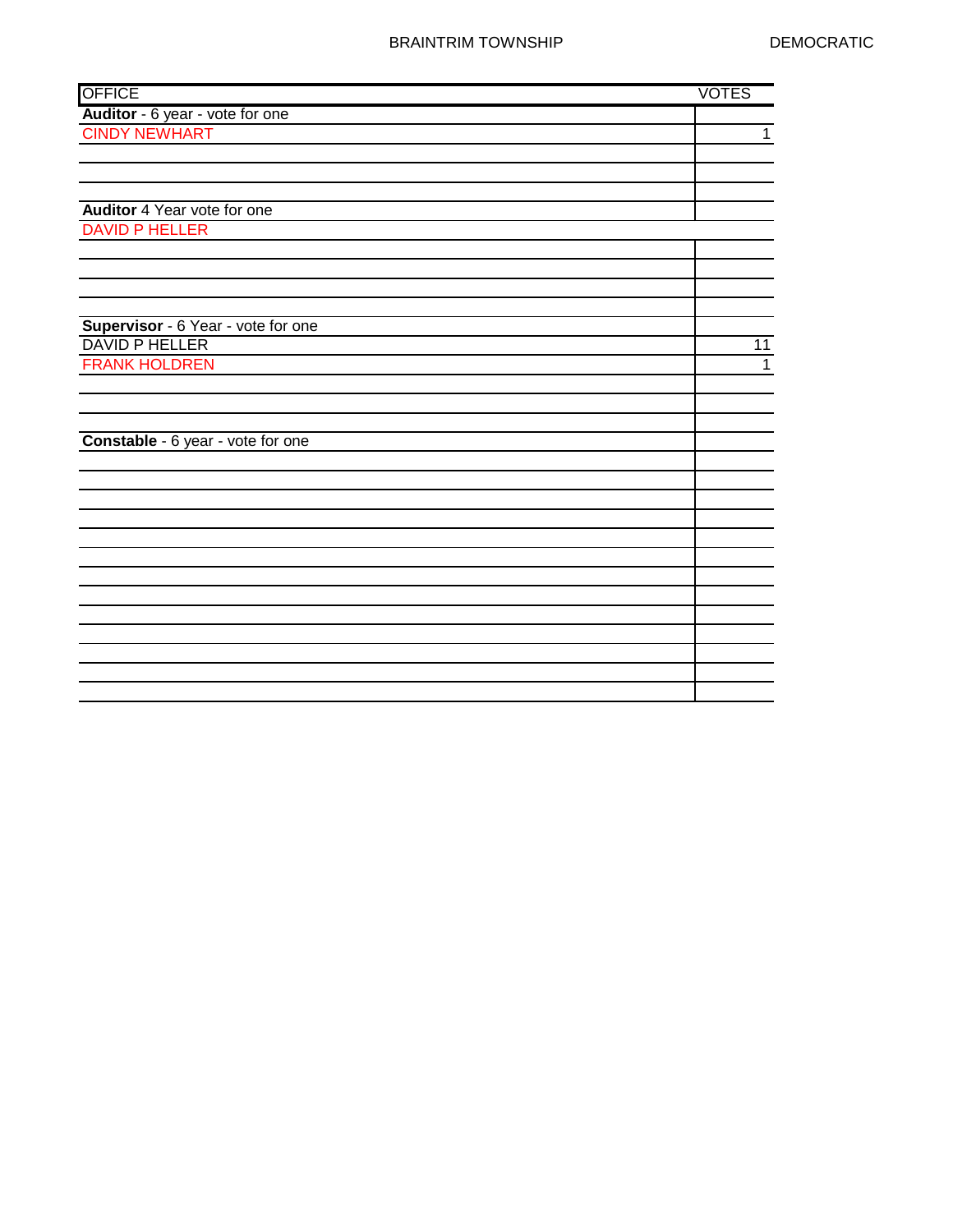BRAINTRIM TOWNSHIP DEMOCRATIC

| OFFICE | VOTES |
|---|---|
| **Auditor** - 6 year - vote for one | |
| CINDY NEWHART | 1 |
| | |
| | |
| | |
| **Auditor** 4 Year vote for one | |
| DAVID P HELLER | |
| | |
| | |
| | |
| | |
| **Supervisor** - 6 Year - vote for one | |
| DAVID P HELLER | 11 |
| FRANK HOLDREN | 1 |
| | |
| | |
| | |
| **Constable** - 6 year - vote for one | |
| | |
| | |
| | |
| | |
| | |
| | |
| | |
| | |
| | |
| | |
| | |
| | |
| | |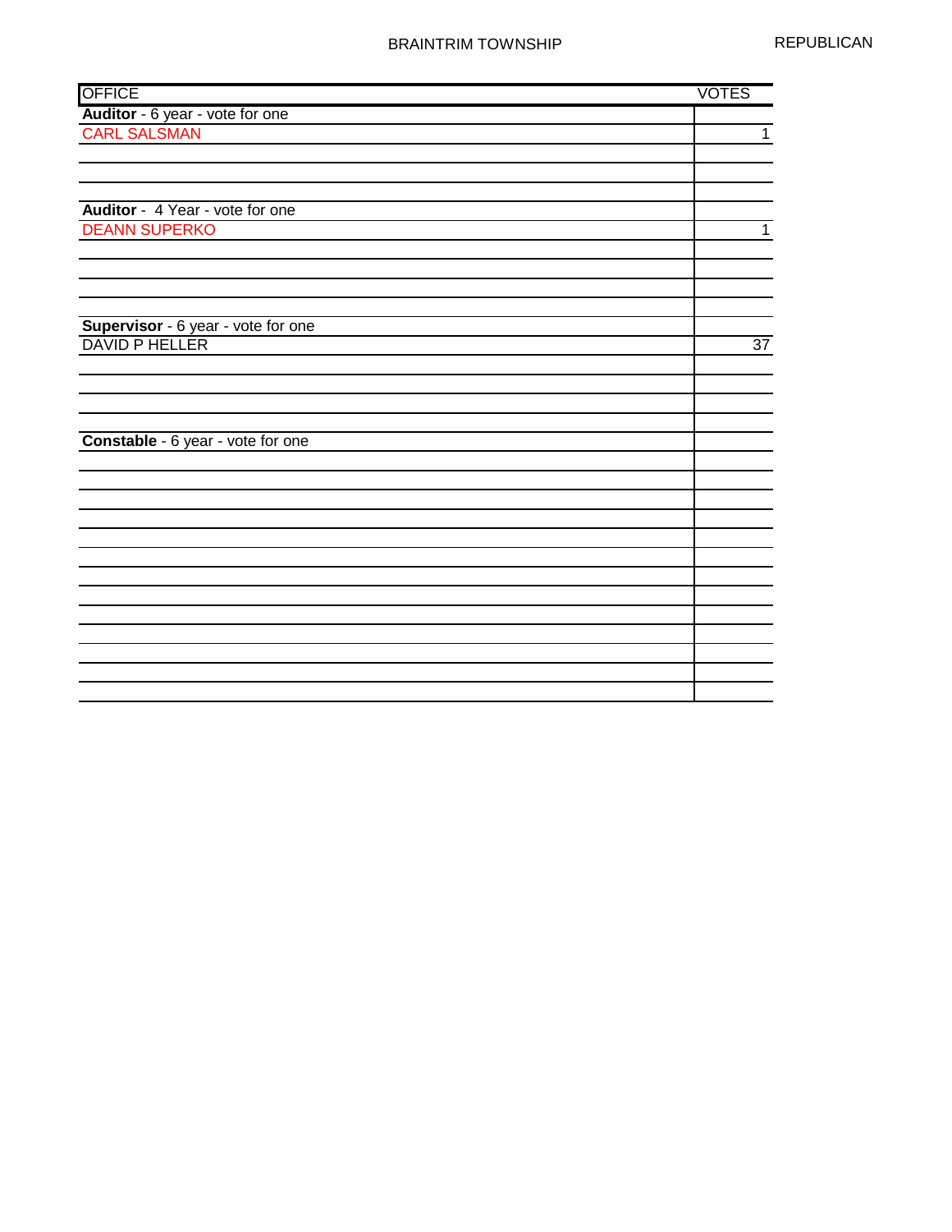BRAINTRIM TOWNSHIP

REPUBLICAN

| OFFICE | VOTES |
|---|---|
| **Auditor** - 6 year - vote for one | |
| CARL SALSMAN | 1 |
| | |
| | |
| | |
| **Auditor** - 4 Year - vote for one | |
| DEANN SUPERKO | 1 |
| | |
| | |
| | |
| | |
| **Supervisor** - 6 year - vote for one | |
| DAVID P HELLER | 37 |
| | |
| | |
| | |
| | |
| **Constable** - 6 year - vote for one | |
| | |
| | |
| | |
| | |
| | |
| | |
| | |
| | |
| | |
| | |
| | |
| | |
| | |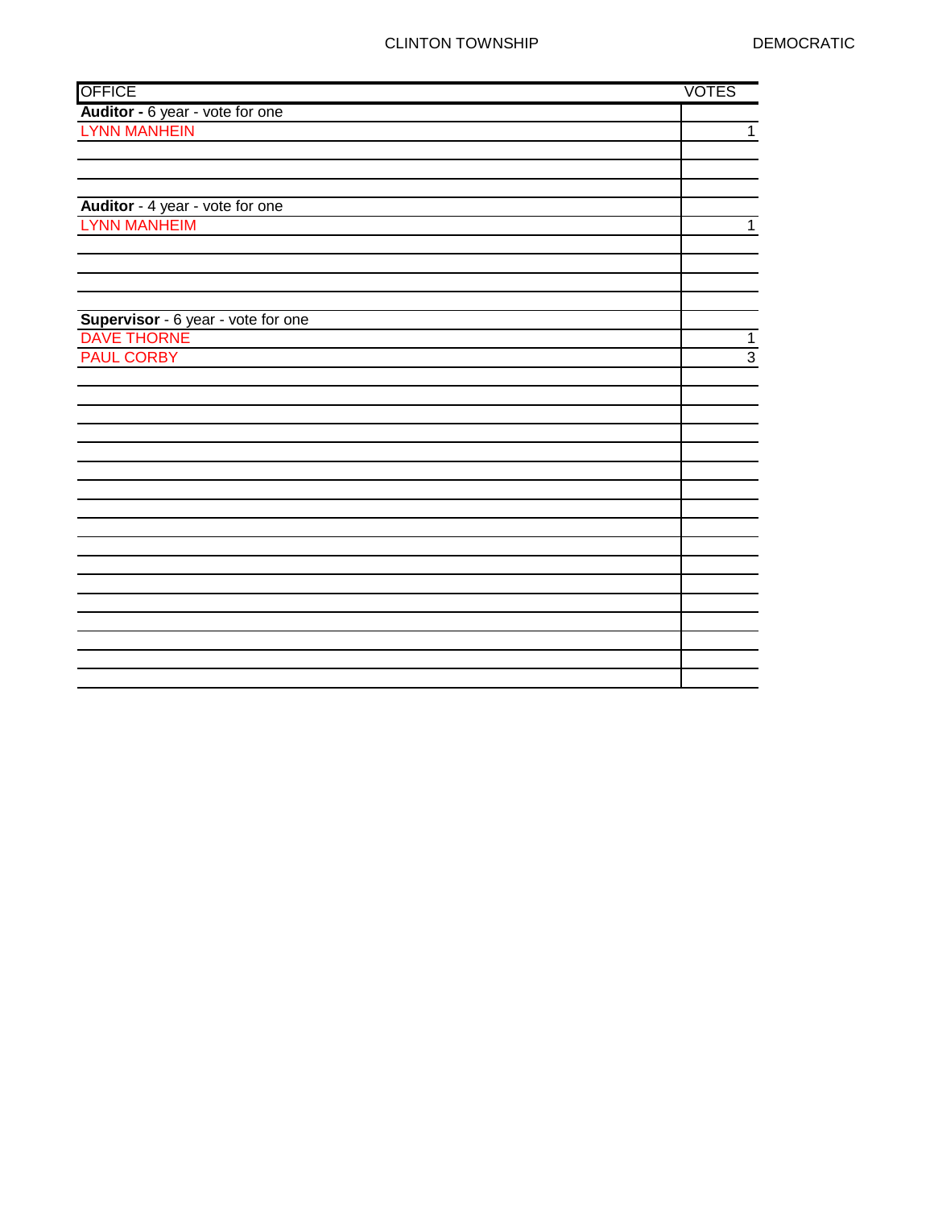CLINTON TOWNSHIP DEMOCRATIC

| OFFICE | VOTES |
|---|---|
| **Auditor -** 6 year - vote for one | |
| LYNN MANHEIN | 1 |
| | |
| | |
| | |
| **Auditor** - 4 year - vote for one | |
| LYNN MANHEIM | 1 |
| | |
| | |
| | |
| | |
| **Supervisor** - 6 year - vote for one | |
| DAVE THORNE | 1 |
| PAUL CORBY | 3 |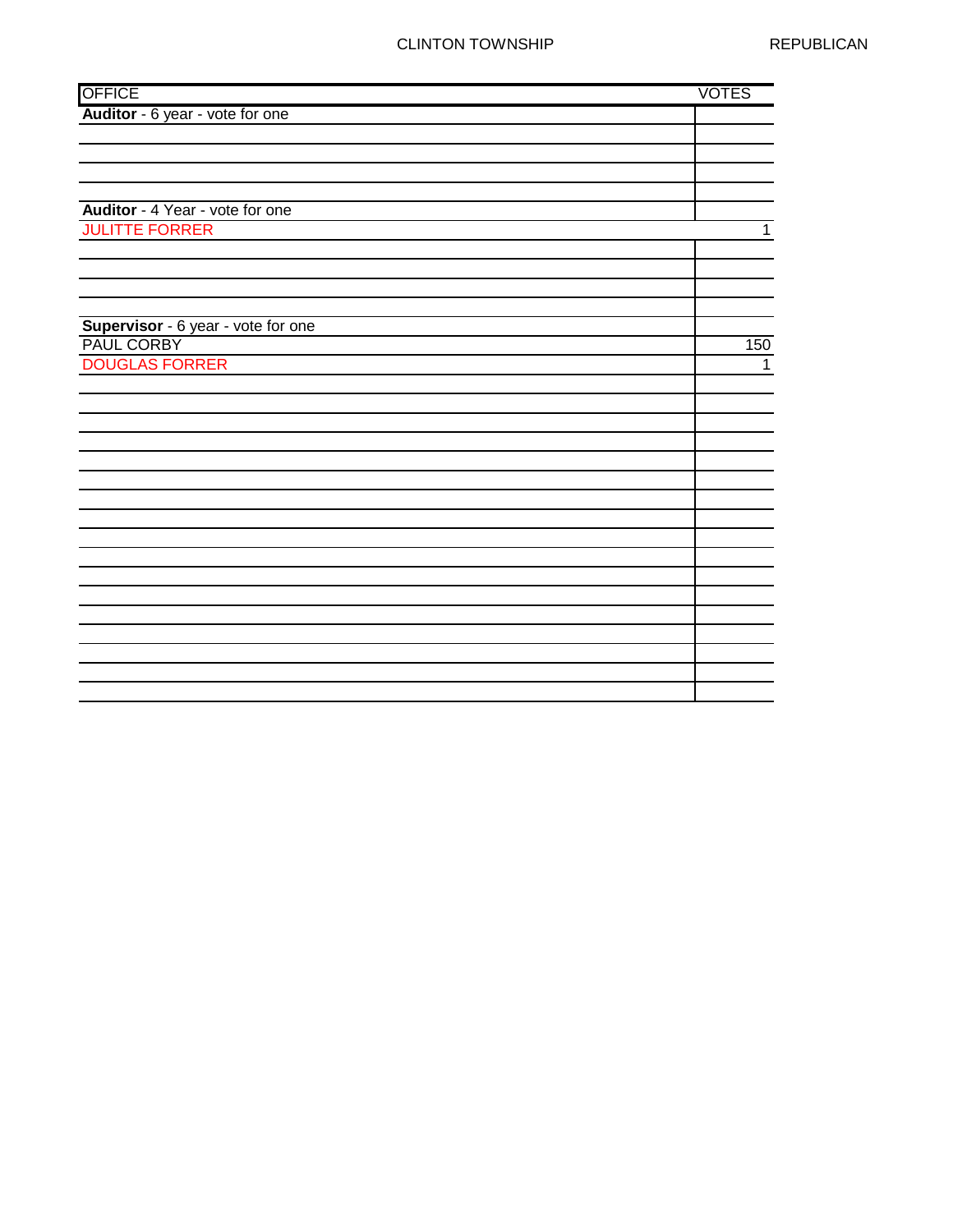CLINTON TOWNSHIP — REPUBLICAN

| OFFICE | VOTES |
|---|---|
| **Auditor** - 6 year - vote for one | |
| | |
| | |
| | |
| | |
| **Auditor** - 4 Year - vote for one | |
| JULITTE FORRER | 1 |
| | |
| | |
| | |
| | |
| **Supervisor** - 6 year - vote for one | |
| PAUL CORBY | 150 |
| DOUGLAS FORRER | 1 |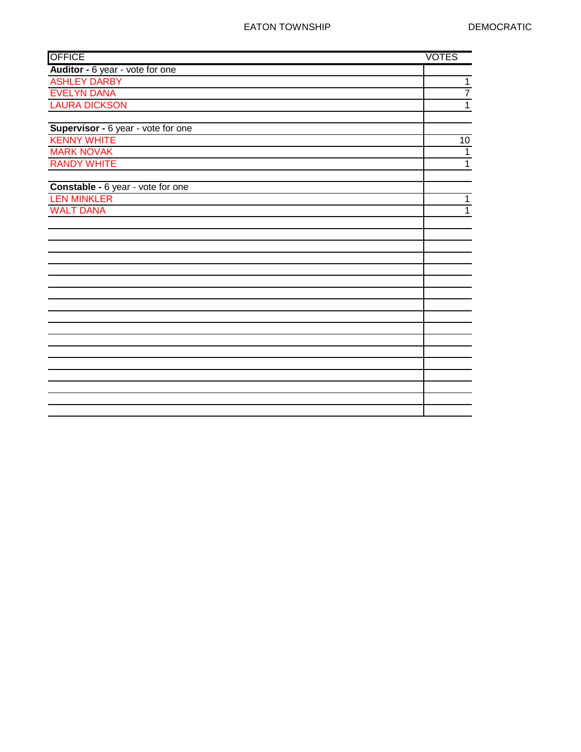EATON TOWNSHIP DEMOCRATIC

| OFFICE | VOTES |
|---|---|
| **Auditor -** 6 year - vote for one | |
| ASHLEY DARBY | 1 |
| EVELYN DANA | 7 |
| LAURA DICKSON | 1 |
| | |
| **Supervisor -** 6 year - vote for one | |
| KENNY WHITE | 10 |
| MARK NOVAK | 1 |
| RANDY WHITE | 1 |
| | |
| **Constable -** 6 year - vote for one | |
| LEN MINKLER | 1 |
| WALT DANA | 1 |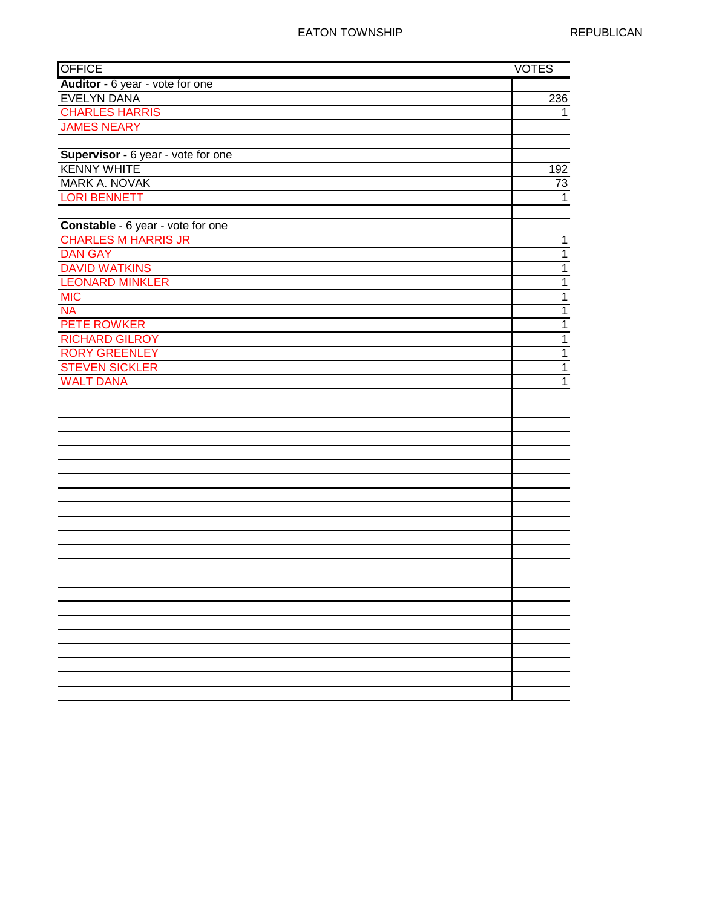EATON TOWNSHIP REPUBLICAN

| OFFICE | VOTES |
|---|---|
| **Auditor -** 6 year - vote for one | |
| EVELYN DANA | 236 |
| CHARLES HARRIS | 1 |
| JAMES NEARY | |
| | |
| **Supervisor -** 6 year - vote for one | |
| KENNY WHITE | 192 |
| MARK A. NOVAK | 73 |
| LORI BENNETT | 1 |
| | |
| **Constable** - 6 year - vote for one | |
| CHARLES M HARRIS JR | 1 |
| DAN GAY | 1 |
| DAVID WATKINS | 1 |
| LEONARD MINKLER | 1 |
| MIC | 1 |
| NA | 1 |
| PETE ROWKER | 1 |
| RICHARD GILROY | 1 |
| RORY GREENLEY | 1 |
| STEVEN SICKLER | 1 |
| WALT DANA | 1 |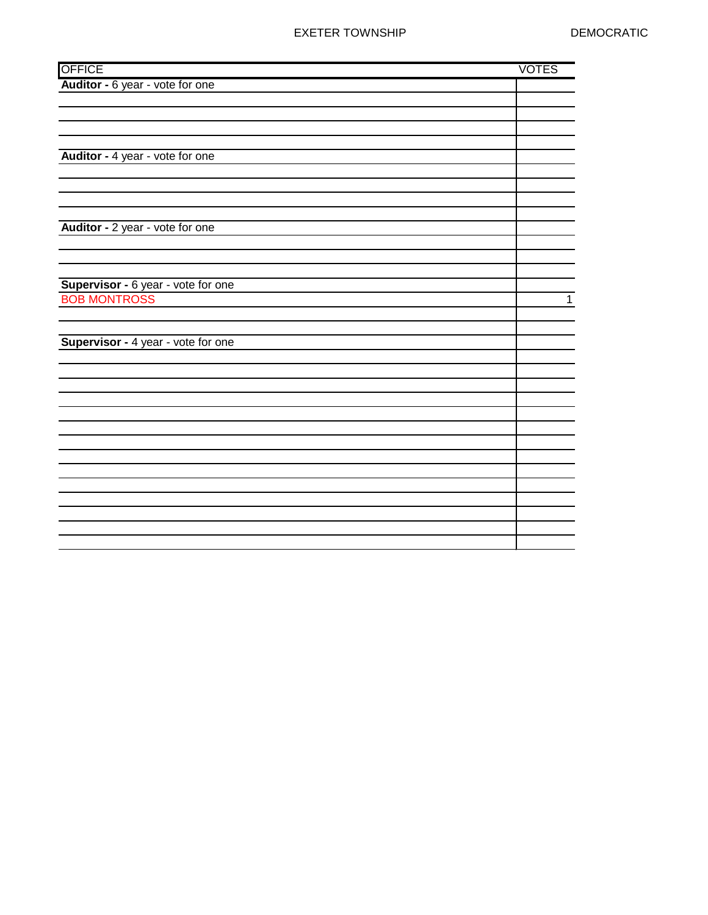EXETER TOWNSHIP DEMOCRATIC

| OFFICE | VOTES |
|---|---|
| **Auditor -** 6 year - vote for one | |
| | |
| | |
| | |
| | |
| **Auditor -** 4 year - vote for one | |
| | |
| | |
| | |
| | |
| **Auditor -** 2 year - vote for one | |
| | |
| | |
| | |
| **Supervisor -** 6 year - vote for one | |
| BOB MONTROSS | 1 |
| | |
| | |
| **Supervisor -** 4 year - vote for one | |
| | |
| | |
| | |
| | |
| | |
| | |
| | |
| | |
| | |
| | |
| | |
| | |
| | |
| | |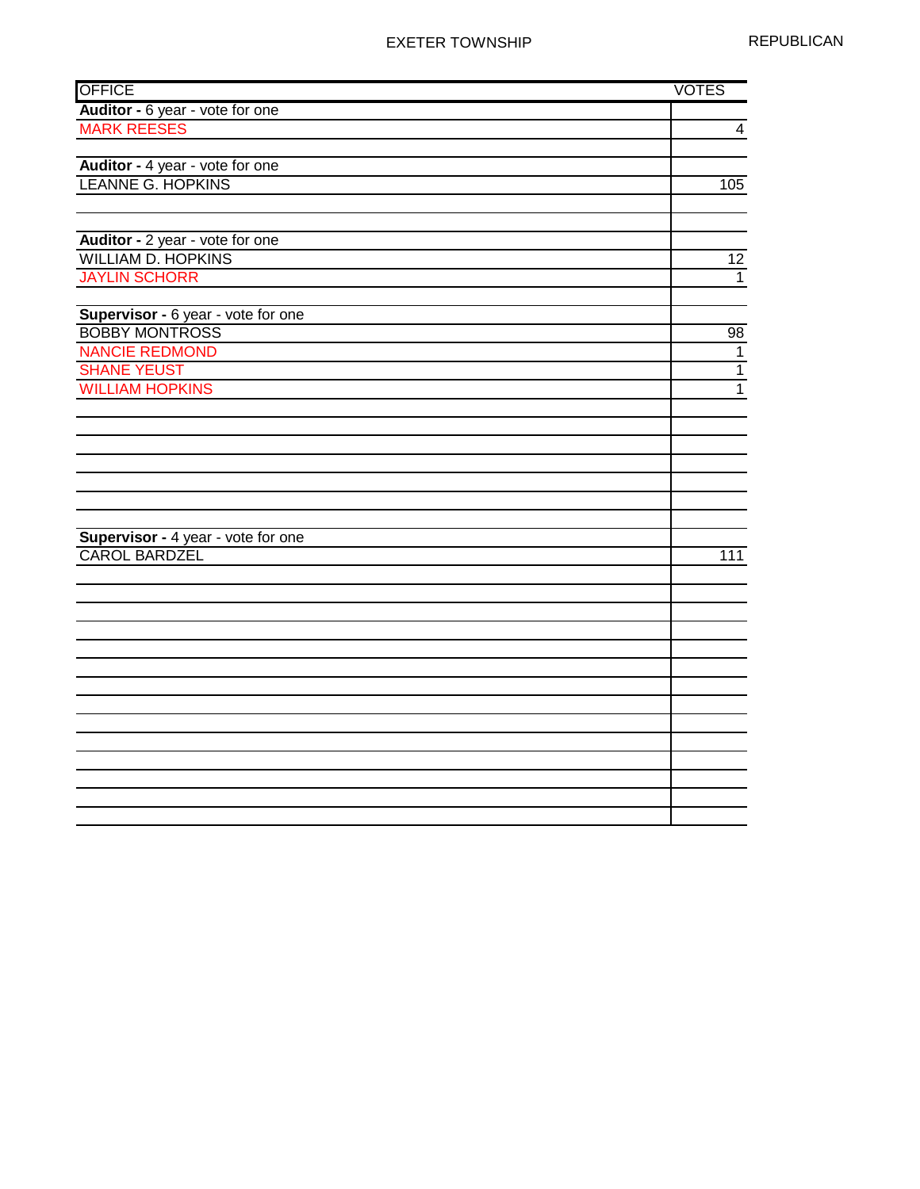EXETER TOWNSHIP

REPUBLICAN

| OFFICE | VOTES |
|---|---|
| **Auditor -** 6 year - vote for one | |
| MARK REESES | 4 |
| | |
| **Auditor -** 4 year - vote for one | |
| LEANNE G. HOPKINS | 105 |
| | |
| | |
| **Auditor -** 2 year - vote for one | |
| WILLIAM D. HOPKINS | 12 |
| JAYLIN SCHORR | 1 |
| | |
| **Supervisor -** 6 year - vote for one | |
| BOBBY MONTROSS | 98 |
| NANCIE REDMOND | 1 |
| SHANE YEUST | 1 |
| WILLIAM HOPKINS | 1 |
| | |
| | |
| | |
| | |
| | |
| | |
| | |
| **Supervisor -** 4 year - vote for one | |
| CAROL BARDZEL | 111 |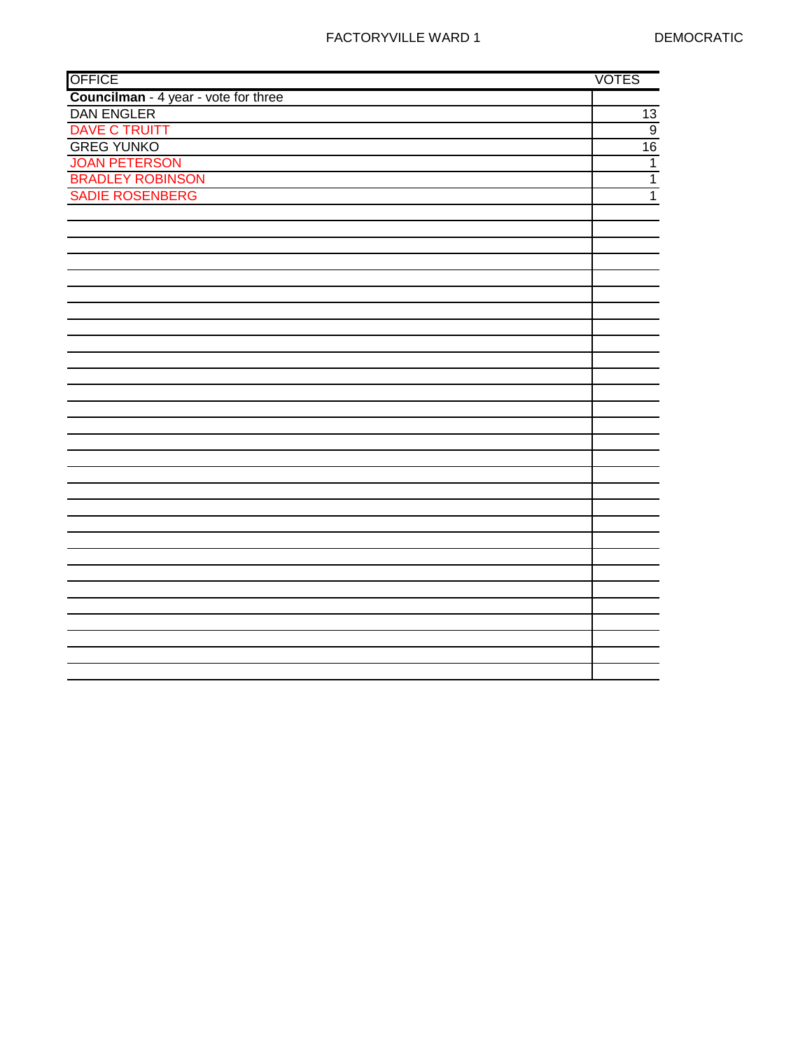FACTORYVILLE WARD 1 DEMOCRATIC

| OFFICE | VOTES |
|---|---|
| **Councilman** - 4 year - vote for three | |
| DAN ENGLER | 13 |
| DAVE C TRUITT | 9 |
| GREG YUNKO | 16 |
| JOAN PETERSON | 1 |
| BRADLEY ROBINSON | 1 |
| SADIE ROSENBERG | 1 |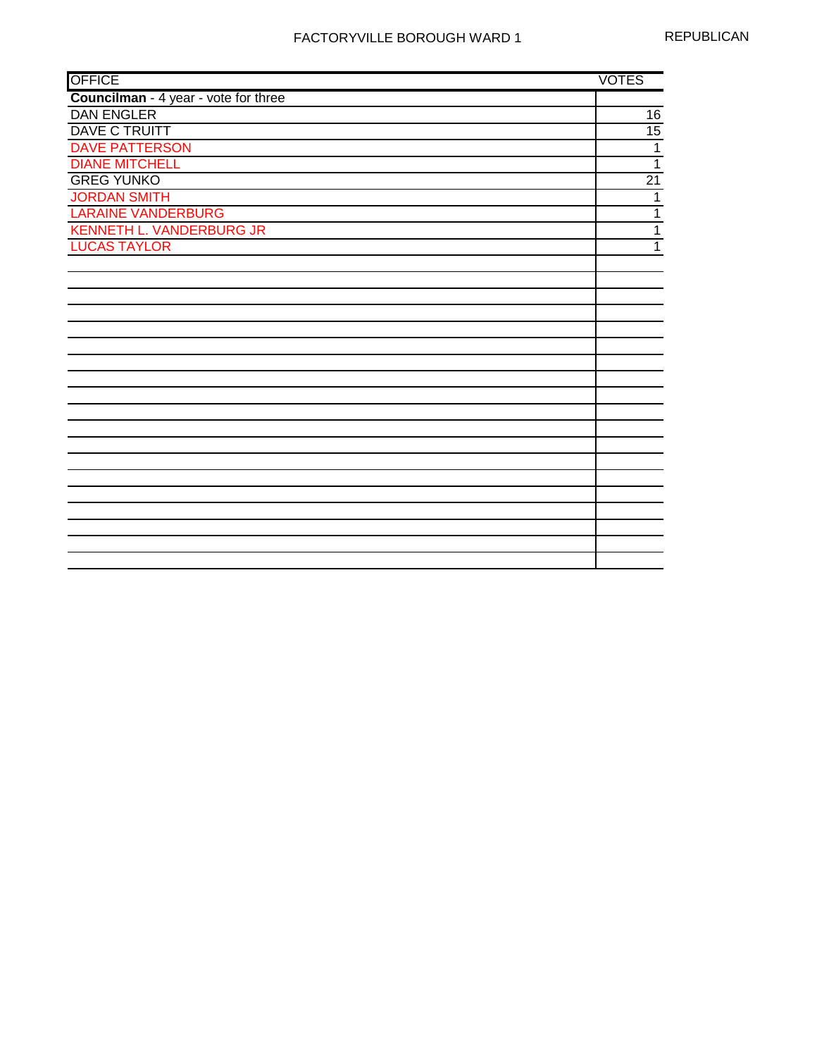FACTORYVILLE BOROUGH WARD 1 REPUBLICAN

| OFFICE | VOTES |
|---|---|
| **Councilman** - 4 year - vote for three | |
| DAN ENGLER | 16 |
| DAVE C TRUITT | 15 |
| DAVE PATTERSON | 1 |
| DIANE MITCHELL | 1 |
| GREG YUNKO | 21 |
| JORDAN SMITH | 1 |
| LARAINE VANDERBURG | 1 |
| KENNETH L. VANDERBURG JR | 1 |
| LUCAS TAYLOR | 1 |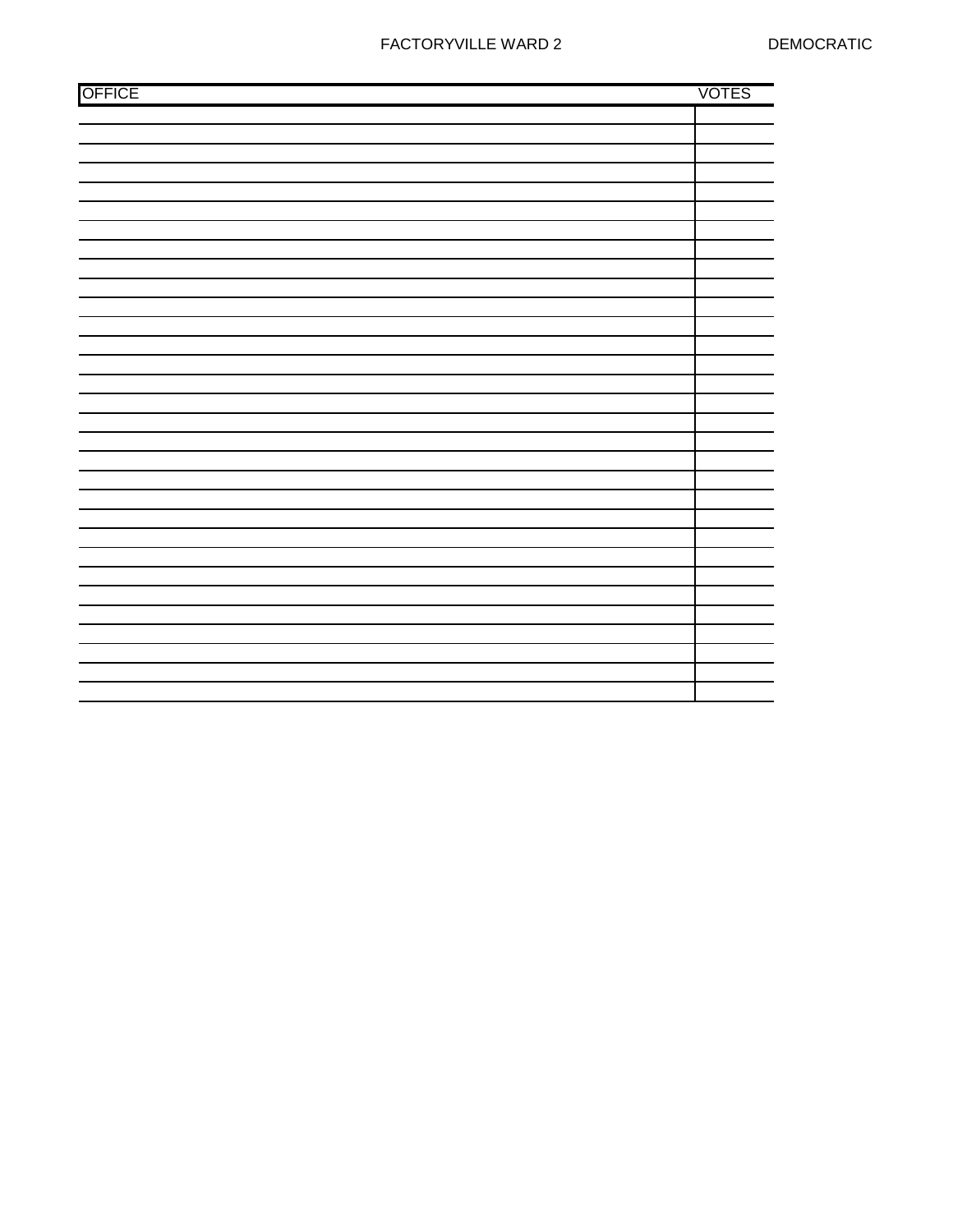FACTORYVILLE WARD 2 DEMOCRATIC

| OFFICE | VOTES |
|---|---|
| | |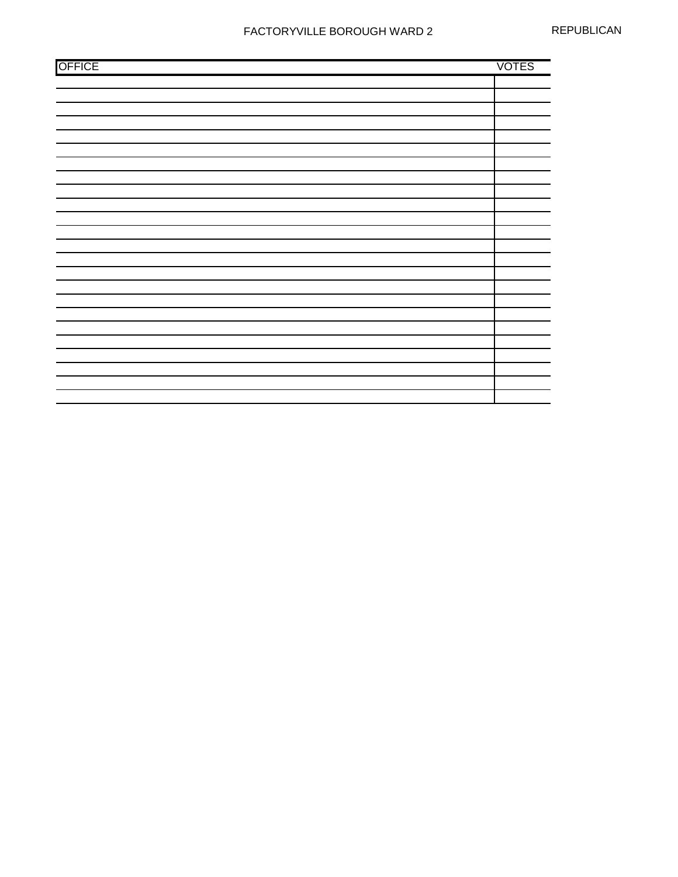FACTORYVILLE BOROUGH WARD 2 REPUBLICAN

| OFFICE | VOTES |
|---|---|
| | |
| | |
| | |
| | |
| | |
| | |
| | |
| | |
| | |
| | |
| | |
| | |
| | |
| | |
| | |
| | |
| | |
| | |
| | |
| | |
| | |
| | |
| | |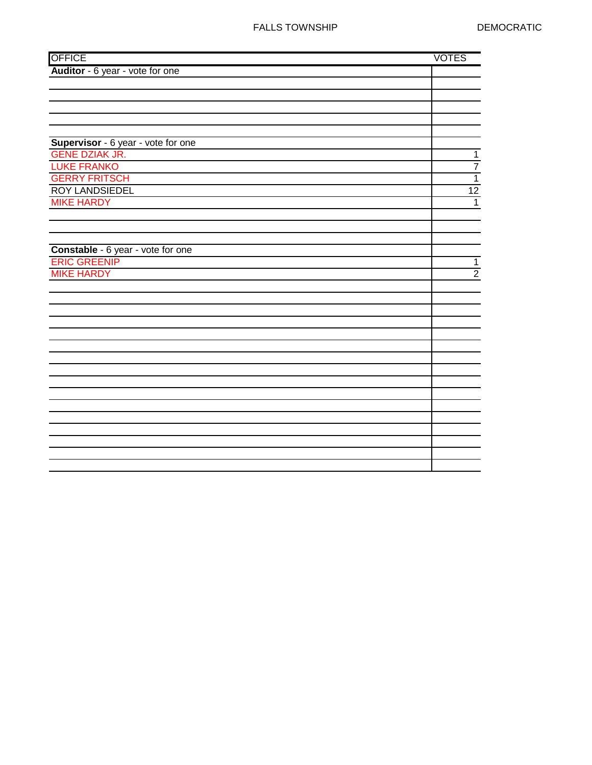FALLS TOWNSHIP DEMOCRATIC

| OFFICE | VOTES |
|---|---|
| **Auditor** - 6 year - vote for one | |
| | |
| | |
| | |
| | |
| | |
| **Supervisor** - 6 year - vote for one | |
| GENE DZIAK JR. | 1 |
| LUKE FRANKO | 7 |
| GERRY FRITSCH | 1 |
| ROY LANDSIEDEL | 12 |
| MIKE HARDY | 1 |
| | |
| | |
| | |
| **Constable** - 6 year - vote for one | |
| ERIC GREENIP | 1 |
| MIKE HARDY | 2 |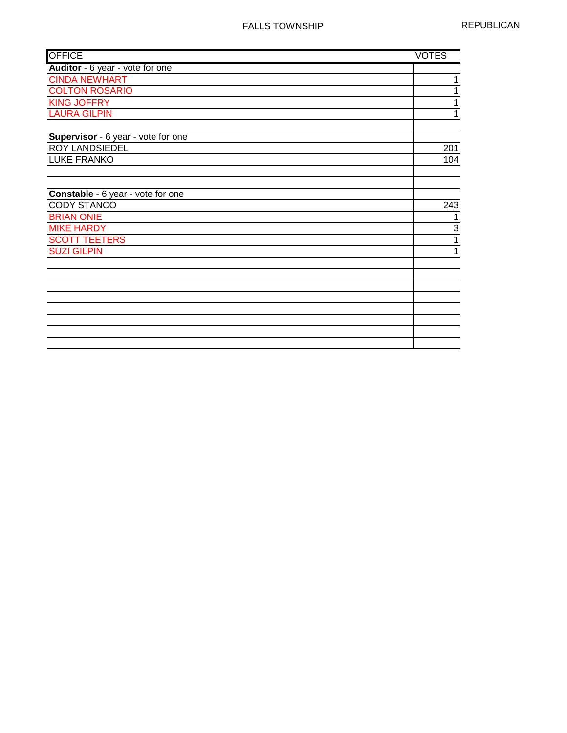FALLS TOWNSHIP

REPUBLICAN

| OFFICE | VOTES |
|---|---|
| **Auditor** - 6 year - vote for one | |
| CINDA NEWHART | 1 |
| COLTON ROSARIO | 1 |
| KING JOFFRY | 1 |
| LAURA GILPIN | 1 |
| | |
| **Supervisor** - 6 year - vote for one | |
| ROY LANDSIEDEL | 201 |
| LUKE FRANKO | 104 |
| | |
| | |
| **Constable** - 6 year - vote for one | |
| CODY STANCO | 243 |
| BRIAN ONIE | 1 |
| MIKE HARDY | 3 |
| SCOTT TEETERS | 1 |
| SUZI GILPIN | 1 |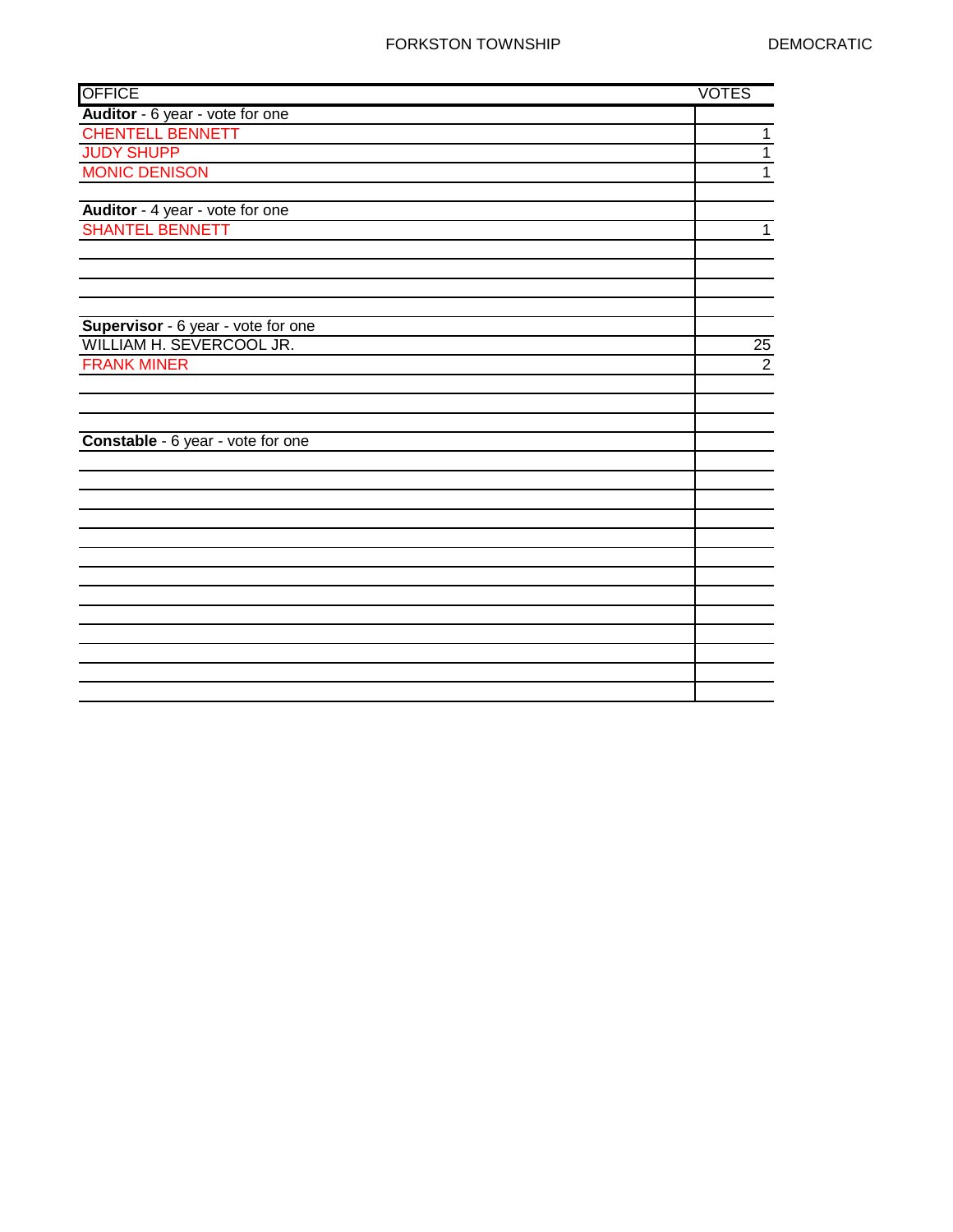FORKSTON TOWNSHIP DEMOCRATIC

| OFFICE | VOTES |
|---|---|
| **Auditor** - 6 year - vote for one | |
| CHENTELL BENNETT | 1 |
| JUDY SHUPP | 1 |
| MONIC DENISON | 1 |
| | |
| **Auditor** - 4 year - vote for one | |
| SHANTEL BENNETT | 1 |
| | |
| | |
| | |
| | |
| **Supervisor** - 6 year - vote for one | |
| WILLIAM H. SEVERCOOL JR. | 25 |
| FRANK MINER | 2 |
| | |
| | |
| | |
| **Constable** - 6 year - vote for one | |
| | |
| | |
| | |
| | |
| | |
| | |
| | |
| | |
| | |
| | |
| | |
| | |
| | |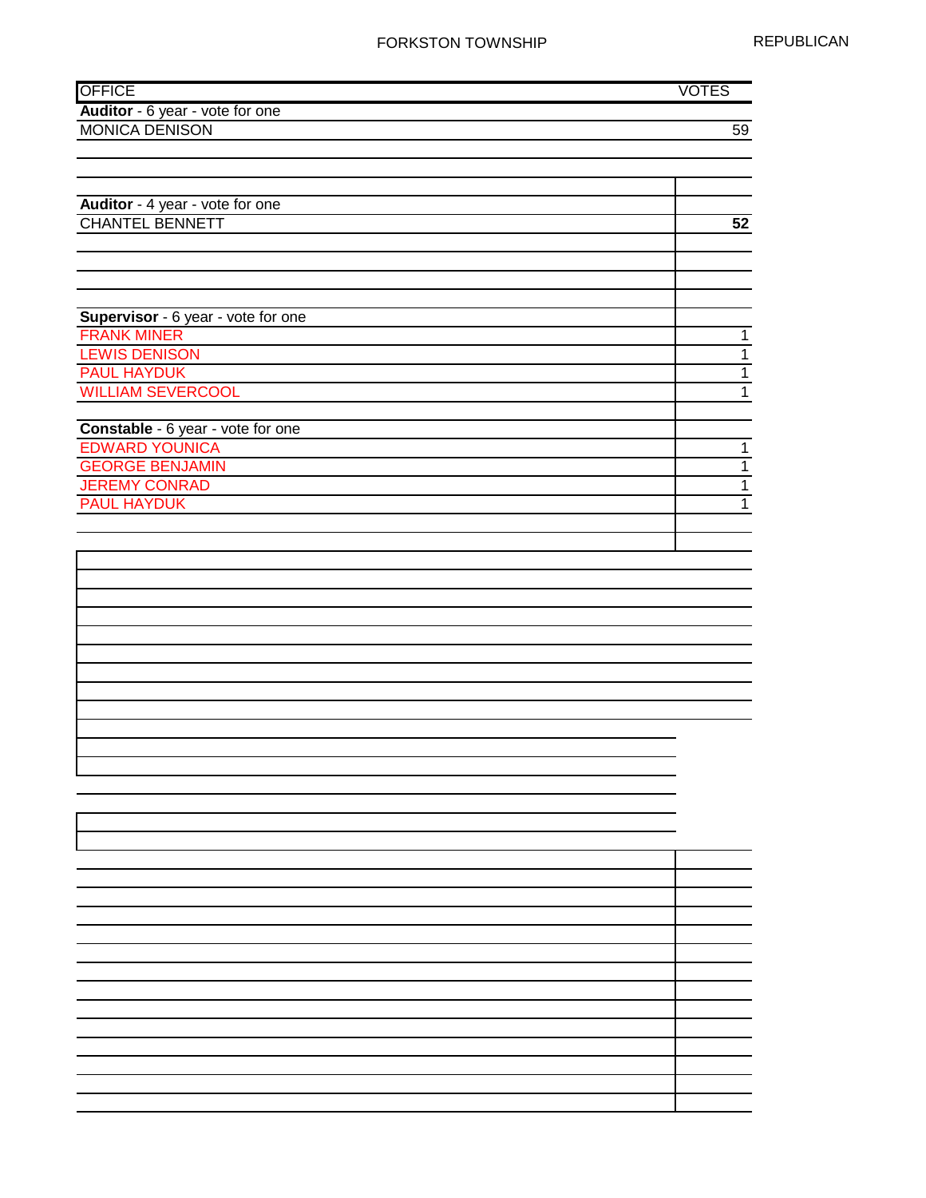FORKSTON TOWNSHIP

REPUBLICAN

| OFFICE | VOTES |
| --- | --- |
| **Auditor** - 6 year - vote for one | |
| MONICA DENISON | 59 |
| | |
| | |
| **Auditor** - 4 year - vote for one | |
| CHANTEL BENNETT | **52** |
| | |
| | |
| | |
| **Supervisor** - 6 year - vote for one | |
| FRANK MINER | 1 |
| LEWIS DENISON | 1 |
| PAUL HAYDUK | 1 |
| WILLIAM SEVERCOOL | 1 |
| | |
| **Constable** - 6 year - vote for one | |
| EDWARD YOUNICA | 1 |
| GEORGE BENJAMIN | 1 |
| JEREMY CONRAD | 1 |
| PAUL HAYDUK | 1 |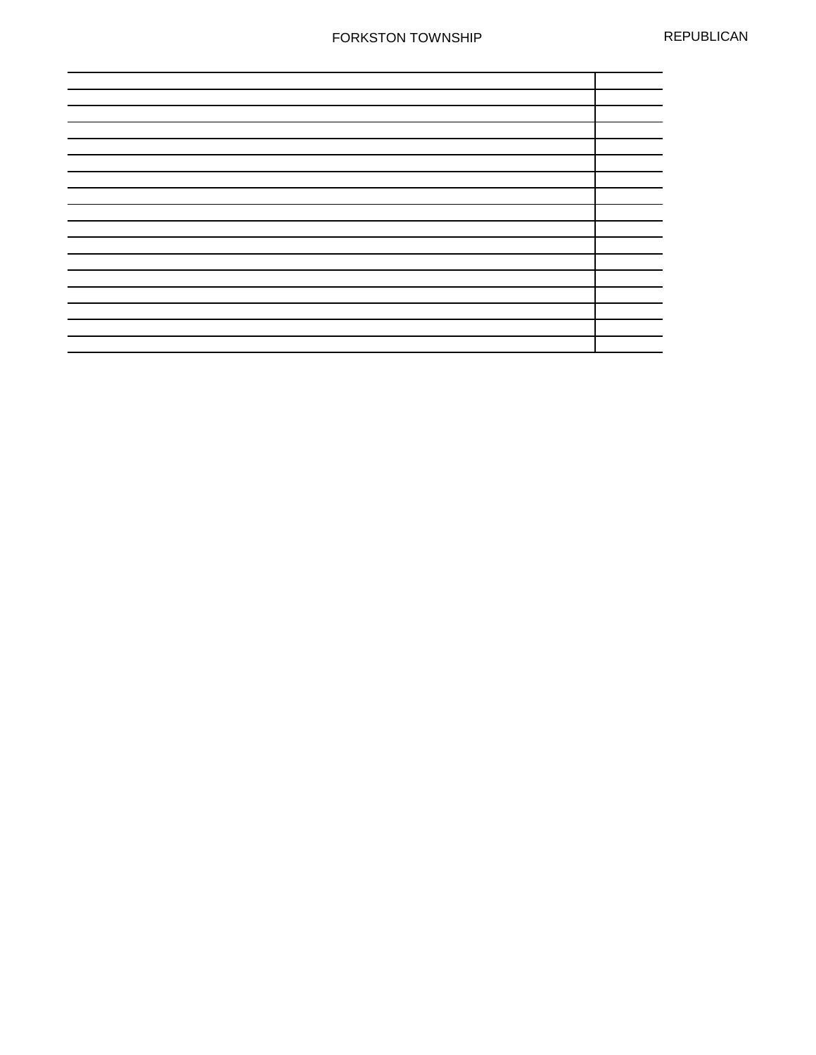FORKSTON TOWNSHIP

REPUBLICAN

| | |
|---|---|
| | |
| | |
| | |
| | |
| | |
| | |
| | |
| | |
| | |
| | |
| | |
| | |
| | |
| | |
| | |
| | |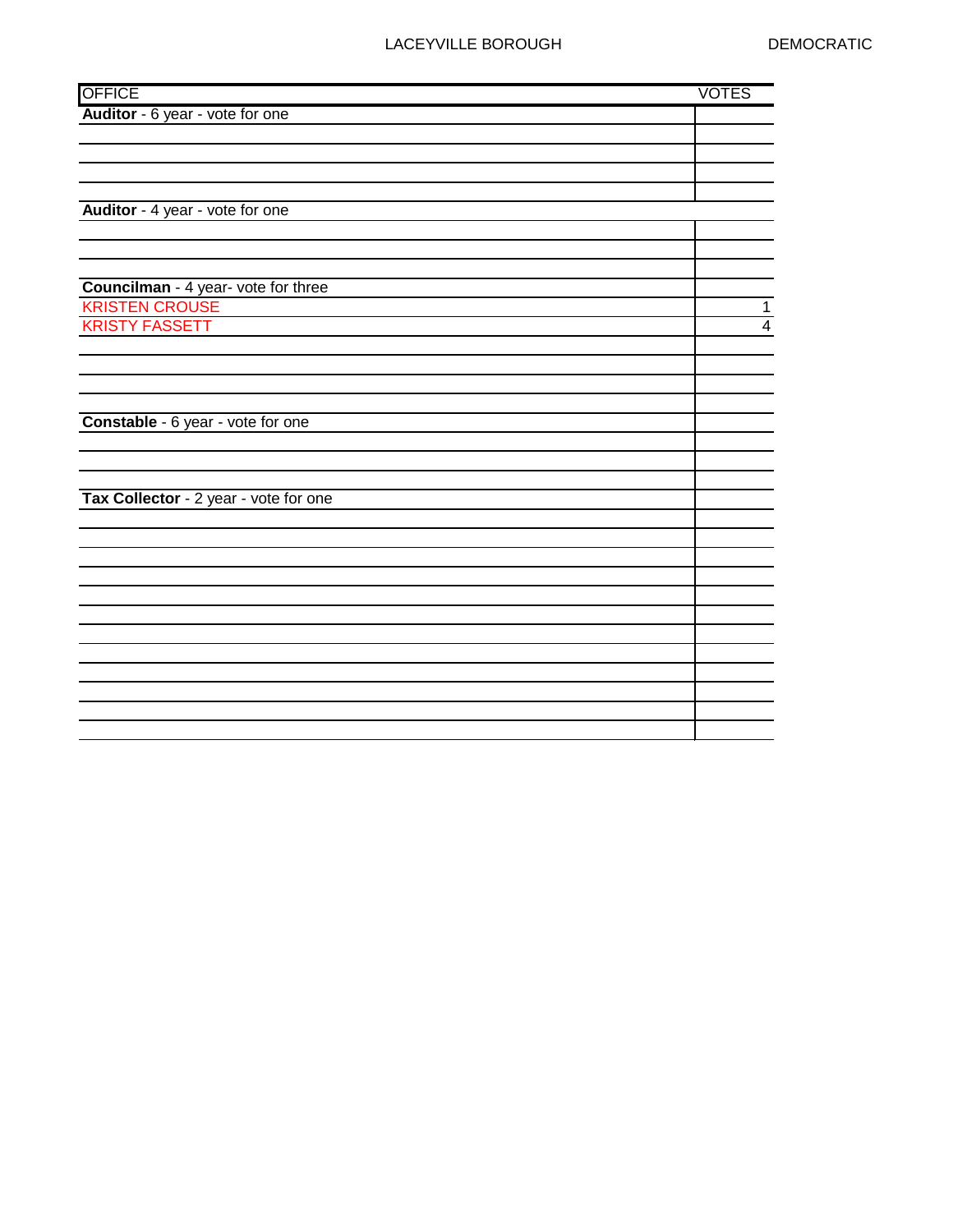LACEYVILLE BOROUGH DEMOCRATIC

| OFFICE | VOTES |
|---|---|
| **Auditor** - 6 year - vote for one | |
| | |
| | |
| | |
| | |
| **Auditor** - 4 year - vote for one | |
| | |
| | |
| | |
| **Councilman** - 4 year- vote for three | |
| KRISTEN CROUSE | 1 |
| KRISTY FASSETT | 4 |
| | |
| | |
| | |
| | |
| **Constable** - 6 year - vote for one | |
| | |
| | |
| | |
| **Tax Collector** - 2 year - vote for one | |
| | |
| | |
| | |
| | |
| | |
| | |
| | |
| | |
| | |
| | |
| | |
| | |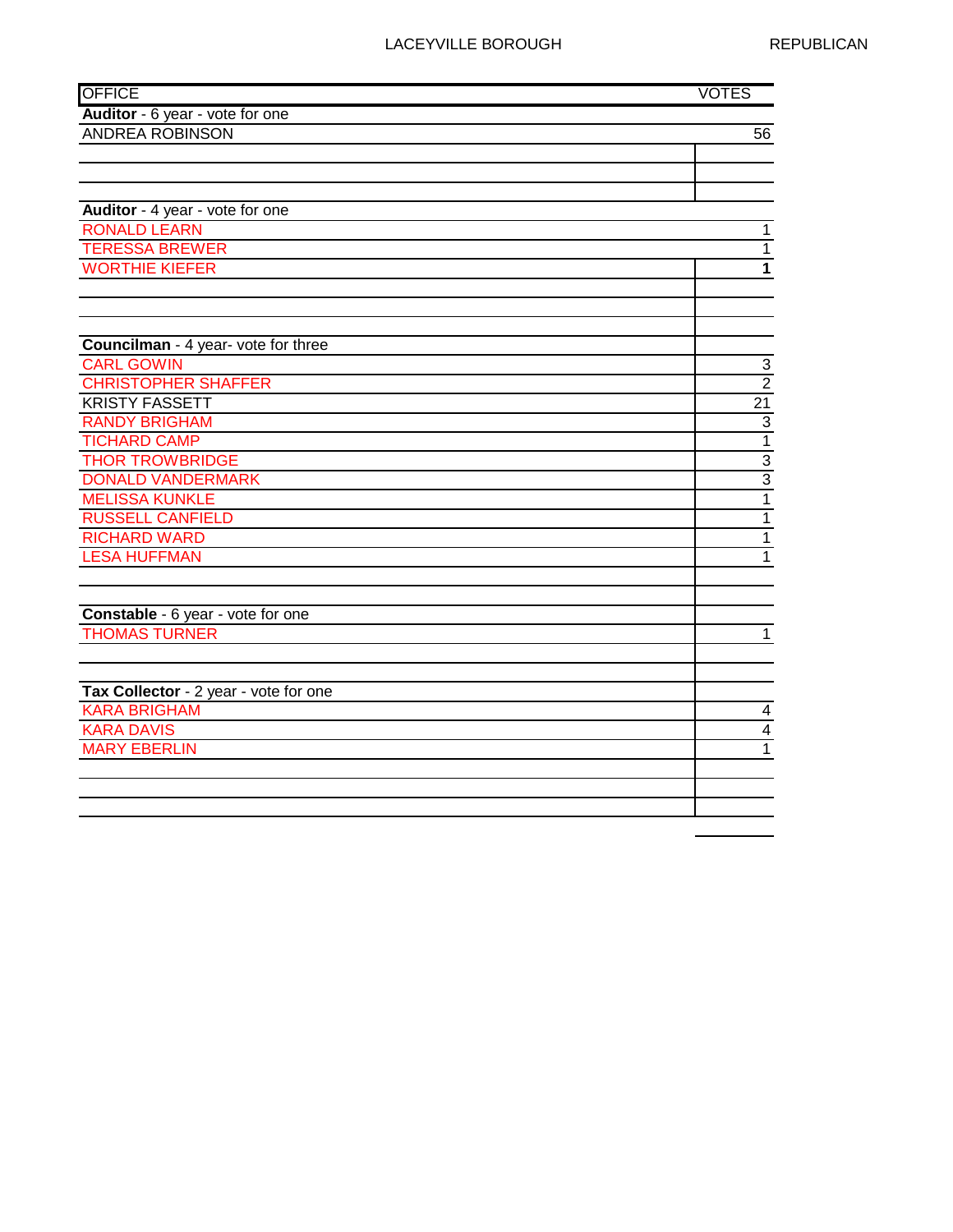LACEYVILLE BOROUGH REPUBLICAN

| OFFICE | VOTES |
|---|---|
| **Auditor** - 6 year - vote for one | |
| ANDREA ROBINSON | 56 |
| | |
| | |
| | |
| **Auditor** - 4 year - vote for one | |
| RONALD LEARN | 1 |
| TERESSA BREWER | 1 |
| WORTHIE KIEFER | **1** |
| | |
| | |
| | |
| **Councilman** - 4 year- vote for three | |
| CARL GOWIN | 3 |
| CHRISTOPHER SHAFFER | 2 |
| KRISTY FASSETT | 21 |
| RANDY BRIGHAM | 3 |
| TICHARD CAMP | 1 |
| THOR TROWBRIDGE | 3 |
| DONALD VANDERMARK | 3 |
| MELISSA KUNKLE | 1 |
| RUSSELL CANFIELD | 1 |
| RICHARD WARD | 1 |
| LESA HUFFMAN | 1 |
| | |
| | |
| **Constable** - 6 year - vote for one | |
| THOMAS TURNER | 1 |
| | |
| | |
| **Tax Collector** - 2 year - vote for one | |
| KARA BRIGHAM | 4 |
| KARA DAVIS | 4 |
| MARY EBERLIN | 1 |
| | |
| | |
| | |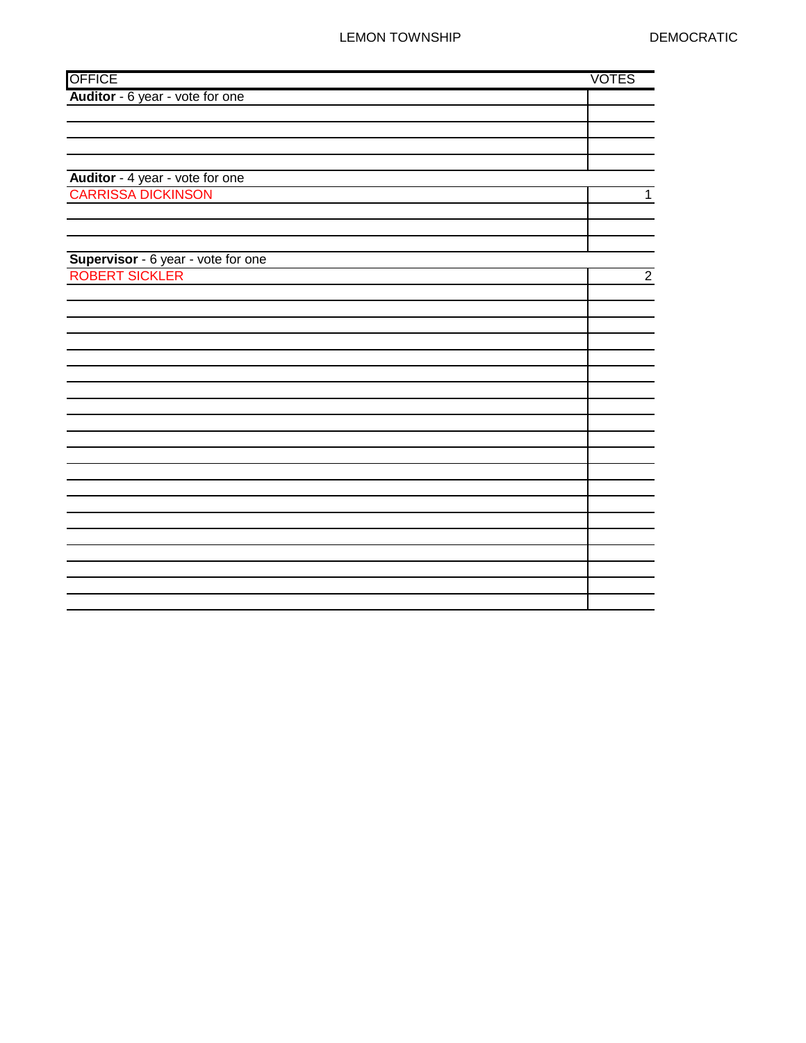LEMON TOWNSHIP

DEMOCRATIC

| OFFICE | VOTES |
|---|---|
| **Auditor** - 6 year - vote for one | |
| | |
| | |
| | |
| | |
| **Auditor** - 4 year - vote for one | |
| CARRISSA DICKINSON | 1 |
| | |
| | |
| | |
| **Supervisor** - 6 year - vote for one | |
| ROBERT SICKLER | 2 |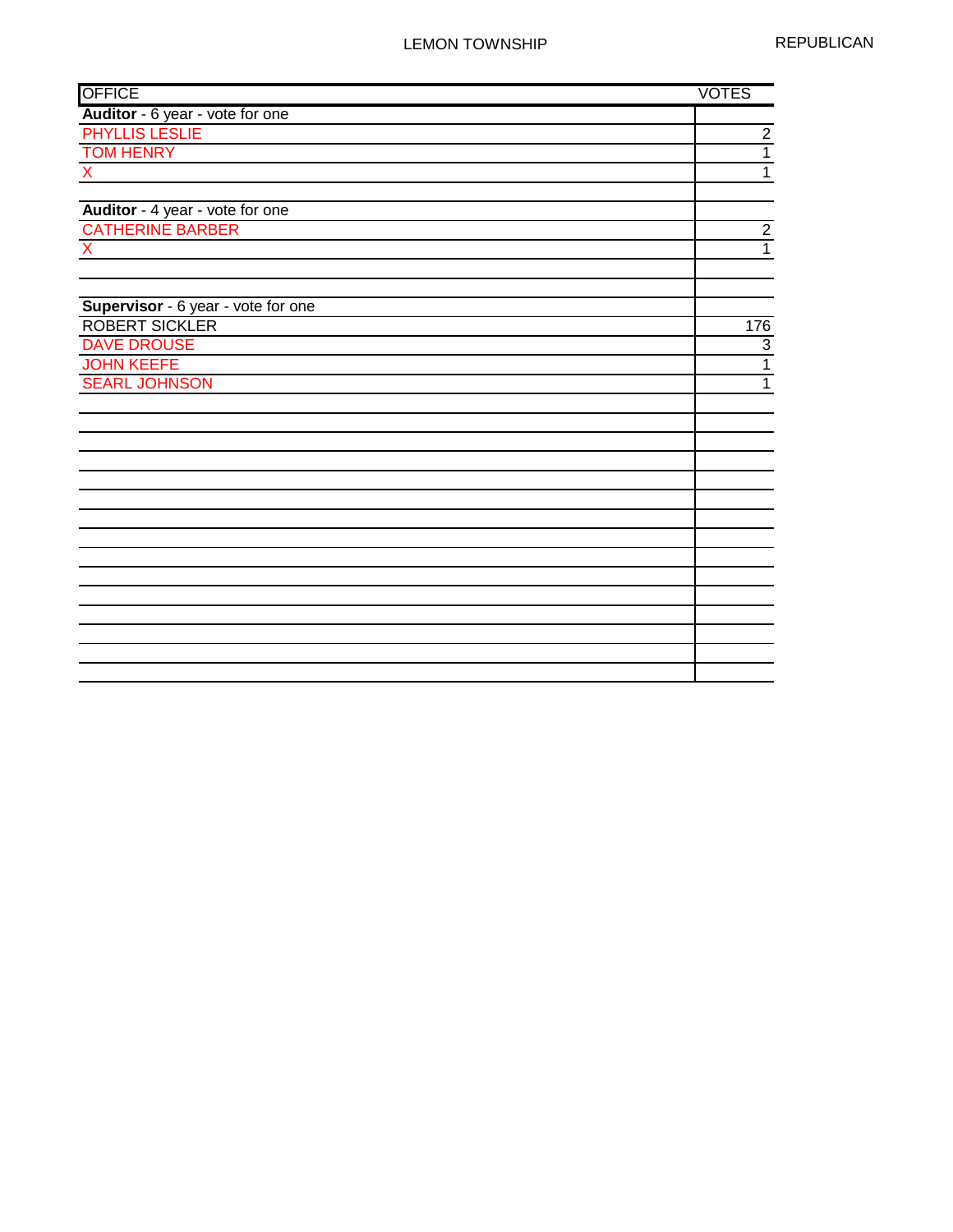LEMON TOWNSHIP

REPUBLICAN

| OFFICE | VOTES |
|---|---|
| **Auditor** - 6 year - vote for one | |
| PHYLLIS LESLIE | 2 |
| TOM HENRY | 1 |
| X | 1 |
| | |
| **Auditor** - 4 year - vote for one | |
| CATHERINE BARBER | 2 |
| X | 1 |
| | |
| | |
| **Supervisor** - 6 year - vote for one | |
| ROBERT SICKLER | 176 |
| DAVE DROUSE | 3 |
| JOHN KEEFE | 1 |
| SEARL JOHNSON | 1 |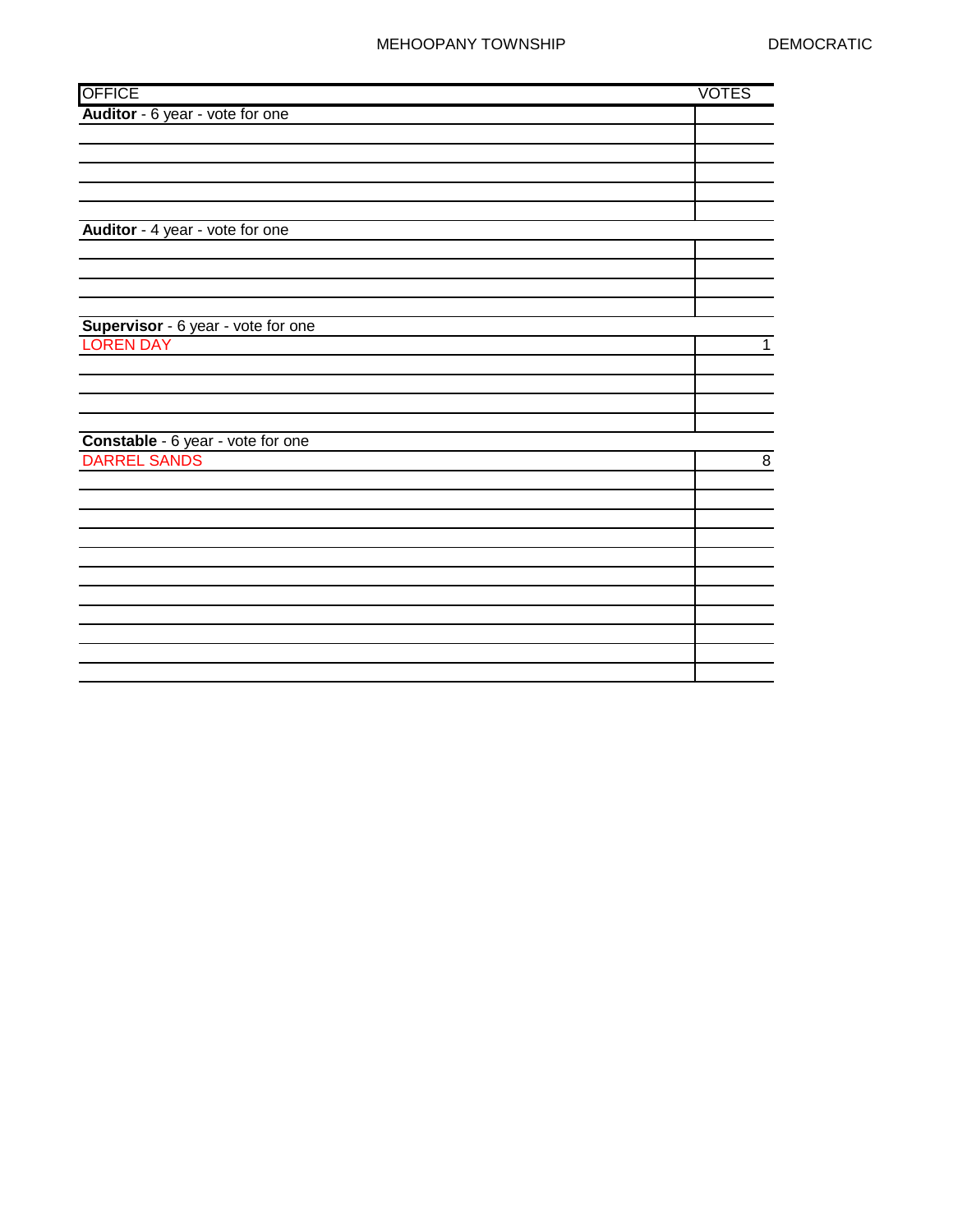MEHOOPANY TOWNSHIP DEMOCRATIC

| OFFICE | VOTES |
|---|---|
| **Auditor** - 6 year - vote for one | |
| | |
| | |
| | |
| | |
| | |
| **Auditor** - 4 year - vote for one | |
| | |
| | |
| | |
| | |
| **Supervisor** - 6 year - vote for one | |
| LOREN DAY | 1 |
| | |
| | |
| | |
| | |
| **Constable** - 6 year - vote for one | |
| DARREL SANDS | 8 |
| | |
| | |
| | |
| | |
| | |
| | |
| | |
| | |
| | |
| | |
| | |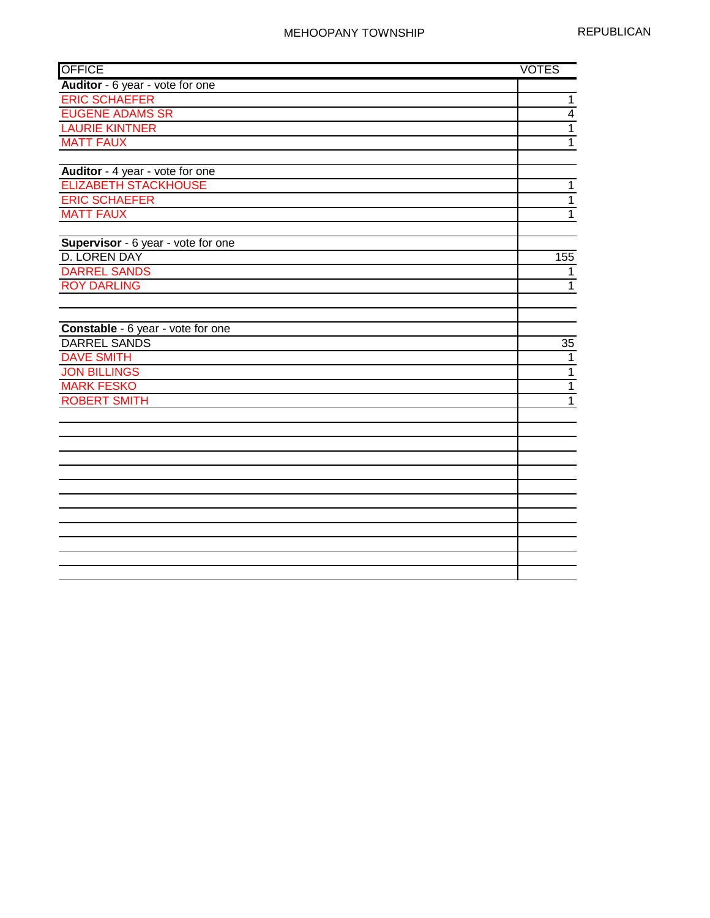MEHOOPANY TOWNSHIP

REPUBLICAN

| OFFICE | VOTES |
| --- | --- |
| **Auditor** - 6 year - vote for one | |
| ERIC SCHAEFER | 1 |
| EUGENE ADAMS SR | 4 |
| LAURIE KINTNER | 1 |
| MATT FAUX | 1 |
| | |
| **Auditor** - 4 year - vote for one | |
| ELIZABETH STACKHOUSE | 1 |
| ERIC SCHAEFER | 1 |
| MATT FAUX | 1 |
| | |
| **Supervisor** - 6 year - vote for one | |
| D. LOREN DAY | 155 |
| DARREL SANDS | 1 |
| ROY DARLING | 1 |
| | |
| | |
| **Constable** - 6 year - vote for one | |
| DARREL SANDS | 35 |
| DAVE SMITH | 1 |
| JON BILLINGS | 1 |
| MARK FESKO | 1 |
| ROBERT SMITH | 1 |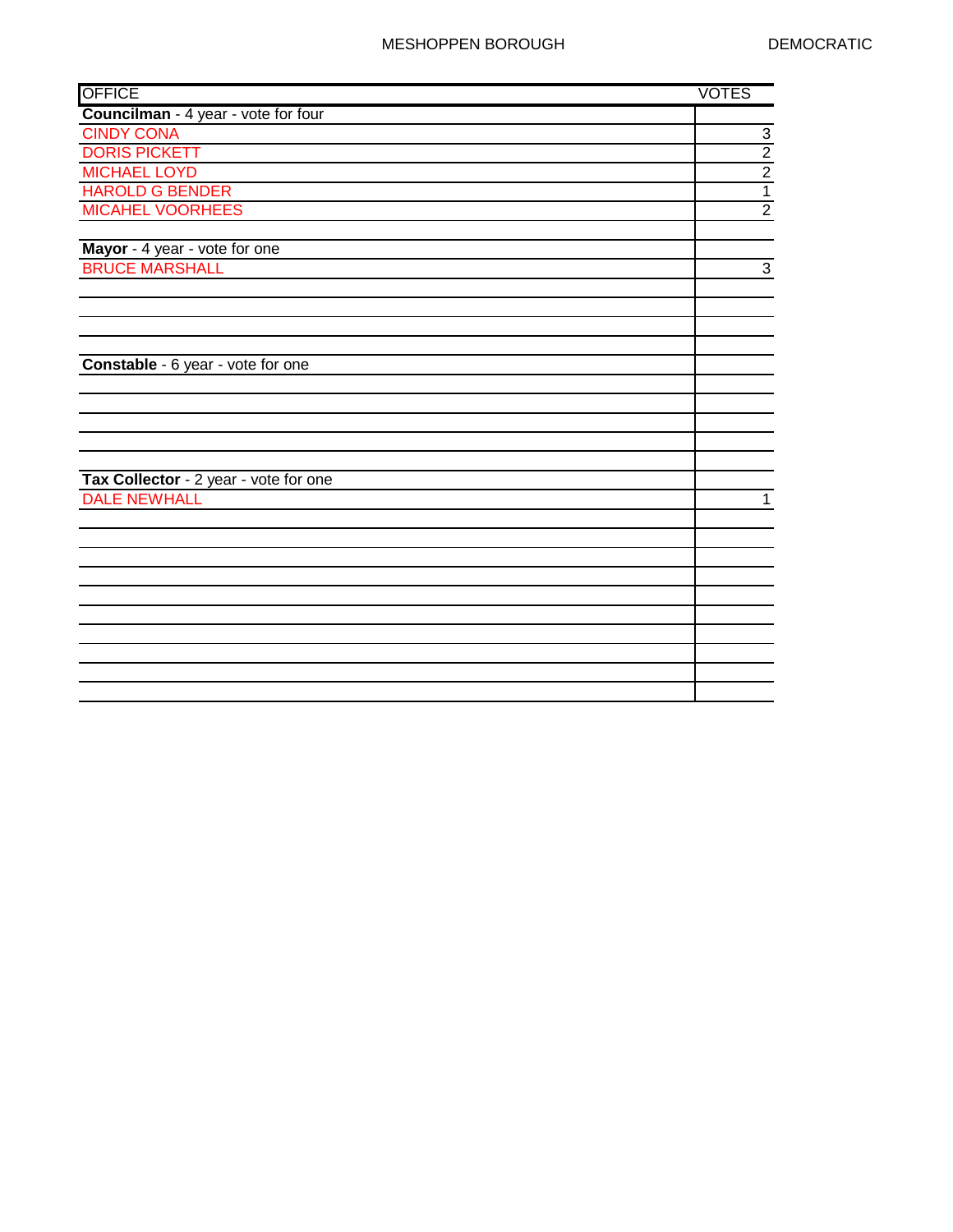MESHOPPEN BOROUGH DEMOCRATIC

| OFFICE | VOTES |
|---|---|
| **Councilman** - 4 year - vote for four | |
| CINDY CONA | 3 |
| DORIS PICKETT | 2 |
| MICHAEL LOYD | 2 |
| HAROLD G BENDER | 1 |
| MICAHEL VOORHEES | 2 |
| | |
| **Mayor** - 4 year - vote for one | |
| BRUCE MARSHALL | 3 |
| | |
| | |
| | |
| | |
| **Constable** - 6 year - vote for one | |
| | |
| | |
| | |
| | |
| | |
| **Tax Collector** - 2 year - vote for one | |
| DALE NEWHALL | 1 |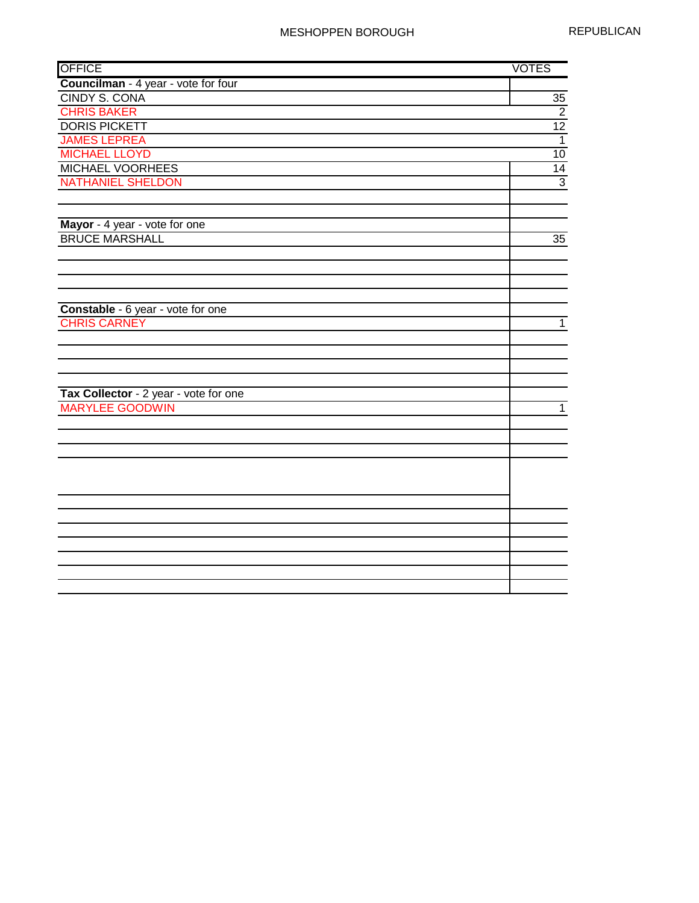MESHOPPEN BOROUGH REPUBLICAN

| OFFICE | VOTES |
|---|---|
| **Councilman** - 4 year - vote for four | |
| CINDY S. CONA | 35 |
| CHRIS BAKER | 2 |
| DORIS PICKETT | 12 |
| JAMES LEPREA | 1 |
| MICHAEL LLOYD | 10 |
| MICHAEL VOORHEES | 14 |
| NATHANIEL SHELDON | 3 |
| | |
| | |
| **Mayor** - 4 year - vote for one | |
| BRUCE MARSHALL | 35 |
| | |
| | |
| | |
| | |
| **Constable** - 6 year - vote for one | |
| CHRIS CARNEY | 1 |
| | |
| | |
| | |
| | |
| **Tax Collector** - 2 year - vote for one | |
| MARYLEE GOODWIN | 1 |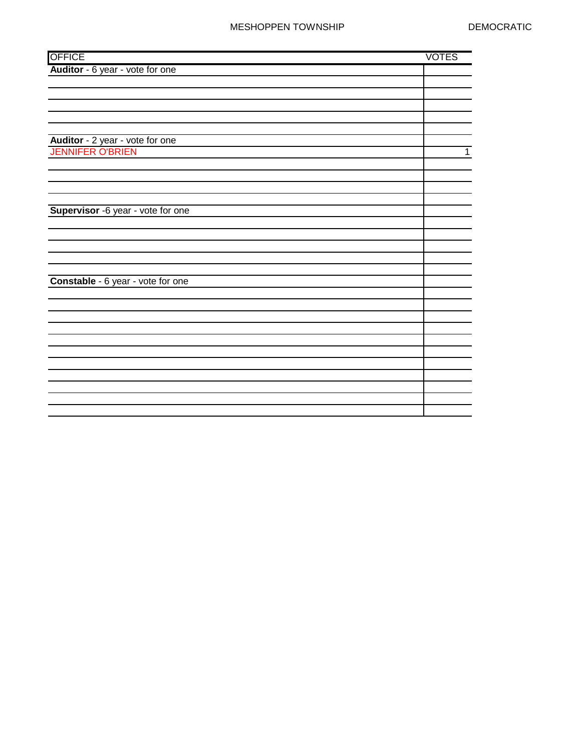MESHOPPEN TOWNSHIP DEMOCRATIC

| OFFICE | VOTES |
|---|---|
| **Auditor** - 6 year - vote for one | |
| | |
| | |
| | |
| | |
| | |
| **Auditor** - 2 year - vote for one | |
| JENNIFER O'BRIEN | 1 |
| | |
| | |
| | |
| | |
| **Supervisor** -6 year - vote for one | |
| | |
| | |
| | |
| | |
| | |
| **Constable** - 6 year - vote for one | |
| | |
| | |
| | |
| | |
| | |
| | |
| | |
| | |
| | |
| | |
| | |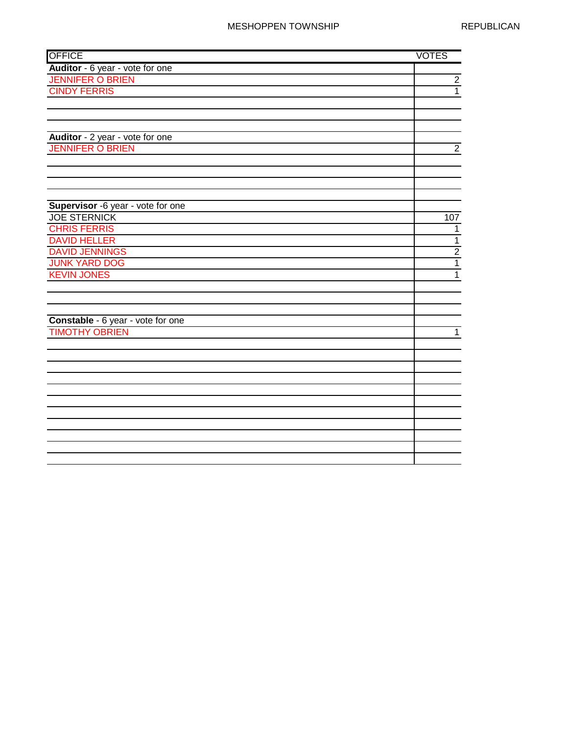MESHOPPEN TOWNSHIP REPUBLICAN

| OFFICE | VOTES |
| --- | --- |
| **Auditor** - 6 year - vote for one | |
| JENNIFER O BRIEN | 2 |
| CINDY FERRIS | 1 |
| **Auditor** - 2 year - vote for one | |
| JENNIFER O BRIEN | 2 |
| **Supervisor** -6 year - vote for one | |
| JOE STERNICK | 107 |
| CHRIS FERRIS | 1 |
| DAVID HELLER | 1 |
| DAVID JENNINGS | 2 |
| JUNK YARD DOG | 1 |
| KEVIN JONES | 1 |
| **Constable** - 6 year - vote for one | |
| TIMOTHY OBRIEN | 1 |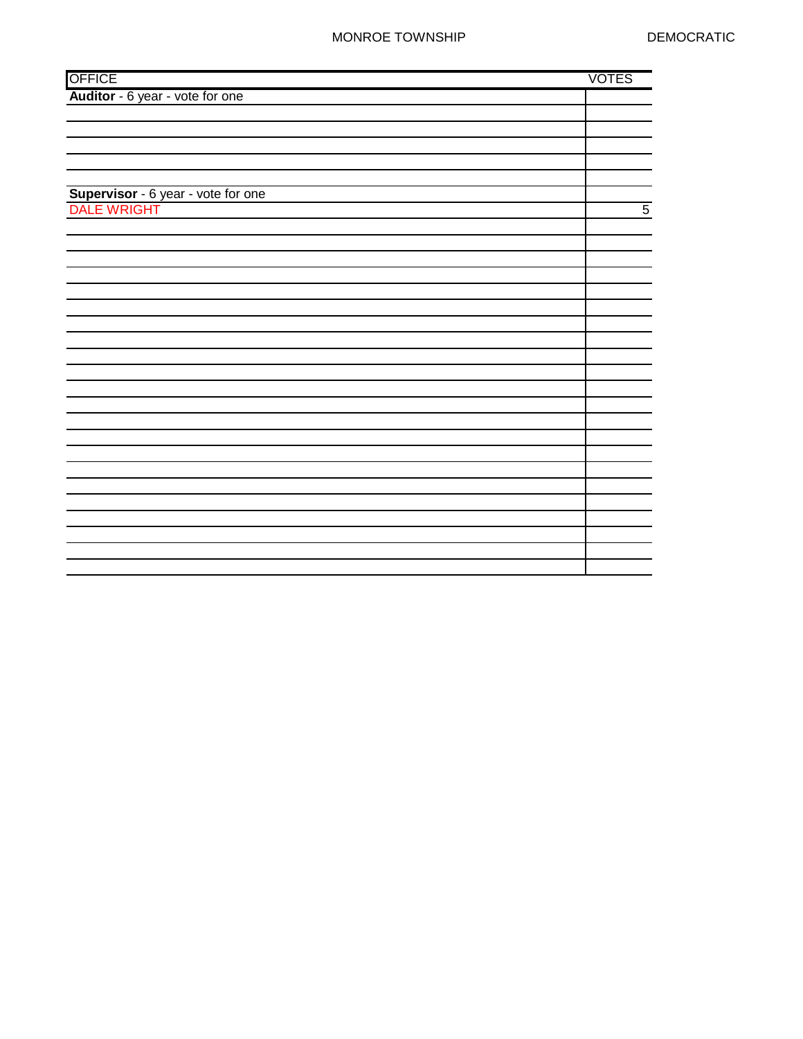MONROE TOWNSHIP DEMOCRATIC

| OFFICE | VOTES |
|---|---|
| **Auditor** - 6 year - vote for one | |
| | |
| | |
| | |
| | |
| | |
| **Supervisor** - 6 year - vote for one | |
| DALE WRIGHT | 5 |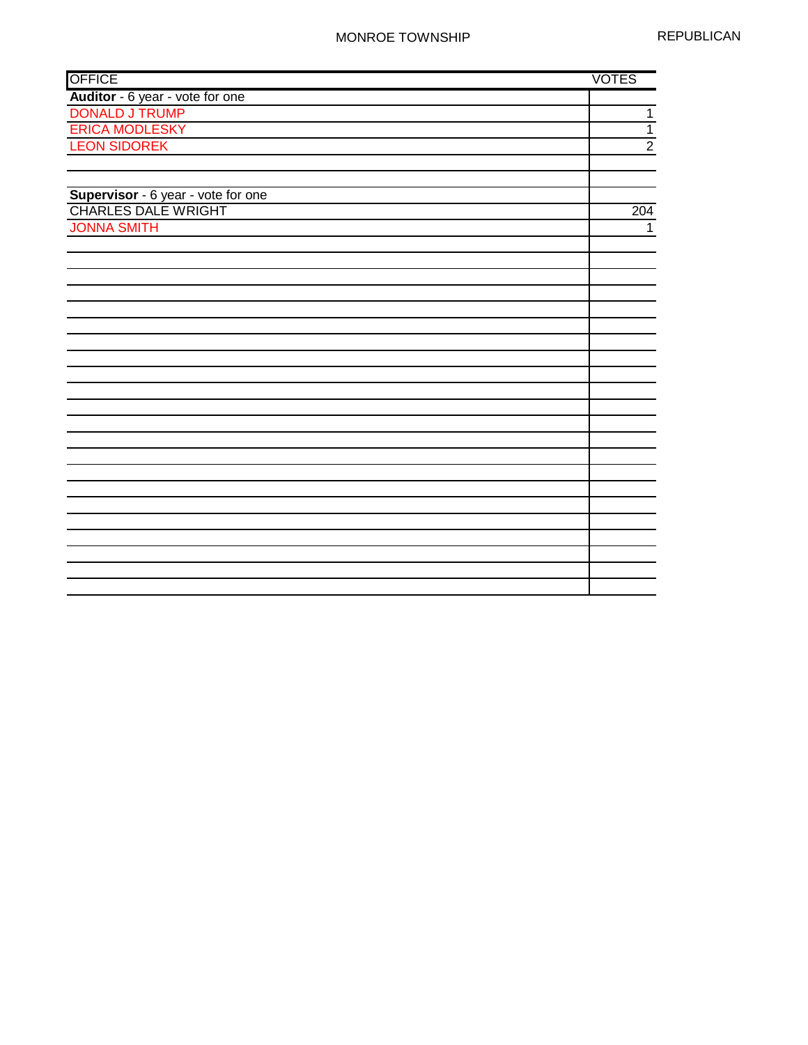MONROE TOWNSHIP

REPUBLICAN

| OFFICE | VOTES |
|---|---|
| **Auditor** - 6 year - vote for one | |
| DONALD J TRUMP | 1 |
| ERICA MODLESKY | 1 |
| LEON SIDOREK | 2 |
| | |
| | |
| **Supervisor** - 6 year - vote for one | |
| CHARLES DALE WRIGHT | 204 |
| JONNA SMITH | 1 |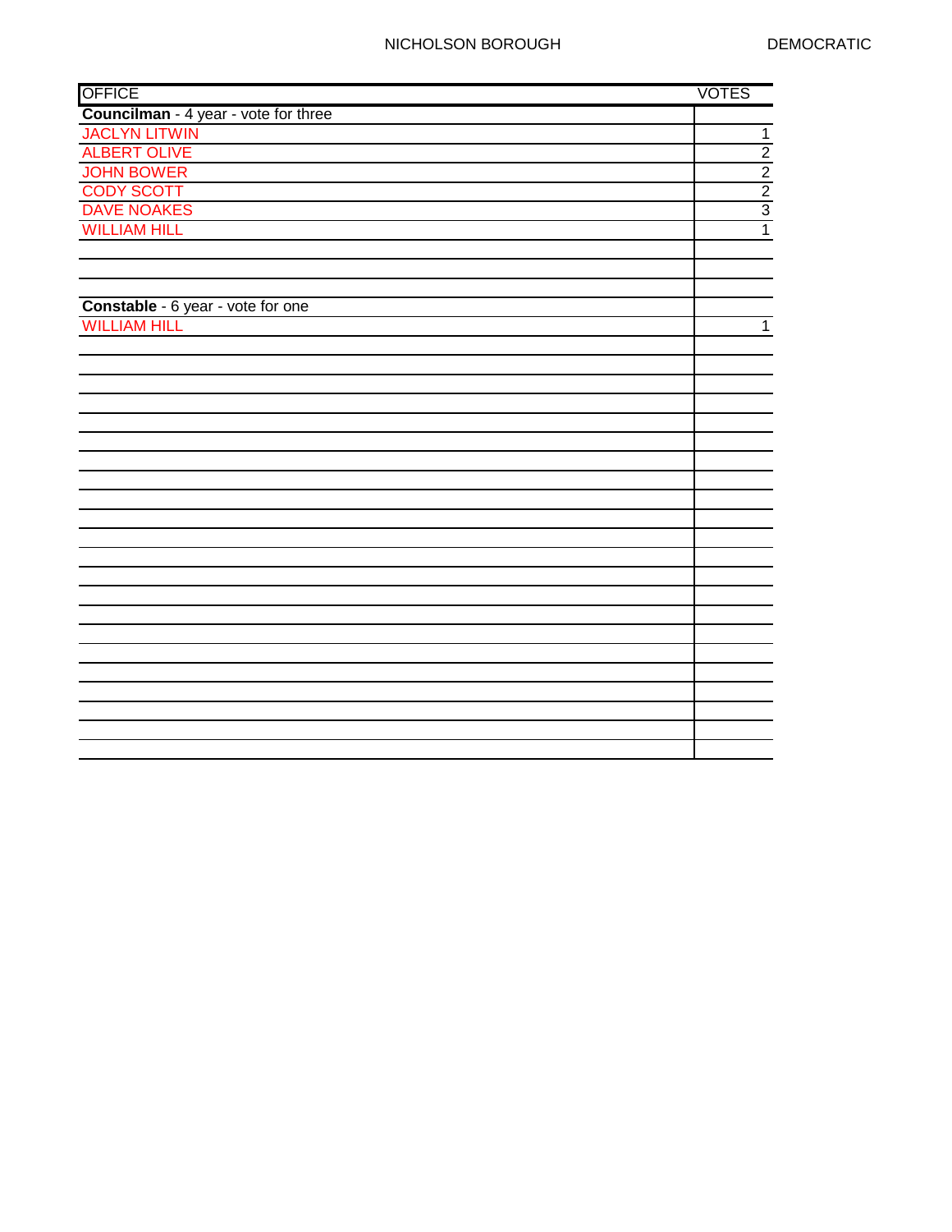NICHOLSON BOROUGH DEMOCRATIC

| OFFICE | VOTES |
| --- | --- |
| **Councilman** - 4 year - vote for three | |
| JACLYN LITWIN | 1 |
| ALBERT OLIVE | 2 |
| JOHN BOWER | 2 |
| CODY SCOTT | 2 |
| DAVE NOAKES | 3 |
| WILLIAM HILL | 1 |
| | |
| | |
| | |
| **Constable** - 6 year - vote for one | |
| WILLIAM HILL | 1 |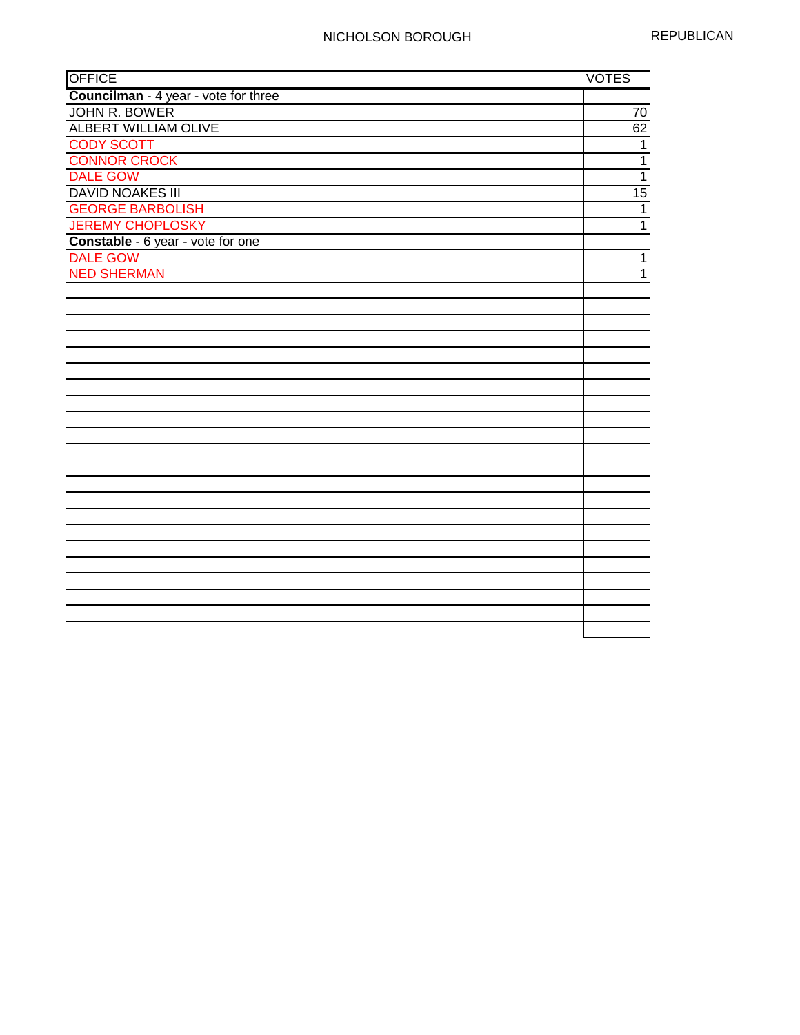NICHOLSON BOROUGH REPUBLICAN

| OFFICE | VOTES |
|---|---|
| **Councilman** - 4 year - vote for three | |
| JOHN R. BOWER | 70 |
| ALBERT WILLIAM OLIVE | 62 |
| CODY SCOTT | 1 |
| CONNOR CROCK | 1 |
| DALE GOW | 1 |
| DAVID NOAKES III | 15 |
| GEORGE BARBOLISH | 1 |
| JEREMY CHOPLOSKY | 1 |
| **Constable** - 6 year - vote for one | |
| DALE GOW | 1 |
| NED SHERMAN | 1 |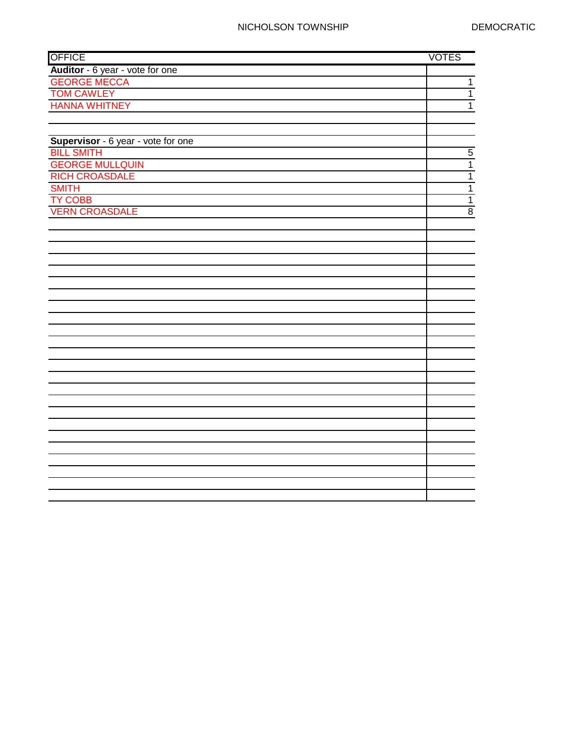NICHOLSON TOWNSHIP DEMOCRATIC

| OFFICE | VOTES |
|---|---|
| **Auditor** - 6 year - vote for one | |
| GEORGE MECCA | 1 |
| TOM CAWLEY | 1 |
| HANNA WHITNEY | 1 |
| | |
| | |
| **Supervisor** - 6 year - vote for one | |
| BILL SMITH | 5 |
| GEORGE MULLQUIN | 1 |
| RICH CROASDALE | 1 |
| SMITH | 1 |
| TY COBB | 1 |
| VERN CROASDALE | 8 |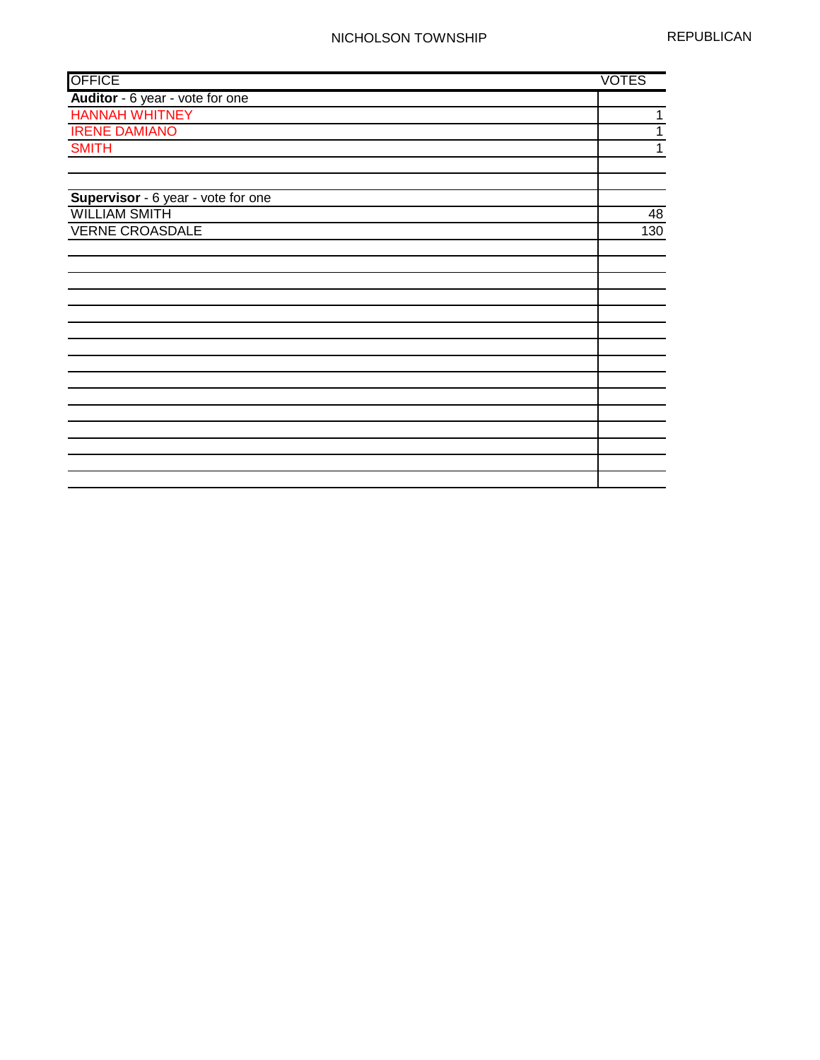NICHOLSON TOWNSHIP

REPUBLICAN

| OFFICE | VOTES |
|---|---|
| **Auditor** - 6 year - vote for one | |
| HANNAH WHITNEY | 1 |
| IRENE DAMIANO | 1 |
| SMITH | 1 |
| | |
| | |
| **Supervisor** - 6 year - vote for one | |
| WILLIAM SMITH | 48 |
| VERNE CROASDALE | 130 |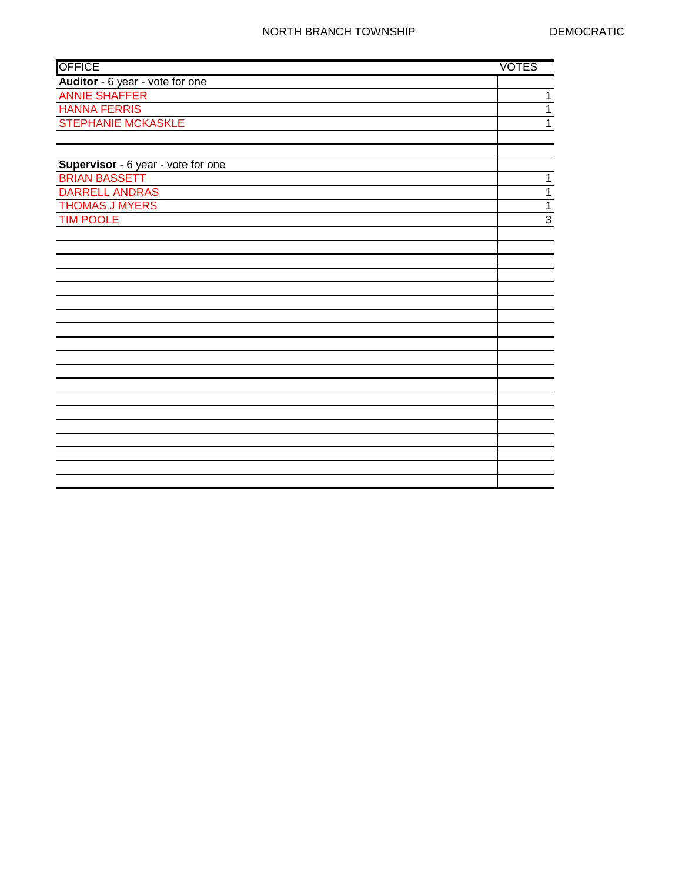NORTH BRANCH TOWNSHIP DEMOCRATIC

| OFFICE | VOTES |
|---|---|
| **Auditor** - 6 year - vote for one | |
| ANNIE SHAFFER | 1 |
| HANNA FERRIS | 1 |
| STEPHANIE MCKASKLE | 1 |
| | |
| | |
| **Supervisor** - 6 year - vote for one | |
| BRIAN BASSETT | 1 |
| DARRELL ANDRAS | 1 |
| THOMAS J MYERS | 1 |
| TIM POOLE | 3 |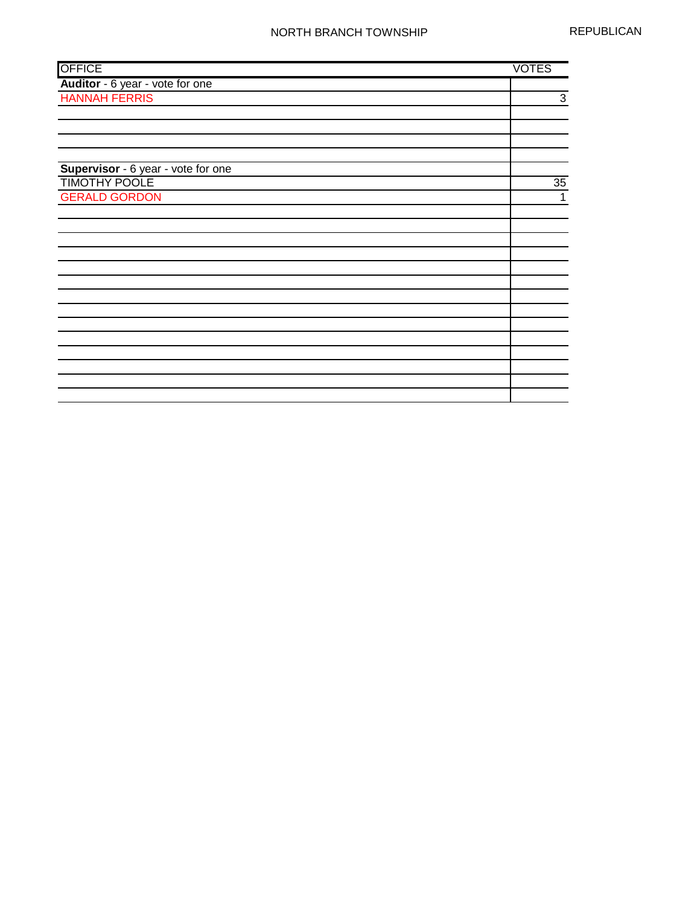NORTH BRANCH TOWNSHIP — REPUBLICAN

| OFFICE | VOTES |
|---|---|
| **Auditor** - 6 year - vote for one | |
| HANNAH FERRIS | 3 |
| | |
| | |
| | |
| | |
| **Supervisor** - 6 year - vote for one | |
| TIMOTHY POOLE | 35 |
| GERALD GORDON | 1 |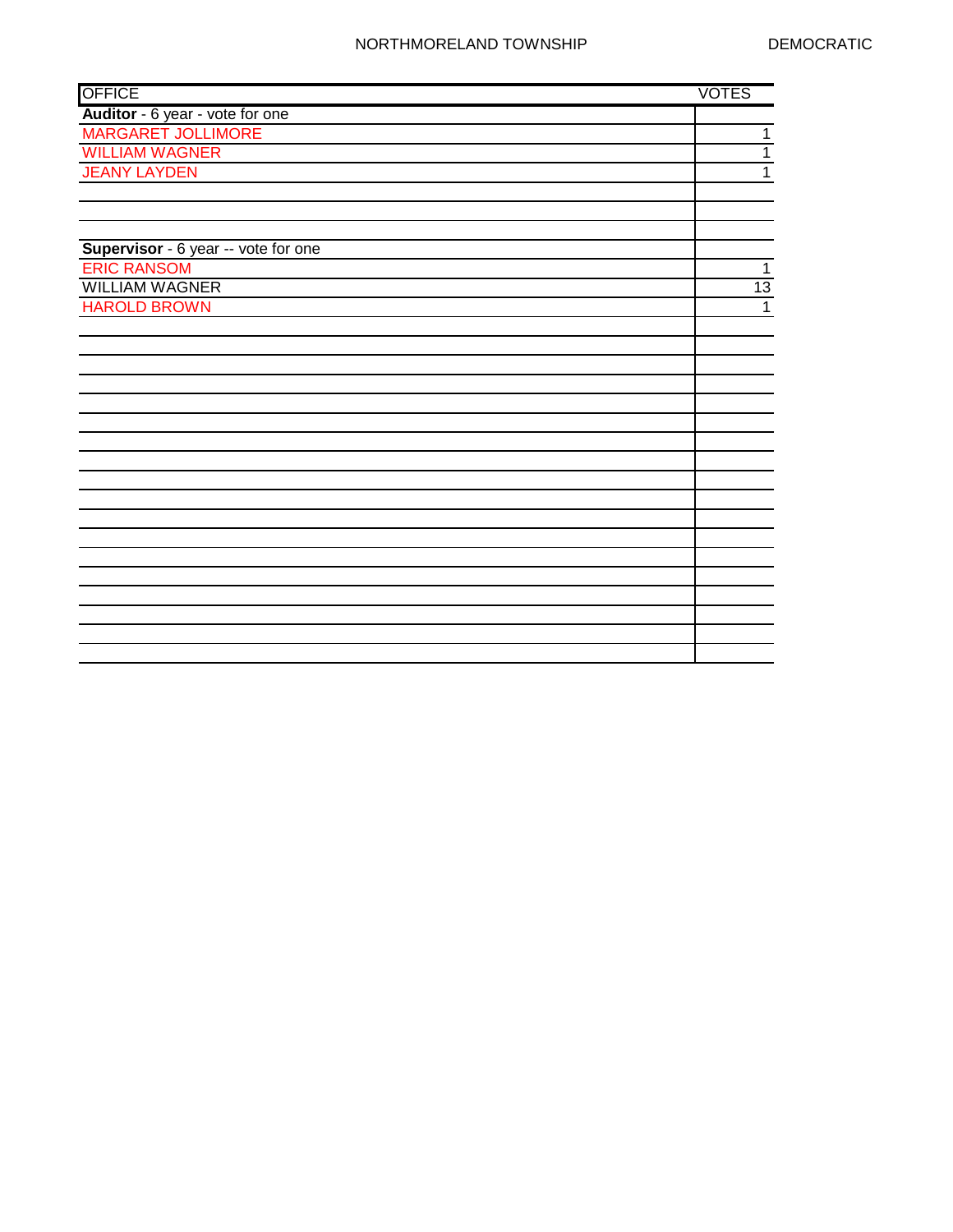NORTHMORELAND TOWNSHIP DEMOCRATIC

| OFFICE | VOTES |
|---|---|
| **Auditor** - 6 year - vote for one | |
| MARGARET JOLLIMORE | 1 |
| WILLIAM WAGNER | 1 |
| JEANY LAYDEN | 1 |
| | |
| | |
| **Supervisor** - 6 year -- vote for one | |
| ERIC RANSOM | 1 |
| WILLIAM WAGNER | 13 |
| HAROLD BROWN | 1 |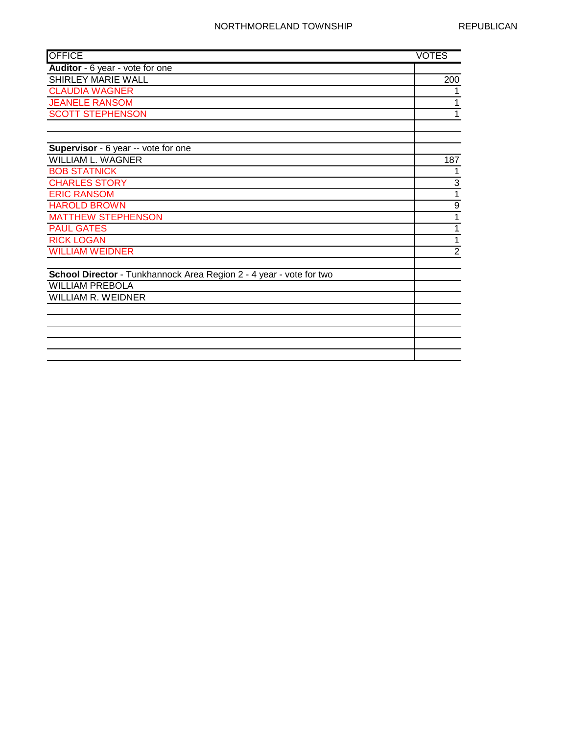NORTHMORELAND TOWNSHIP REPUBLICAN

| OFFICE | VOTES |
|---|---|
| **Auditor** - 6 year - vote for one | |
| SHIRLEY MARIE WALL | 200 |
| CLAUDIA WAGNER | 1 |
| JEANELE RANSOM | 1 |
| SCOTT STEPHENSON | 1 |
| | |
| | |
| **Supervisor** - 6 year -- vote for one | |
| WILLIAM L. WAGNER | 187 |
| BOB STATNICK | 1 |
| CHARLES STORY | 3 |
| ERIC RANSOM | 1 |
| HAROLD BROWN | 9 |
| MATTHEW STEPHENSON | 1 |
| PAUL GATES | 1 |
| RICK LOGAN | 1 |
| WILLIAM WEIDNER | 2 |
| | |
| **School Director** - Tunkhannock Area Region 2 - 4 year - vote for two | |
| WILLIAM PREBOLA | |
| WILLIAM R. WEIDNER | |
| | |
| | |
| | |
| | |
| | |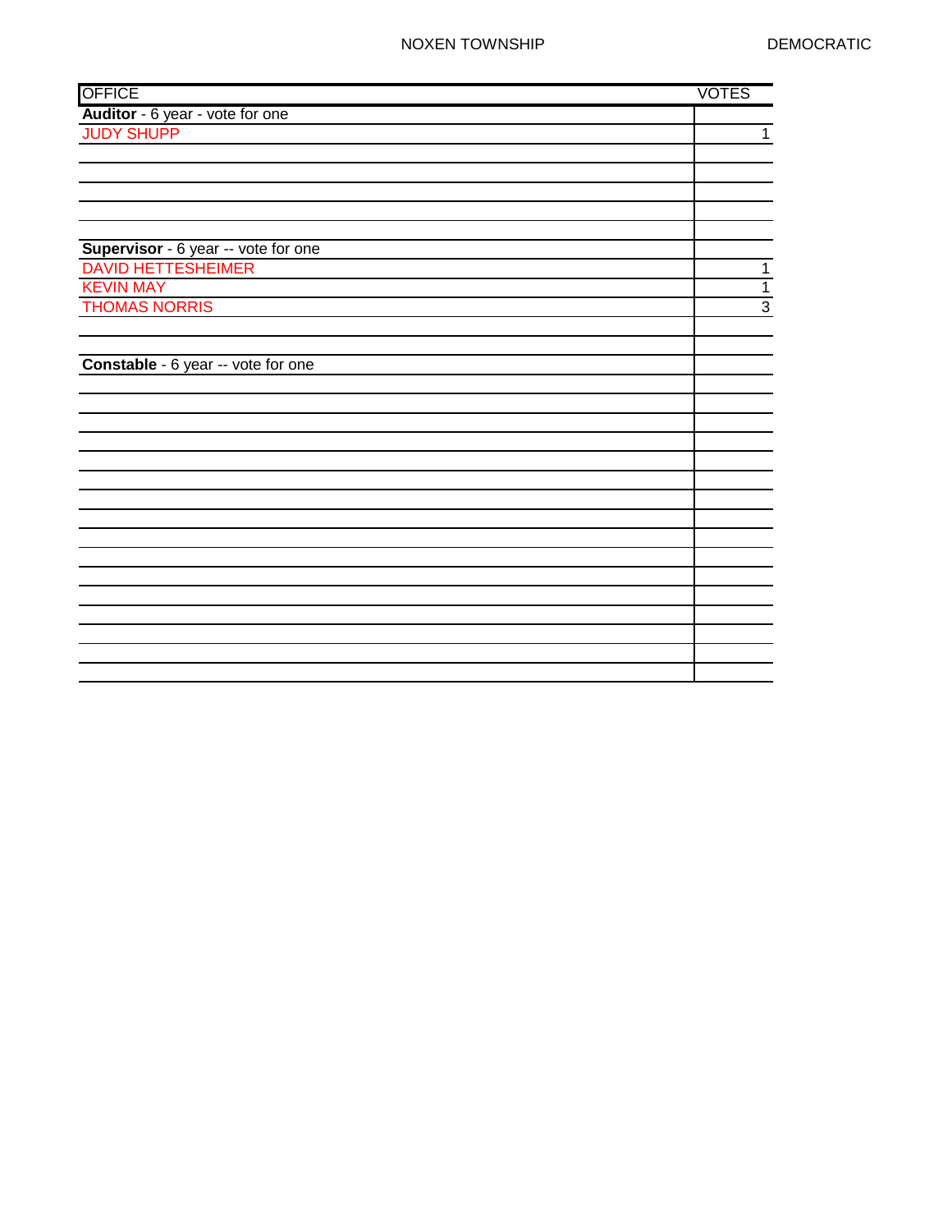NOXEN TOWNSHIP DEMOCRATIC

| OFFICE | VOTES |
|---|---|
| **Auditor** - 6 year - vote for one | |
| JUDY SHUPP | 1 |
| | |
| | |
| | |
| | |
| | |
| **Supervisor** - 6 year -- vote for one | |
| DAVID HETTESHEIMER | 1 |
| KEVIN MAY | 1 |
| THOMAS NORRIS | 3 |
| | |
| | |
| **Constable** - 6 year -- vote for one | |
| | |
| | |
| | |
| | |
| | |
| | |
| | |
| | |
| | |
| | |
| | |
| | |
| | |
| | |
| | |
| | |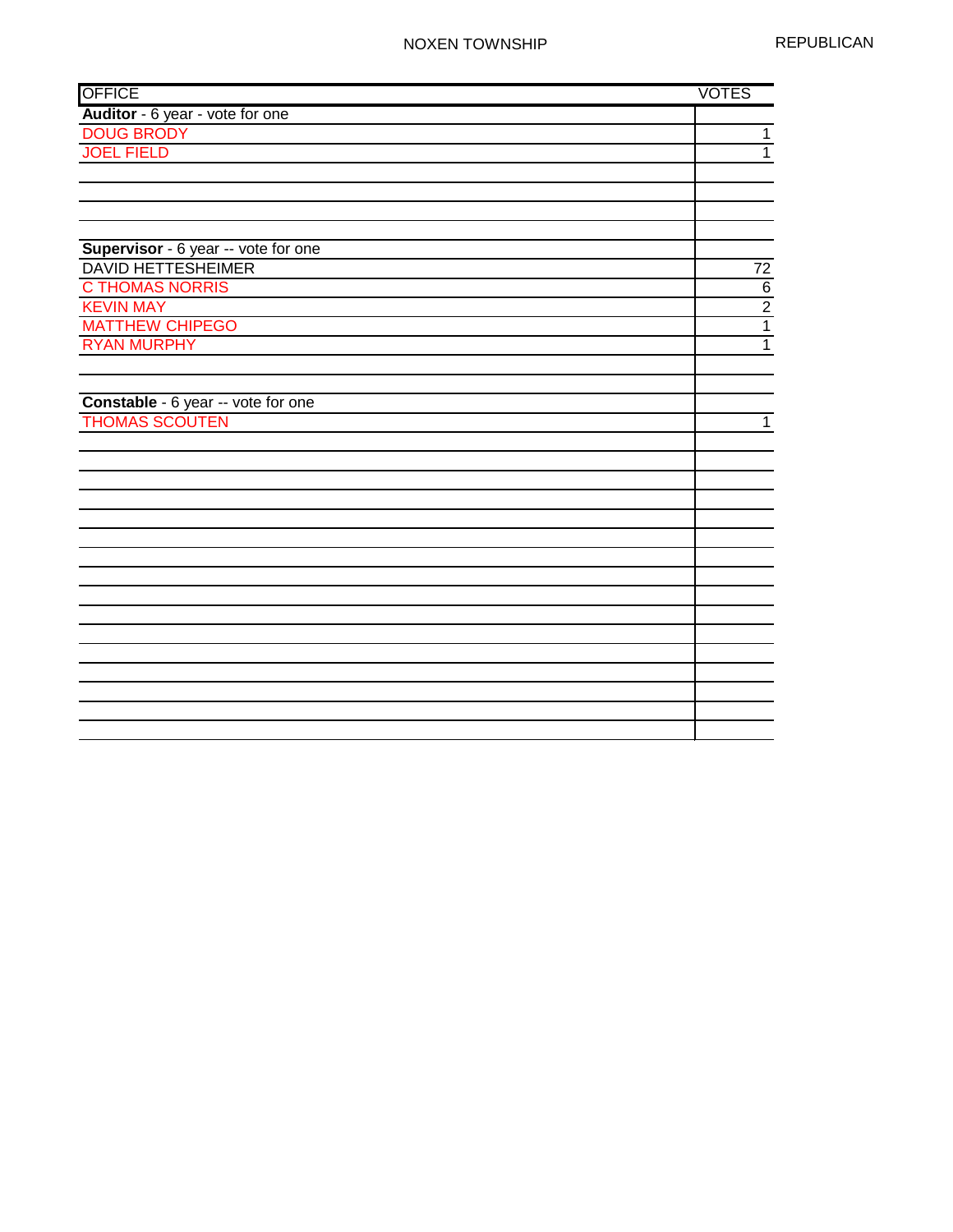NOXEN TOWNSHIP

REPUBLICAN

| OFFICE | VOTES |
|---|---|
| **Auditor** - 6 year - vote for one | |
| DOUG BRODY | 1 |
| JOEL FIELD | 1 |
| | |
| | |
| | |
| **Supervisor** - 6 year -- vote for one | |
| DAVID HETTESHEIMER | 72 |
| C THOMAS NORRIS | 6 |
| KEVIN MAY | 2 |
| MATTHEW CHIPEGO | 1 |
| RYAN MURPHY | 1 |
| | |
| | |
| **Constable** - 6 year -- vote for one | |
| THOMAS SCOUTEN | 1 |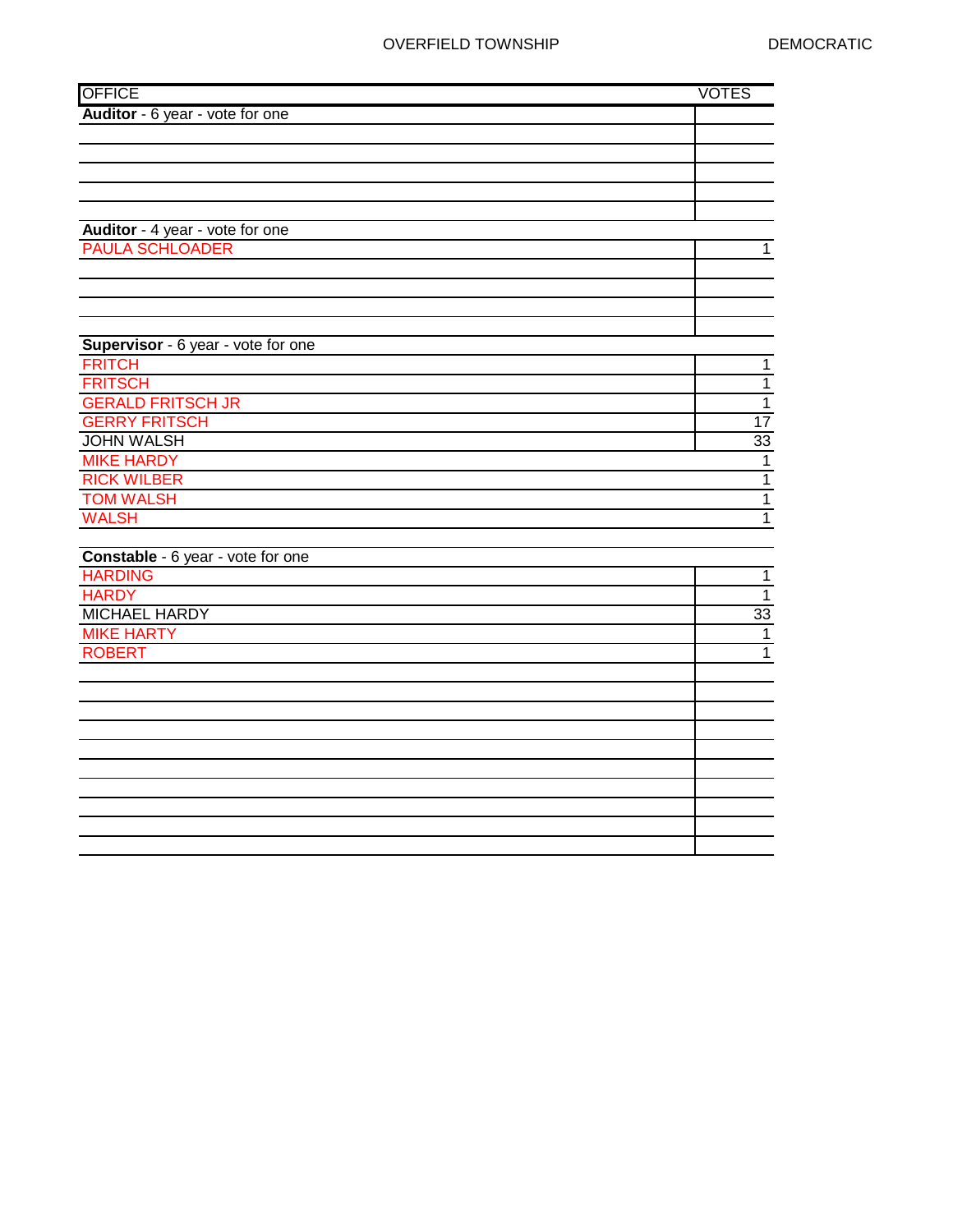OVERFIELD TOWNSHIP DEMOCRATIC

| OFFICE | VOTES |
|---|---|
| **Auditor** - 6 year - vote for one | |
| | |
| | |
| | |
| | |
| | |
| **Auditor** - 4 year - vote for one | |
| PAULA SCHLOADER | 1 |
| | |
| | |
| | |
| | |
| **Supervisor** - 6 year - vote for one | |
| FRITCH | 1 |
| FRITSCH | 1 |
| GERALD FRITSCH JR | 1 |
| GERRY FRITSCH | 17 |
| JOHN WALSH | 33 |
| MIKE HARDY | 1 |
| RICK WILBER | 1 |
| TOM WALSH | 1 |
| WALSH | 1 |
| | |
| **Constable** - 6 year - vote for one | |
| HARDING | 1 |
| HARDY | 1 |
| MICHAEL HARDY | 33 |
| MIKE HARTY | 1 |
| ROBERT | 1 |
| | |
| | |
| | |
| | |
| | |
| | |
| | |
| | |
| | |
| | |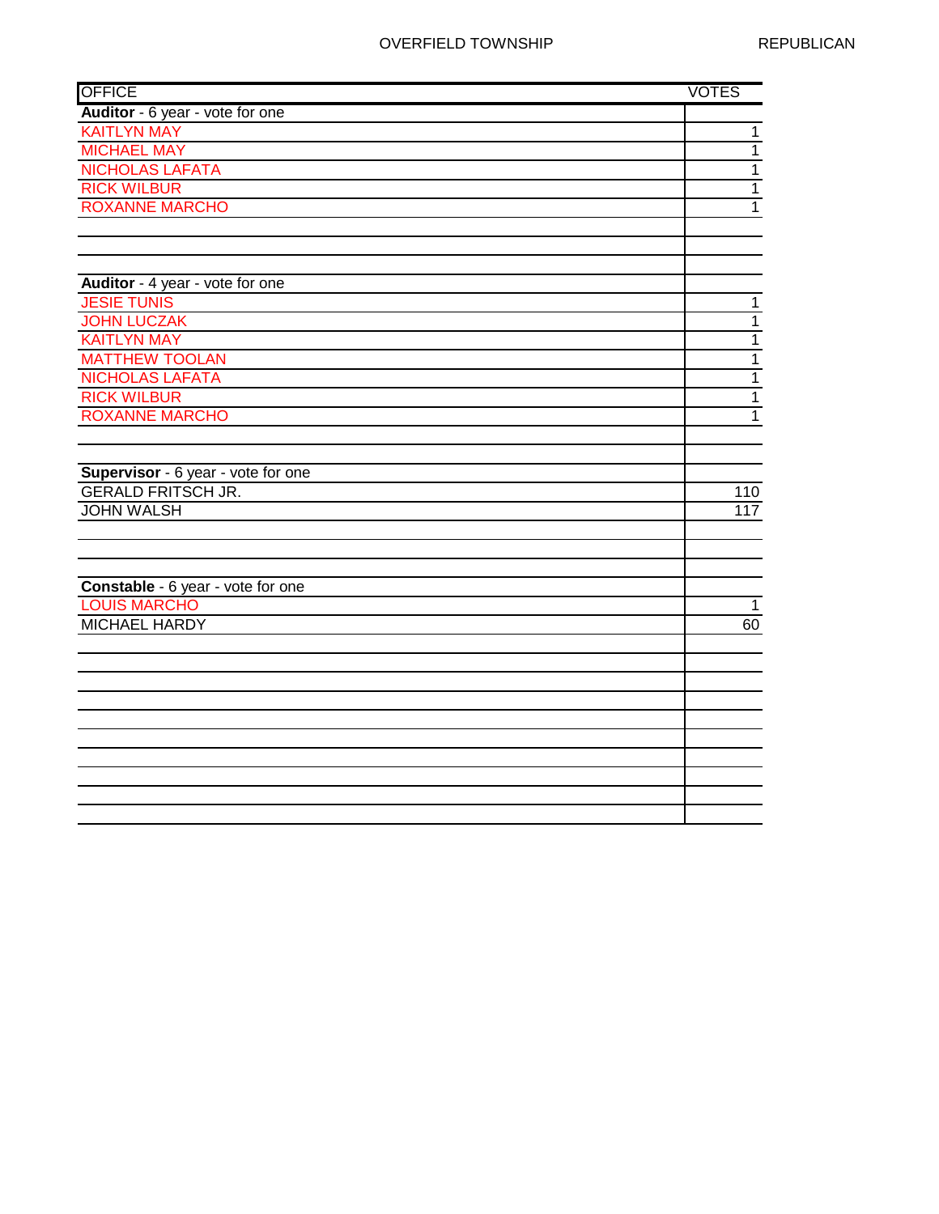OVERFIELD TOWNSHIP REPUBLICAN

| OFFICE | VOTES |
|---|---|
| **Auditor** - 6 year - vote for one | |
| KAITLYN MAY | 1 |
| MICHAEL MAY | 1 |
| NICHOLAS LAFATA | 1 |
| RICK WILBUR | 1 |
| ROXANNE MARCHO | 1 |
| | |
| | |
| | |
| **Auditor** - 4 year - vote for one | |
| JESIE TUNIS | 1 |
| JOHN LUCZAK | 1 |
| KAITLYN MAY | 1 |
| MATTHEW TOOLAN | 1 |
| NICHOLAS LAFATA | 1 |
| RICK WILBUR | 1 |
| ROXANNE MARCHO | 1 |
| | |
| | |
| **Supervisor** - 6 year - vote for one | |
| GERALD FRITSCH JR. | 110 |
| JOHN WALSH | 117 |
| | |
| | |
| | |
| **Constable** - 6 year - vote for one | |
| LOUIS MARCHO | 1 |
| MICHAEL HARDY | 60 |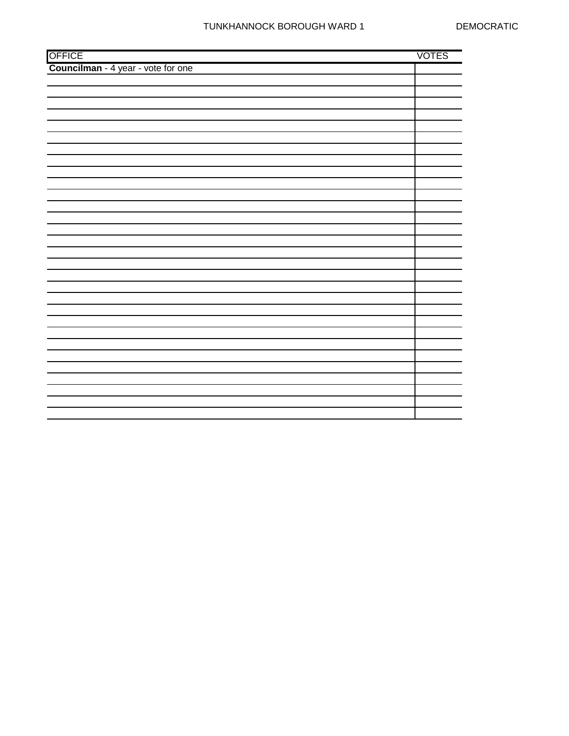TUNKHANNOCK BOROUGH WARD 1 DEMOCRATIC

| OFFICE | VOTES |
|---|---|
| **Councilman** - 4 year - vote for one | |
| | |
| | |
| | |
| | |
| | |
| | |
| | |
| | |
| | |
| | |
| | |
| | |
| | |
| | |
| | |
| | |
| | |
| | |
| | |
| | |
| | |
| | |
| | |
| | |
| | |
| | |
| | |
| | |
| | |
| | |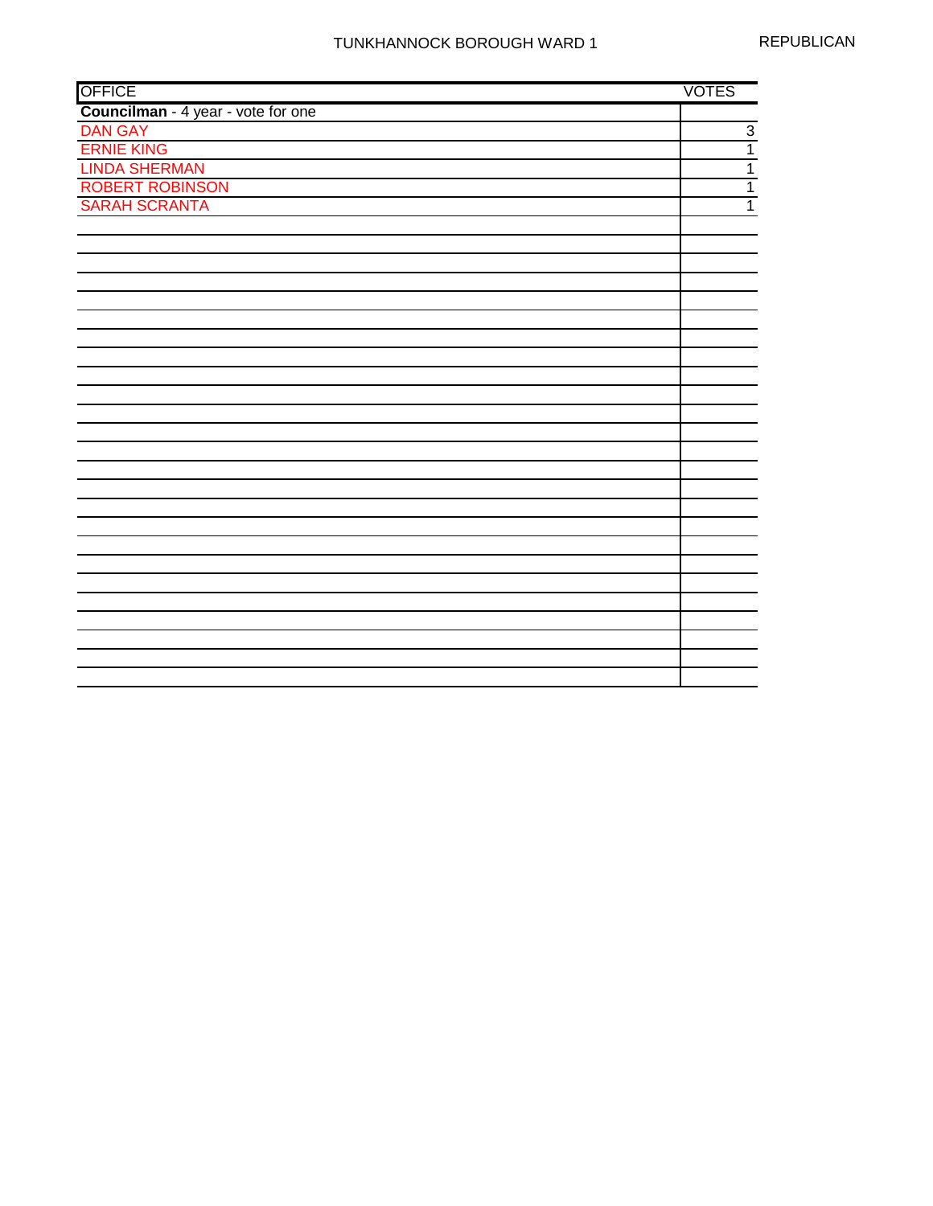TUNKHANNOCK BOROUGH WARD 1 REPUBLICAN

| OFFICE | VOTES |
|---|---|
| **Councilman** - 4 year - vote for one | |
| DAN GAY | 3 |
| ERNIE KING | 1 |
| LINDA SHERMAN | 1 |
| ROBERT ROBINSON | 1 |
| SARAH SCRANTA | 1 |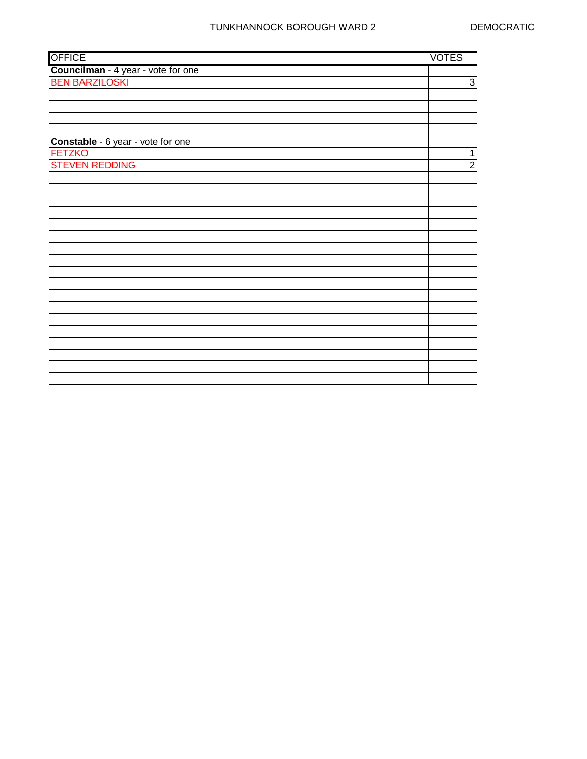TUNKHANNOCK BOROUGH WARD 2 DEMOCRATIC

| OFFICE | VOTES |
|---|---|
| **Councilman** - 4 year - vote for one | |
| BEN BARZILOSKI | 3 |
| | |
| | |
| | |
| | |
| **Constable** - 6 year - vote for one | |
| FETZKO | 1 |
| STEVEN REDDING | 2 |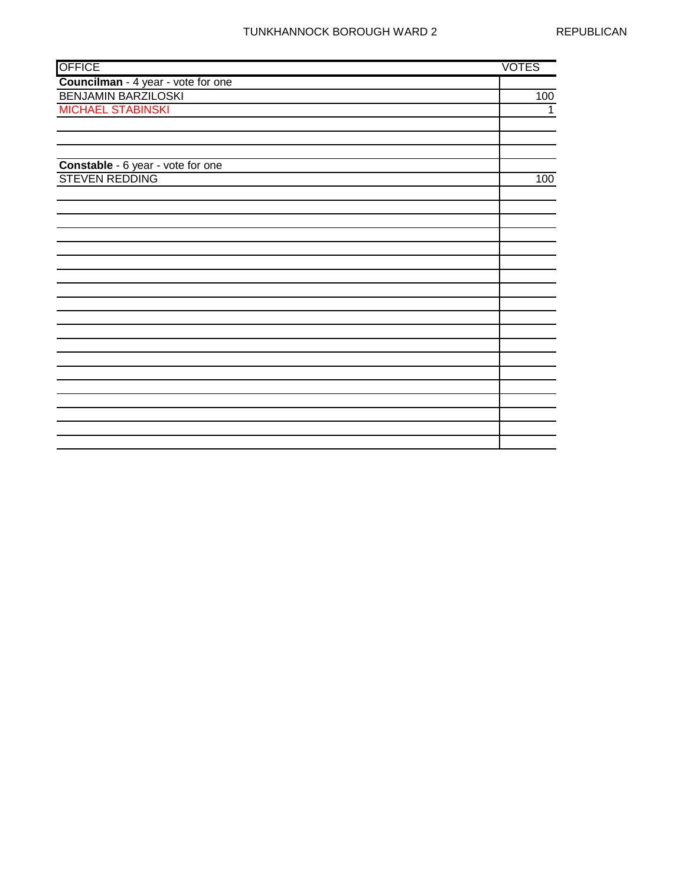TUNKHANNOCK BOROUGH WARD 2 REPUBLICAN

| OFFICE | VOTES |
|---|---|
| **Councilman** - 4 year - vote for one | |
| BENJAMIN BARZILOSKI | 100 |
| MICHAEL STABINSKI | 1 |
| | |
| | |
| **Constable** - 6 year - vote for one | |
| STEVEN REDDING | 100 |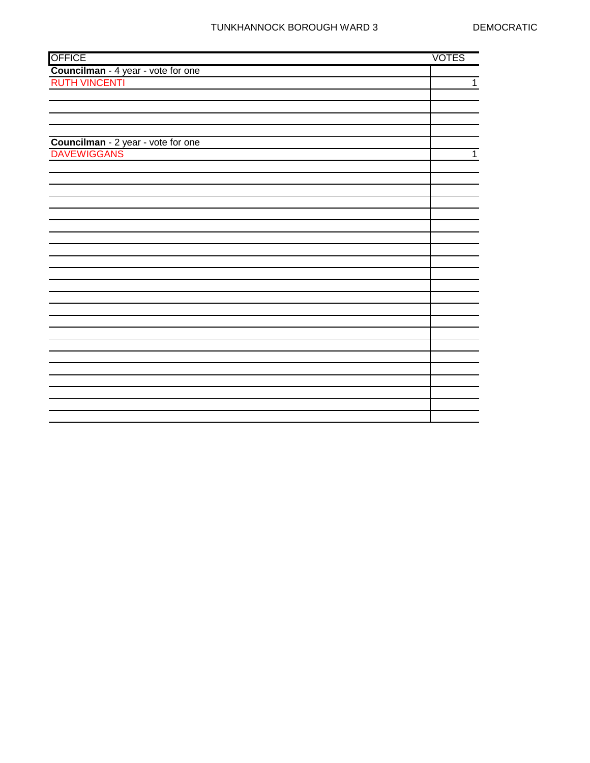TUNKHANNOCK BOROUGH WARD 3 DEMOCRATIC

| OFFICE | VOTES |
|---|---|
| **Councilman** - 4 year - vote for one | |
| RUTH VINCENTI | 1 |
| | |
| | |
| | |
| | |
| **Councilman** - 2 year - vote for one | |
| DAVEWIGGANS | 1 |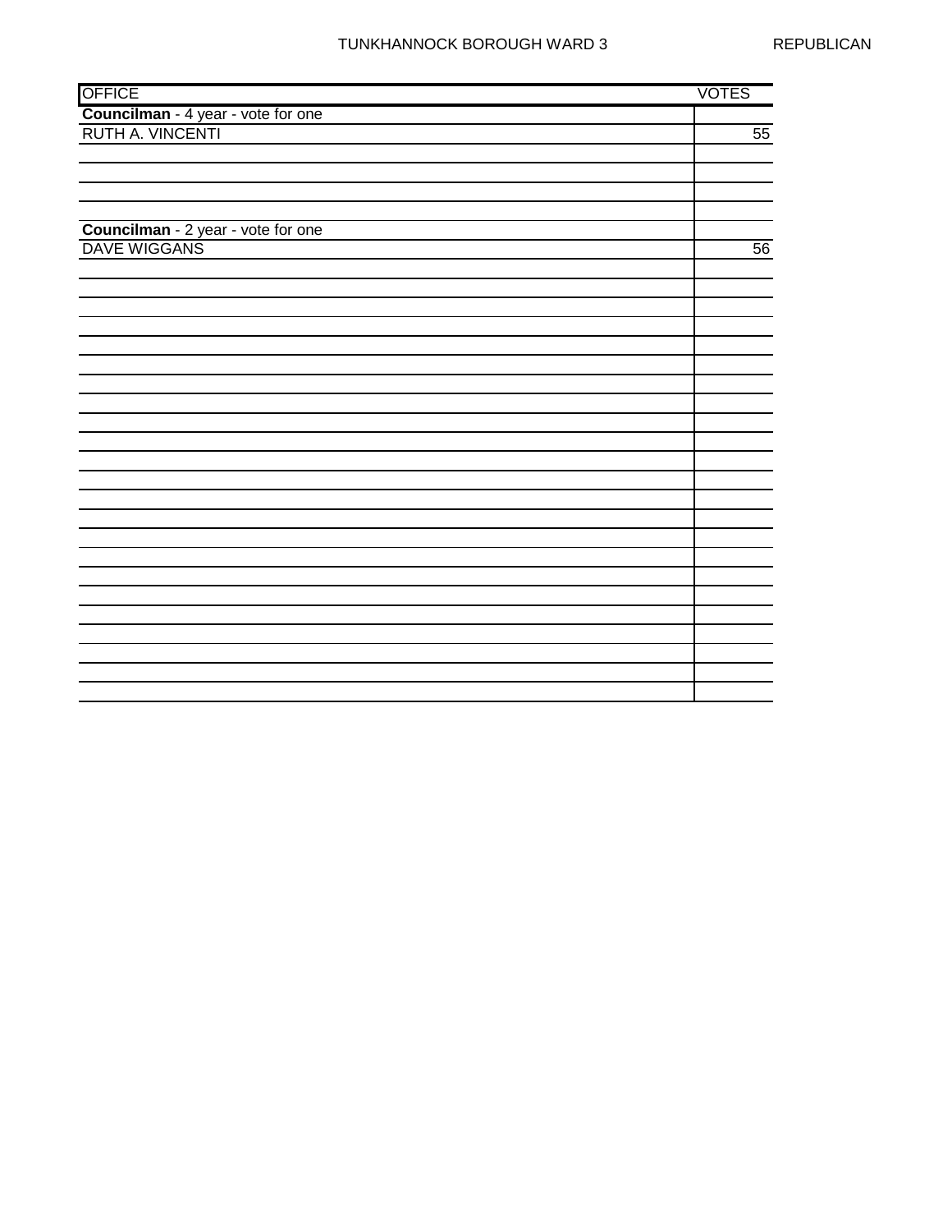TUNKHANNOCK BOROUGH WARD 3 REPUBLICAN

| OFFICE | VOTES |
|---|---|
| **Councilman** - 4 year - vote for one | |
| RUTH A. VINCENTI | 55 |
| **Councilman** - 2 year - vote for one | |
| DAVE WIGGANS | 56 |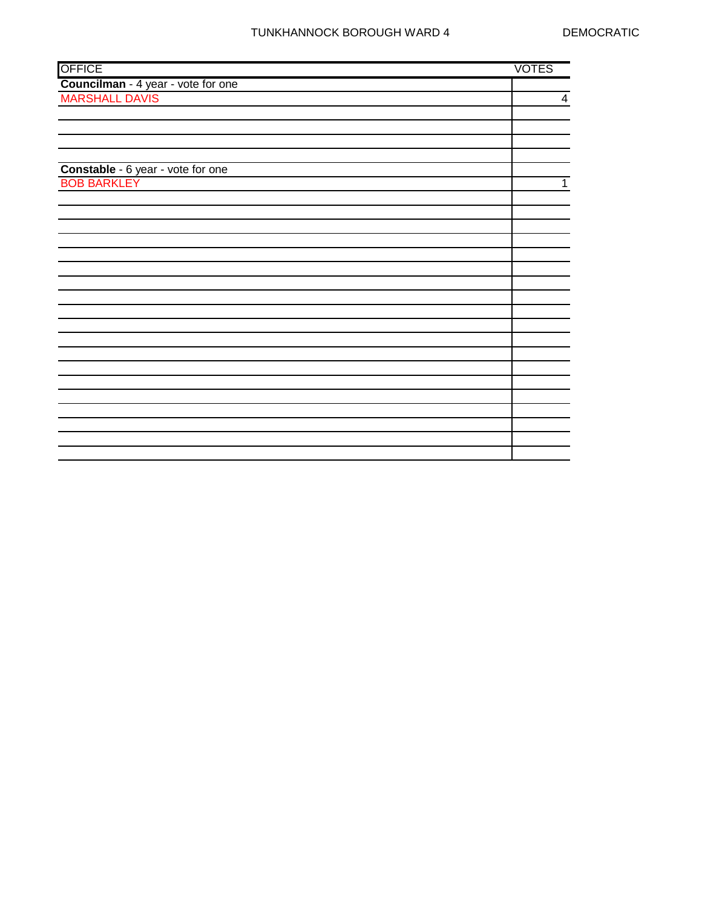TUNKHANNOCK BOROUGH WARD 4 DEMOCRATIC

| OFFICE | VOTES |
|---|---|
| **Councilman** - 4 year - vote for one | |
| MARSHALL DAVIS | 4 |
| **Constable** - 6 year - vote for one | |
| BOB BARKLEY | 1 |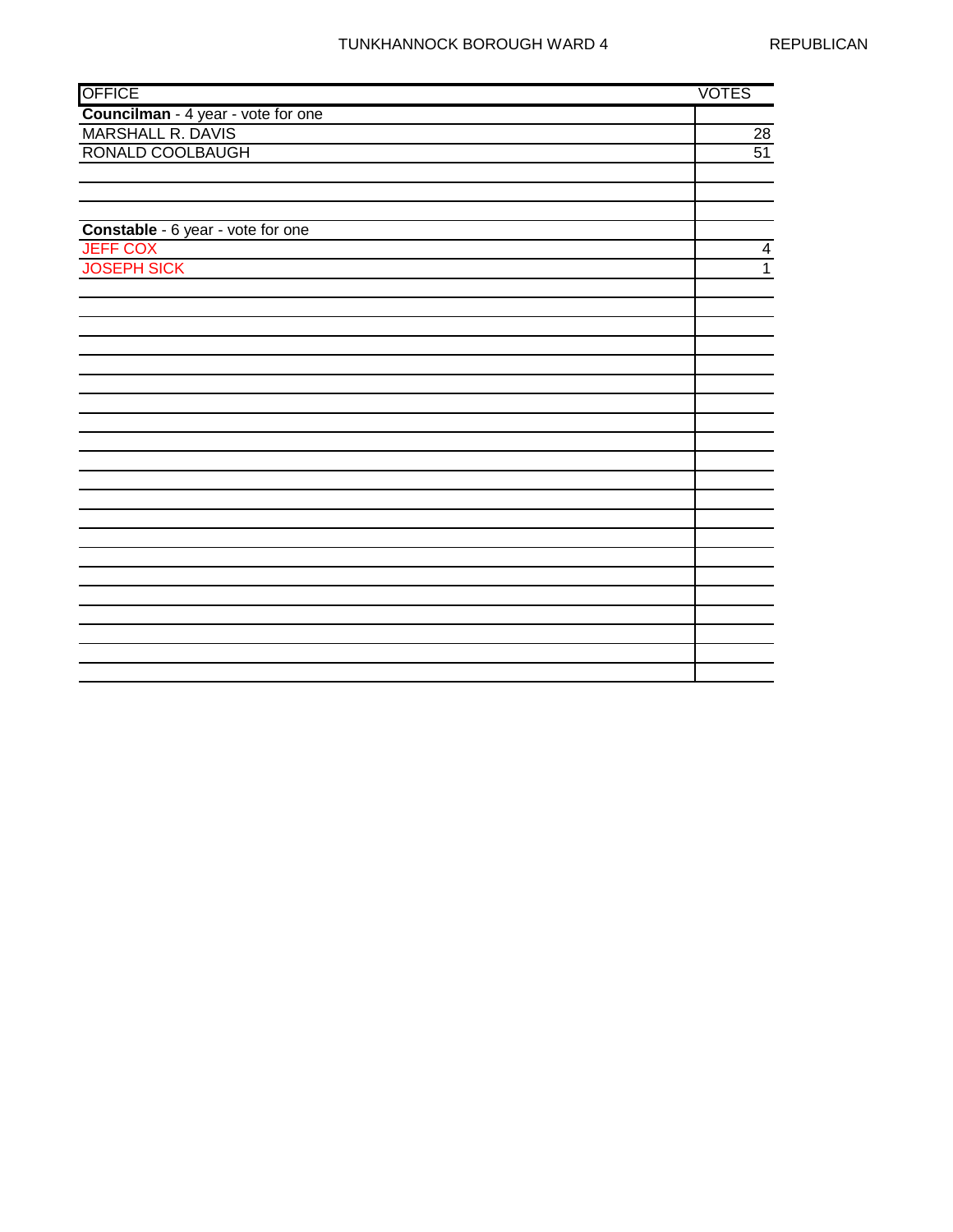TUNKHANNOCK BOROUGH WARD 4 REPUBLICAN

| OFFICE | VOTES |
| --- | --- |
| **Councilman** - 4 year - vote for one | |
| MARSHALL R. DAVIS | 28 |
| RONALD COOLBAUGH | 51 |
| | |
| | |
| **Constable** - 6 year - vote for one | |
| JEFF COX | 4 |
| JOSEPH SICK | 1 |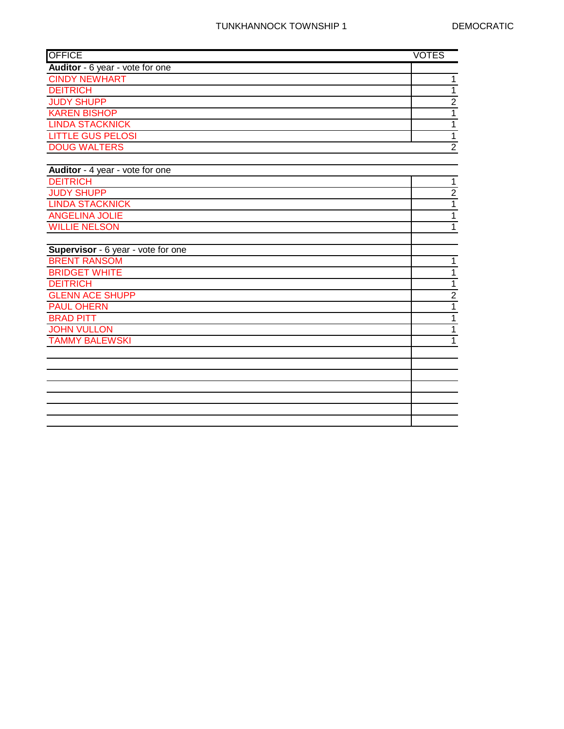TUNKHANNOCK TOWNSHIP 1 DEMOCRATIC

| OFFICE | VOTES |
|---|---|
| **Auditor** - 6 year - vote for one | |
| CINDY NEWHART | 1 |
| DEITRICH | 1 |
| JUDY SHUPP | 2 |
| KAREN BISHOP | 1 |
| LINDA STACKNICK | 1 |
| LITTLE GUS PELOSI | 1 |
| DOUG WALTERS | 2 |
| | |
| **Auditor** - 4 year - vote for one | |
| DEITRICH | 1 |
| JUDY SHUPP | 2 |
| LINDA STACKNICK | 1 |
| ANGELINA JOLIE | 1 |
| WILLIE NELSON | 1 |
| | |
| **Supervisor** - 6 year - vote for one | |
| BRENT RANSOM | 1 |
| BRIDGET WHITE | 1 |
| DEITRICH | 1 |
| GLENN ACE SHUPP | 2 |
| PAUL OHERN | 1 |
| BRAD PITT | 1 |
| JOHN VULLON | 1 |
| TAMMY BALEWSKI | 1 |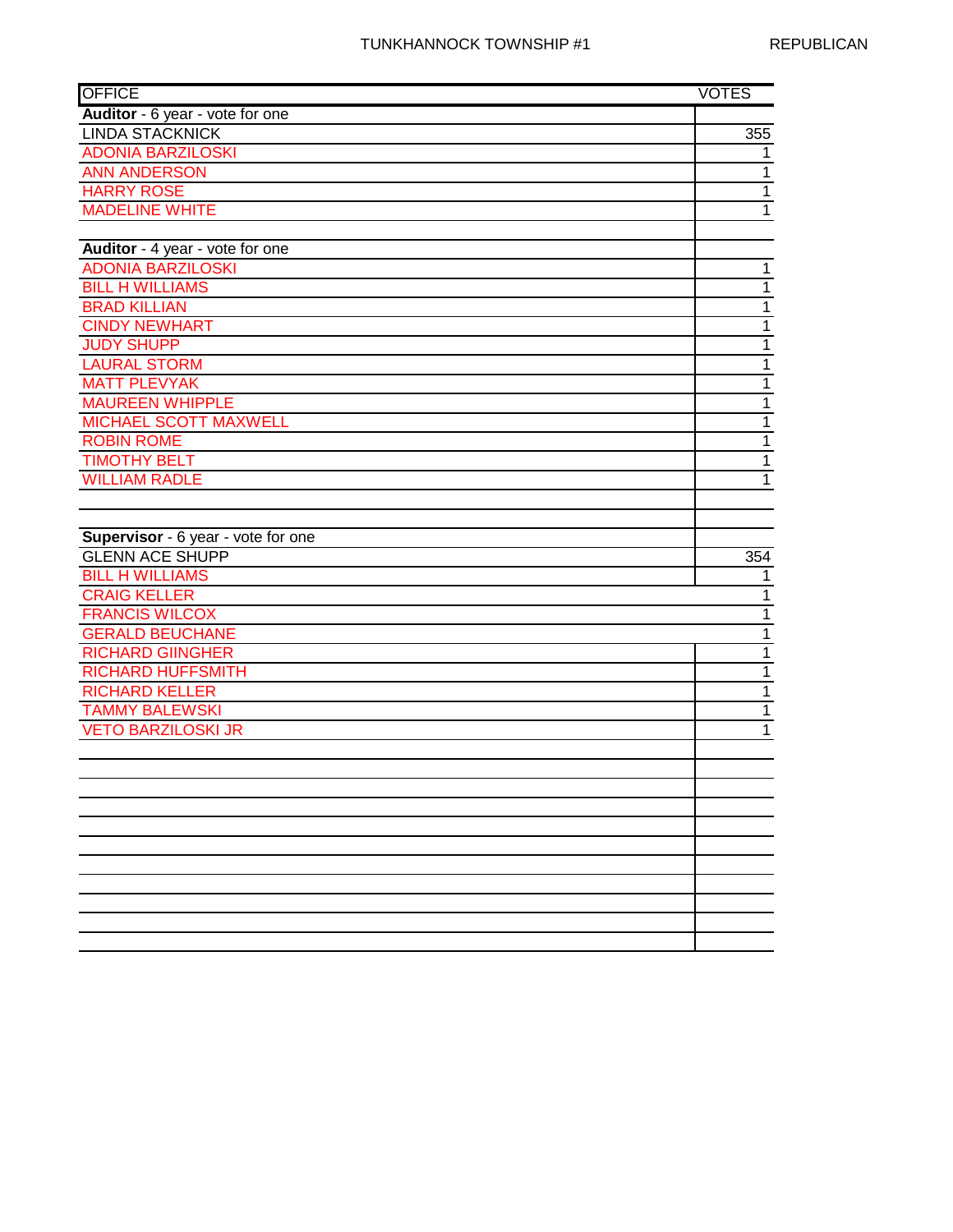TUNKHANNOCK TOWNSHIP #1 REPUBLICAN

| OFFICE | VOTES |
|---|---|
| **Auditor** - 6 year - vote for one | |
| LINDA STACKNICK | 355 |
| ADONIA BARZILOSKI | 1 |
| ANN ANDERSON | 1 |
| HARRY ROSE | 1 |
| MADELINE WHITE | 1 |
| | |
| **Auditor** - 4 year - vote for one | |
| ADONIA BARZILOSKI | 1 |
| BILL H WILLIAMS | 1 |
| BRAD KILLIAN | 1 |
| CINDY NEWHART | 1 |
| JUDY SHUPP | 1 |
| LAURAL STORM | 1 |
| MATT PLEVYAK | 1 |
| MAUREEN WHIPPLE | 1 |
| MICHAEL SCOTT MAXWELL | 1 |
| ROBIN ROME | 1 |
| TIMOTHY BELT | 1 |
| WILLIAM RADLE | 1 |
| | |
| | |
| **Supervisor** - 6 year - vote for one | |
| GLENN ACE SHUPP | 354 |
| BILL H WILLIAMS | 1 |
| CRAIG KELLER | 1 |
| FRANCIS WILCOX | 1 |
| GERALD BEUCHANE | 1 |
| RICHARD GIINGHER | 1 |
| RICHARD HUFFSMITH | 1 |
| RICHARD KELLER | 1 |
| TAMMY BALEWSKI | 1 |
| VETO BARZILOSKI JR | 1 |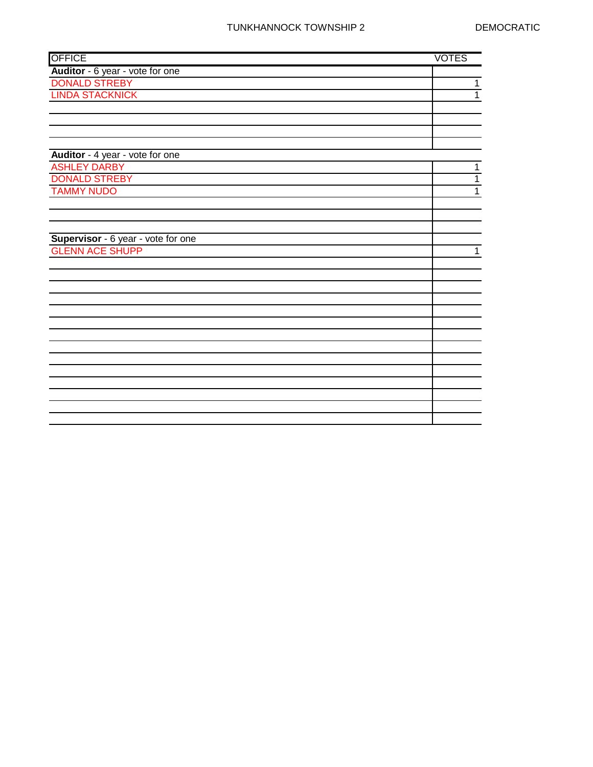TUNKHANNOCK TOWNSHIP 2 DEMOCRATIC

| OFFICE | VOTES |
|---|---|
| **Auditor** - 6 year - vote for one | |
| DONALD STREBY | 1 |
| LINDA STACKNICK | 1 |
| | |
| | |
| | |
| | |
| **Auditor** - 4 year - vote for one | |
| ASHLEY DARBY | 1 |
| DONALD STREBY | 1 |
| TAMMY NUDO | 1 |
| | |
| | |
| | |
| **Supervisor** - 6 year - vote for one | |
| GLENN ACE SHUPP | 1 |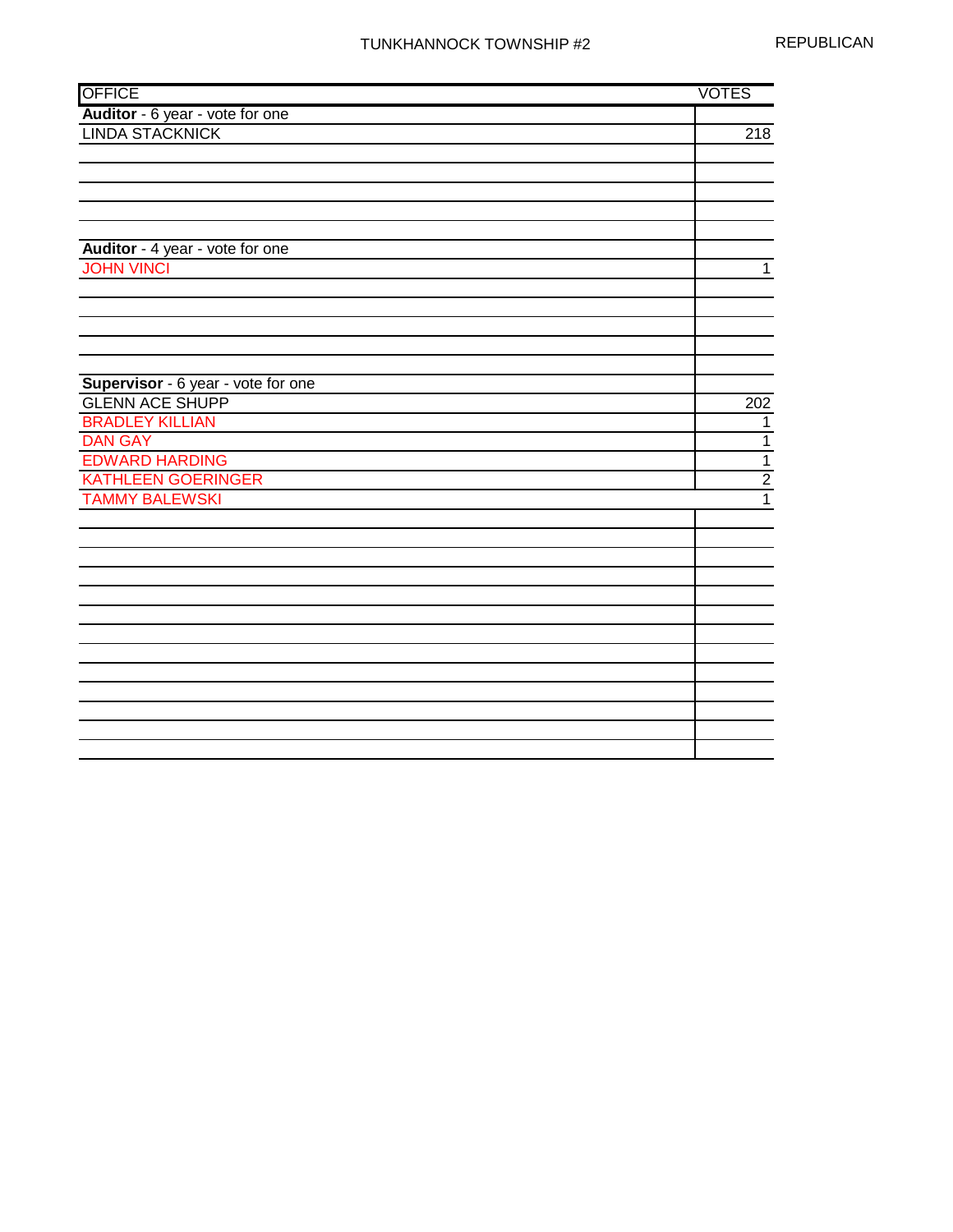# TUNKHANNOCK TOWNSHIP #2

REPUBLICAN

| OFFICE | VOTES |
|---|---|
| **Auditor** - 6 year - vote for one | |
| LINDA STACKNICK | 218 |
| | |
| | |
| | |
| | |
| | |
| **Auditor** - 4 year - vote for one | |
| JOHN VINCI | 1 |
| | |
| | |
| | |
| | |
| | |
| **Supervisor** - 6 year - vote for one | |
| GLENN ACE SHUPP | 202 |
| BRADLEY KILLIAN | 1 |
| DAN GAY | 1 |
| EDWARD HARDING | 1 |
| KATHLEEN GOERINGER | 2 |
| TAMMY BALEWSKI | 1 |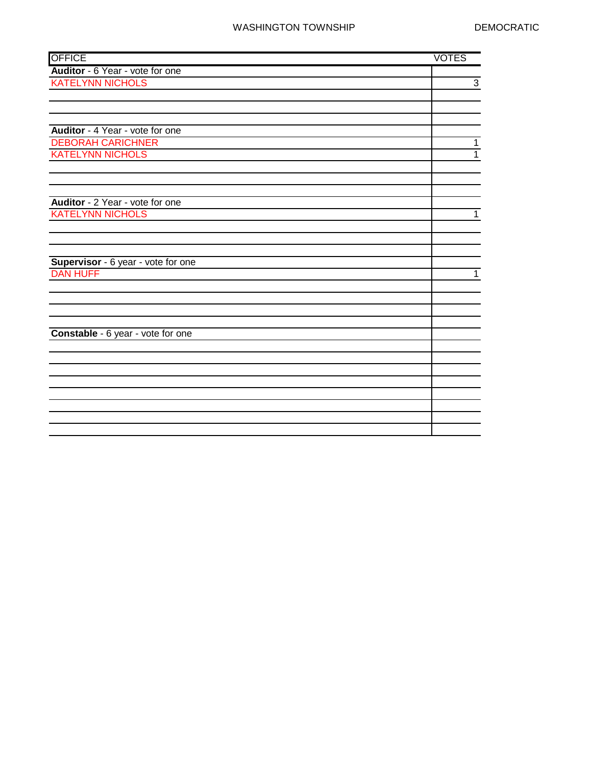WASHINGTON TOWNSHIP DEMOCRATIC

| OFFICE | VOTES |
|---|---|
| **Auditor** - 6 Year - vote for one | |
| KATELYNN NICHOLS | 3 |
| | |
| | |
| | |
| **Auditor** - 4 Year - vote for one | |
| DEBORAH CARICHNER | 1 |
| KATELYNN NICHOLS | 1 |
| | |
| | |
| | |
| **Auditor** - 2 Year - vote for one | |
| KATELYNN NICHOLS | 1 |
| | |
| | |
| | |
| **Supervisor** - 6 year - vote for one | |
| DAN HUFF | 1 |
| | |
| | |
| | |
| | |
| **Constable** - 6 year - vote for one | |
| | |
| | |
| | |
| | |
| | |
| | |
| | |
| | |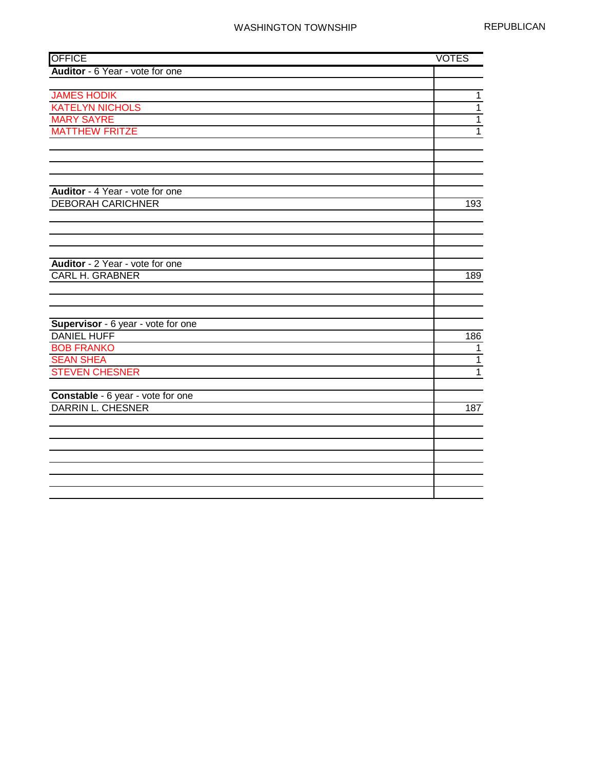WASHINGTON TOWNSHIP REPUBLICAN

| OFFICE | VOTES |
|---|---|
| **Auditor** - 6 Year - vote for one | |
| | |
| JAMES HODIK | 1 |
| KATELYN NICHOLS | 1 |
| MARY SAYRE | 1 |
| MATTHEW FRITZE | 1 |
| | |
| | |
| | |
| | |
| **Auditor** - 4 Year - vote for one | |
| DEBORAH CARICHNER | 193 |
| | |
| | |
| | |
| | |
| **Auditor** - 2 Year - vote for one | |
| CARL H. GRABNER | 189 |
| | |
| | |
| | |
| **Supervisor** - 6 year - vote for one | |
| DANIEL HUFF | 186 |
| BOB FRANKO | 1 |
| SEAN SHEA | 1 |
| STEVEN CHESNER | 1 |
| | |
| **Constable** - 6 year - vote for one | |
| DARRIN L. CHESNER | 187 |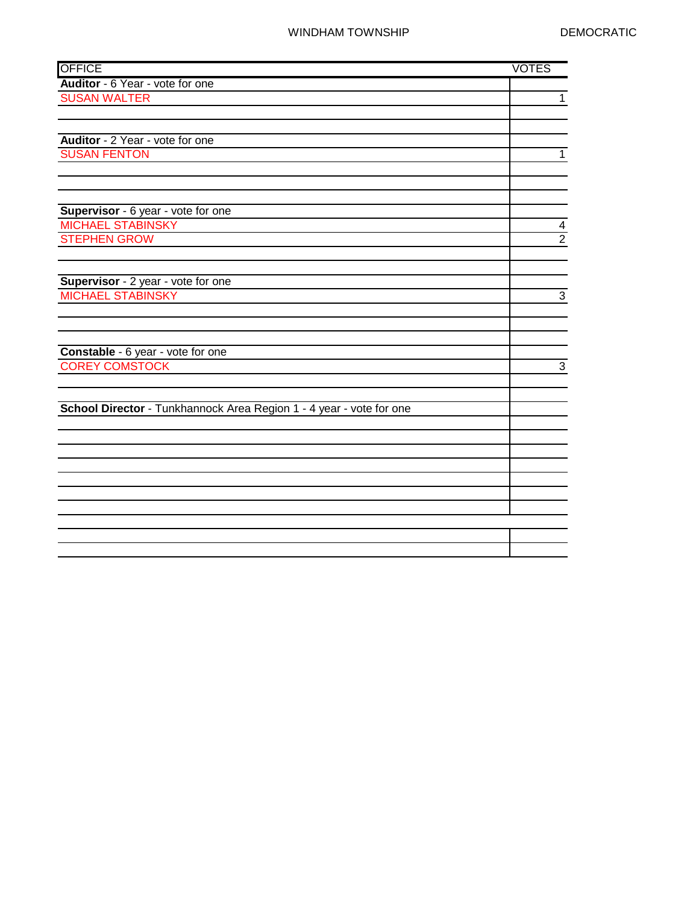WINDHAM TOWNSHIP DEMOCRATIC

| OFFICE | VOTES |
|---|---|
| **Auditor** - 6 Year - vote for one | |
| SUSAN WALTER | 1 |
| | |
| | |
| **Auditor** - 2 Year - vote for one | |
| SUSAN FENTON | 1 |
| | |
| | |
| | |
| **Supervisor** - 6 year - vote for one | |
| MICHAEL STABINSKY | 4 |
| STEPHEN GROW | 2 |
| | |
| | |
| **Supervisor** - 2 year - vote for one | |
| MICHAEL STABINSKY | 3 |
| | |
| | |
| | |
| **Constable** - 6 year - vote for one | |
| COREY COMSTOCK | 3 |
| | |
| | |
| **School Director** - Tunkhannock Area Region 1 - 4 year - vote for one | |
| | |
| | |
| | |
| | |
| | |
| | |
| | |
| | |
| | |
| | |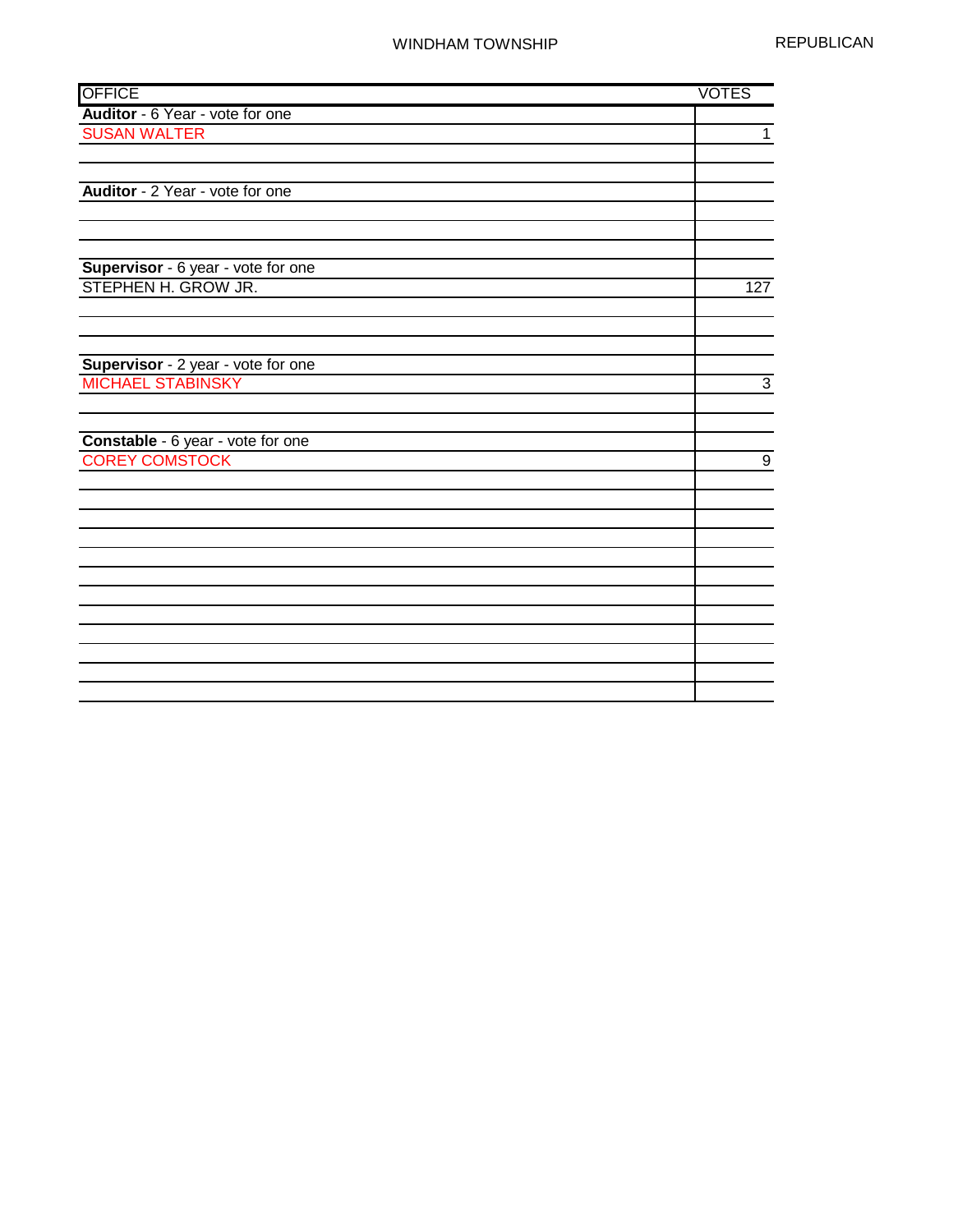WINDHAM TOWNSHIP

REPUBLICAN

| OFFICE | VOTES |
|---|---|
| **Auditor** - 6 Year - vote for one | |
| SUSAN WALTER | 1 |
| | |
| **Auditor** - 2 Year - vote for one | |
| | |
| | |
| **Supervisor** - 6 year - vote for one | |
| STEPHEN H. GROW JR. | 127 |
| | |
| | |
| **Supervisor** - 2 year - vote for one | |
| MICHAEL STABINSKY | 3 |
| | |
| **Constable** - 6 year - vote for one | |
| COREY COMSTOCK | 9 |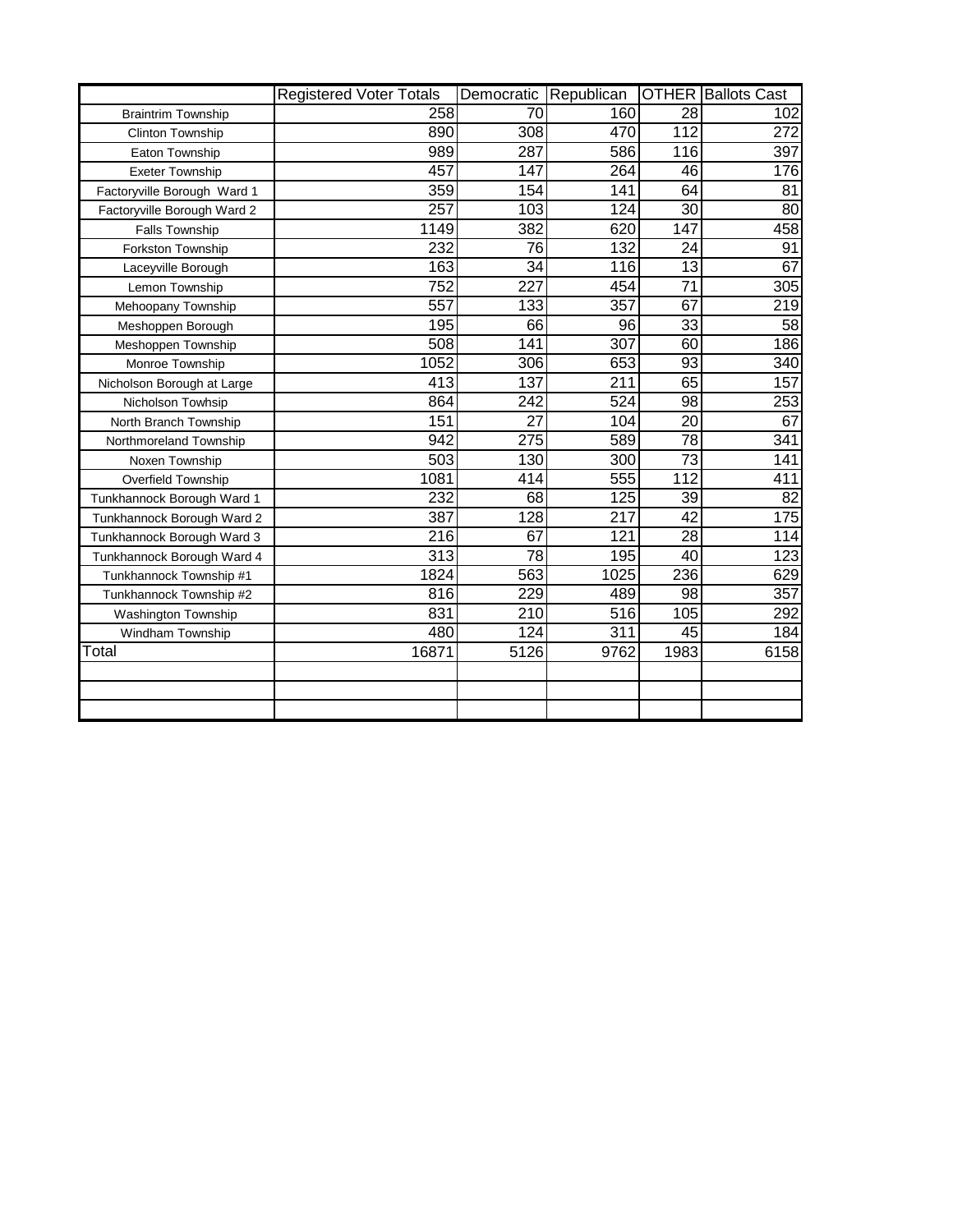|  | Registered Voter Totals | Democratic | Republican | OTHER | Ballots Cast |
|---|---|---|---|---|---|
| Braintrim Township | 258 | 70 | 160 | 28 | 102 |
| Clinton Township | 890 | 308 | 470 | 112 | 272 |
| Eaton Township | 989 | 287 | 586 | 116 | 397 |
| Exeter Township | 457 | 147 | 264 | 46 | 176 |
| Factoryville Borough Ward 1 | 359 | 154 | 141 | 64 | 81 |
| Factoryville Borough Ward 2 | 257 | 103 | 124 | 30 | 80 |
| Falls Township | 1149 | 382 | 620 | 147 | 458 |
| Forkston Township | 232 | 76 | 132 | 24 | 91 |
| Laceyville Borough | 163 | 34 | 116 | 13 | 67 |
| Lemon Township | 752 | 227 | 454 | 71 | 305 |
| Mehoopany Township | 557 | 133 | 357 | 67 | 219 |
| Meshoppen Borough | 195 | 66 | 96 | 33 | 58 |
| Meshoppen Township | 508 | 141 | 307 | 60 | 186 |
| Monroe Township | 1052 | 306 | 653 | 93 | 340 |
| Nicholson Borough at Large | 413 | 137 | 211 | 65 | 157 |
| Nicholson Towhsip | 864 | 242 | 524 | 98 | 253 |
| North Branch Township | 151 | 27 | 104 | 20 | 67 |
| Northmoreland Township | 942 | 275 | 589 | 78 | 341 |
| Noxen Township | 503 | 130 | 300 | 73 | 141 |
| Overfield Township | 1081 | 414 | 555 | 112 | 411 |
| Tunkhannock Borough Ward 1 | 232 | 68 | 125 | 39 | 82 |
| Tunkhannock Borough Ward 2 | 387 | 128 | 217 | 42 | 175 |
| Tunkhannock Borough Ward 3 | 216 | 67 | 121 | 28 | 114 |
| Tunkhannock Borough Ward 4 | 313 | 78 | 195 | 40 | 123 |
| Tunkhannock Township #1 | 1824 | 563 | 1025 | 236 | 629 |
| Tunkhannock Township #2 | 816 | 229 | 489 | 98 | 357 |
| Washington Township | 831 | 210 | 516 | 105 | 292 |
| Windham Township | 480 | 124 | 311 | 45 | 184 |
| Total | 16871 | 5126 | 9762 | 1983 | 6158 |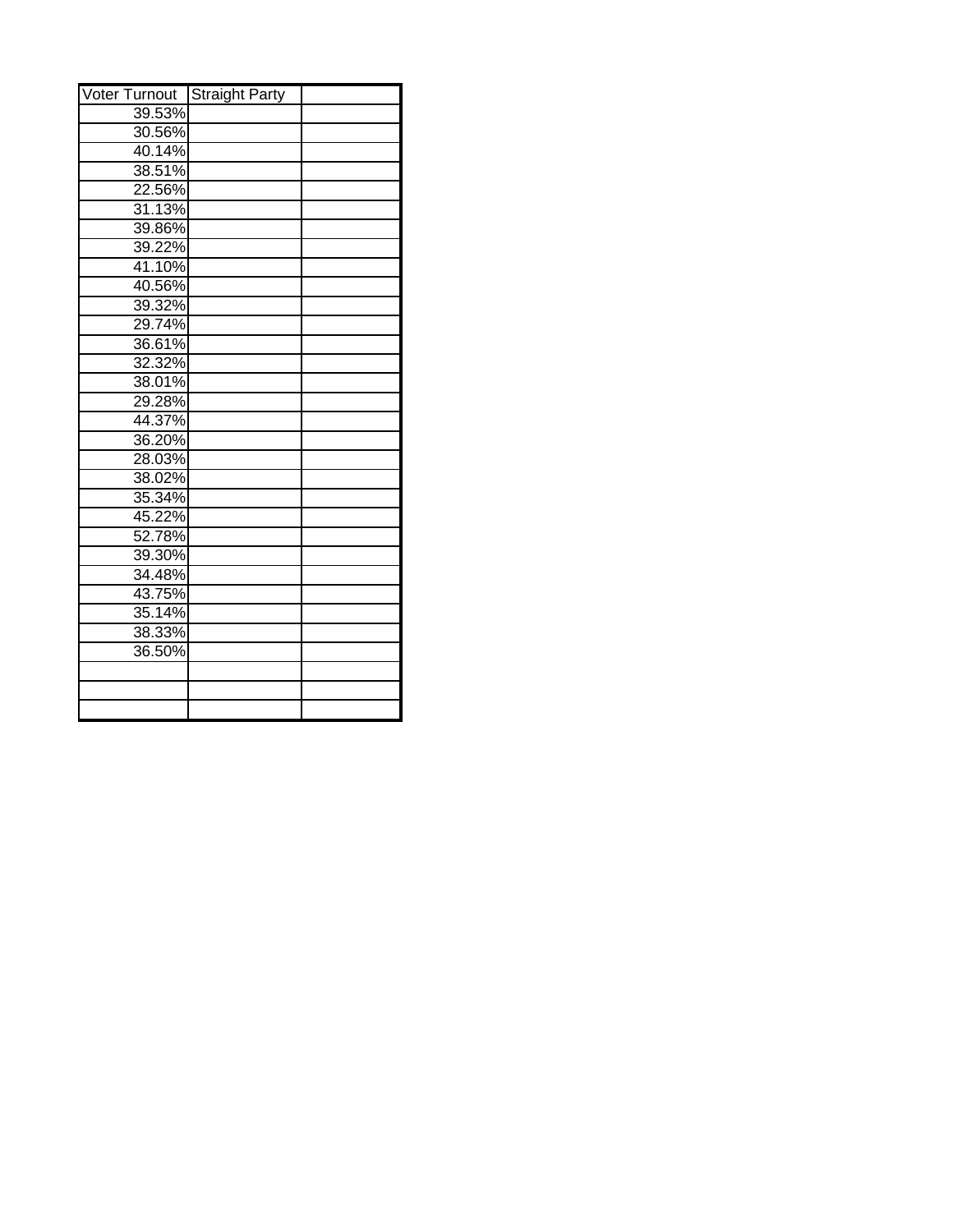| Voter Turnout | Straight Party | |
|---|---|---|
| 39.53% | | |
| 30.56% | | |
| 40.14% | | |
| 38.51% | | |
| 22.56% | | |
| 31.13% | | |
| 39.86% | | |
| 39.22% | | |
| 41.10% | | |
| 40.56% | | |
| 39.32% | | |
| 29.74% | | |
| 36.61% | | |
| 32.32% | | |
| 38.01% | | |
| 29.28% | | |
| 44.37% | | |
| 36.20% | | |
| 28.03% | | |
| 38.02% | | |
| 35.34% | | |
| 45.22% | | |
| 52.78% | | |
| 39.30% | | |
| 34.48% | | |
| 43.75% | | |
| 35.14% | | |
| 38.33% | | |
| 36.50% | | |
| | | |
| | | |
| | | |